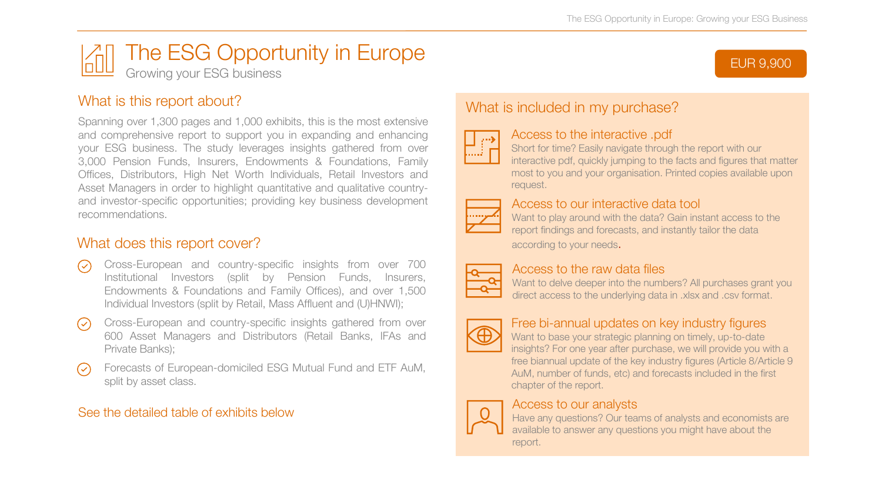# The ESG Opportunity in Europe

Growing your ESG business

EUR 9,900

## What is this report about?

Spanning over 1,300 pages and 1,000 exhibits, this is the most extensive and comprehensive report to support you in expanding and enhancing your ESG business. The study leverages insights gathered from over 3,000 Pension Funds, Insurers, Endowments & Foundations, Family Offices, Distributors, High Net Worth Individuals, Retail Investors and Asset Managers in order to highlight quantitative and qualitative country- and investor-specific opportunities; providing key business development recommendations.

## What does this report cover?

- Cross-European and country-specific insights from over 700 Institutional Investors (split by Pension Funds, Insurers, Endowments & Foundations and Family Offices), and over 1,500 Individual Investors (split by Retail, Mass Affluent and (U)HNWI);
- Cross-European and country-specific insights gathered from over 600 Asset Managers and Distributors (Retail Banks, IFAs and Private Banks);
- Forecasts of European-domiciled ESG Mutual Fund and ETF AuM, split by asset class.

See the detailed table of exhibits below

## What is included in my purchase?

### Access to the interactive .pdf

Short for time? Easily navigate through the report with our interactive pdf, quickly jumping to the facts and figures that matter most to you and your organisation. Printed copies available upon request.

### Access to our interactive data tool

Want to play around with the data? Gain instant access to the report findings and forecasts, and instantly tailor the data according to your needs.

### Access to the raw data files

Want to delve deeper into the numbers? All purchases grant you direct access to the underlying data in .xlsx and .csv format.

### Free bi-annual updates on key industry figures

Want to base your strategic planning on timely, up-to-date insights? For one year after purchase, we will provide you with a free biannual update of the key industry figures (Article 8/Article 9 AuM, number of funds, etc) and forecasts included in the first chapter of the report.

### Access to our analysts

Have any questions? Our teams of analysts and economists are available to answer any questions you might have about the report.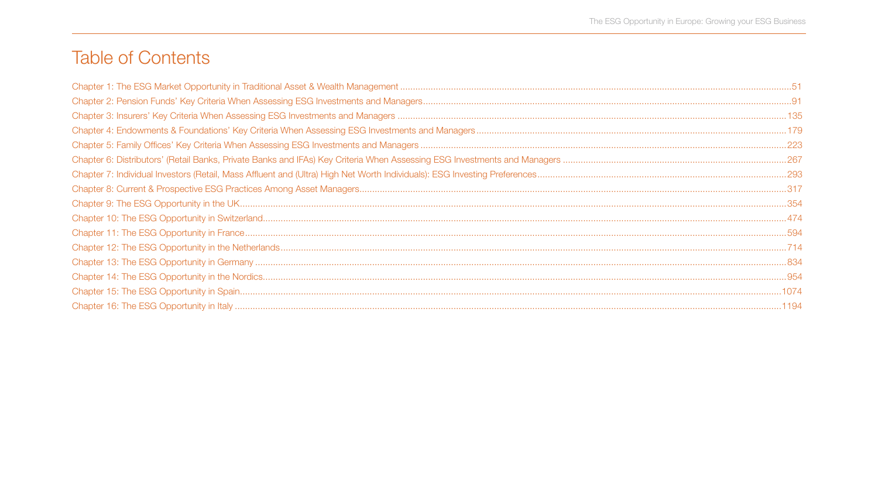# Table of Contents

Chapter 1: The ESG Market Opportunity in Traditional Asset & Wealth Management ....... 51

Chapter 2: Pension Funds' Key Criteria When Assessing ESG Investments and Managers ....... 91

Chapter 3: Insurers' Key Criteria When Assessing ESG Investments and Managers ....... 135

Chapter 4: Endowments & Foundations' Key Criteria When Assessing ESG Investments and Managers ....... 179

Chapter 5: Family Offices' Key Criteria When Assessing ESG Investments and Managers ....... 223

Chapter 6: Distributors' (Retail Banks, Private Banks and IFAs) Key Criteria When Assessing ESG Investments and Managers ....... 267

Chapter 7: Individual Investors (Retail, Mass Affluent and (Ultra) High Net Worth Individuals): ESG Investing Preferences ....... 293

Chapter 8: Current & Prospective ESG Practices Among Asset Managers ....... 317

Chapter 9: The ESG Opportunity in the UK ....... 354

Chapter 10: The ESG Opportunity in Switzerland ....... 474

Chapter 11: The ESG Opportunity in France ....... 594

Chapter 12: The ESG Opportunity in the Netherlands ....... 714

Chapter 13: The ESG Opportunity in Germany ....... 834

Chapter 14: The ESG Opportunity in the Nordics ....... 954

Chapter 15: The ESG Opportunity in Spain ....... 1074

Chapter 16: The ESG Opportunity in Italy ....... 1194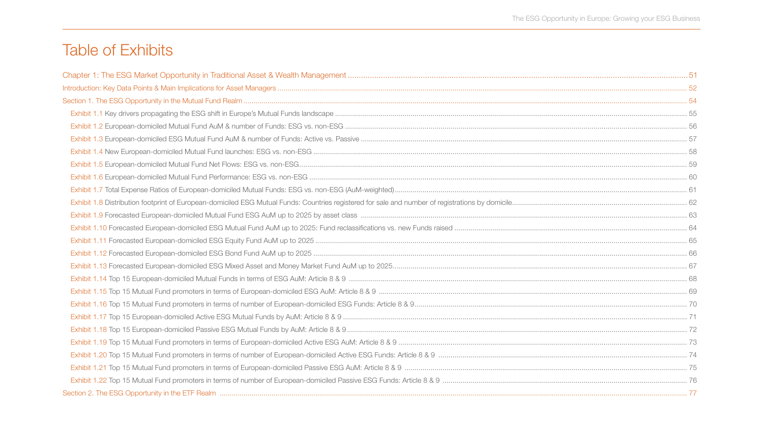# Table of Exhibits

Chapter 1: The ESG Market Opportunity in Traditional Asset & Wealth Management ..... 51

Introduction: Key Data Points & Main Implications for Asset Managers ..... 52

Section 1. The ESG Opportunity in the Mutual Fund Realm ..... 54

- Exhibit 1.1 Key drivers propagating the ESG shift in Europe's Mutual Funds landscape ..... 55
- Exhibit 1.2 European-domiciled Mutual Fund AuM & number of Funds: ESG vs. non-ESG ..... 56
- Exhibit 1.3 European-domiciled ESG Mutual Fund AuM & number of Funds: Active vs. Passive ..... 57
- Exhibit 1.4 New European-domiciled Mutual Fund launches: ESG vs. non-ESG ..... 58
- Exhibit 1.5 European-domiciled Mutual Fund Net Flows: ESG vs. non-ESG ..... 59
- Exhibit 1.6 European-domiciled Mutual Fund Performance: ESG vs. non-ESG ..... 60
- Exhibit 1.7 Total Expense Ratios of European-domiciled Mutual Funds: ESG vs. non-ESG (AuM-weighted) ..... 61
- Exhibit 1.8 Distribution footprint of European-domiciled ESG Mutual Funds: Countries registered for sale and number of registrations by domicile ..... 62
- Exhibit 1.9 Forecasted European-domiciled Mutual Fund ESG AuM up to 2025 by asset class ..... 63
- Exhibit 1.10 Forecasted European-domiciled ESG Mutual Fund AuM up to 2025: Fund reclassifications vs. new Funds raised ..... 64
- Exhibit 1.11 Forecasted European-domiciled ESG Equity Fund AuM up to 2025 ..... 65
- Exhibit 1.12 Forecasted European-domiciled ESG Bond Fund AuM up to 2025 ..... 66
- Exhibit 1.13 Forecasted European-domiciled ESG Mixed Asset and Money Market Fund AuM up to 2025 ..... 67
- Exhibit 1.14 Top 15 European-domiciled Mutual Funds in terms of ESG AuM: Article 8 & 9 ..... 68
- Exhibit 1.15 Top 15 Mutual Fund promoters in terms of European-domiciled ESG AuM: Article 8 & 9 ..... 69
- Exhibit 1.16 Top 15 Mutual Fund promoters in terms of number of European-domiciled ESG Funds: Article 8 & 9 ..... 70
- Exhibit 1.17 Top 15 European-domiciled Active ESG Mutual Funds by AuM: Article 8 & 9 ..... 71
- Exhibit 1.18 Top 15 European-domiciled Passive ESG Mutual Funds by AuM: Article 8 & 9 ..... 72
- Exhibit 1.19 Top 15 Mutual Fund promoters in terms of European-domiciled Active ESG AuM: Article 8 & 9 ..... 73
- Exhibit 1.20 Top 15 Mutual Fund promoters in terms of number of European-domiciled Active ESG Funds: Article 8 & 9 ..... 74
- Exhibit 1.21 Top 15 Mutual Fund promoters in terms of European-domiciled Passive ESG AuM: Article 8 & 9 ..... 75
- Exhibit 1.22 Top 15 Mutual Fund promoters in terms of number of European-domiciled Passive ESG Funds: Article 8 & 9 ..... 76

Section 2. The ESG Opportunity in the ETF Realm ..... 77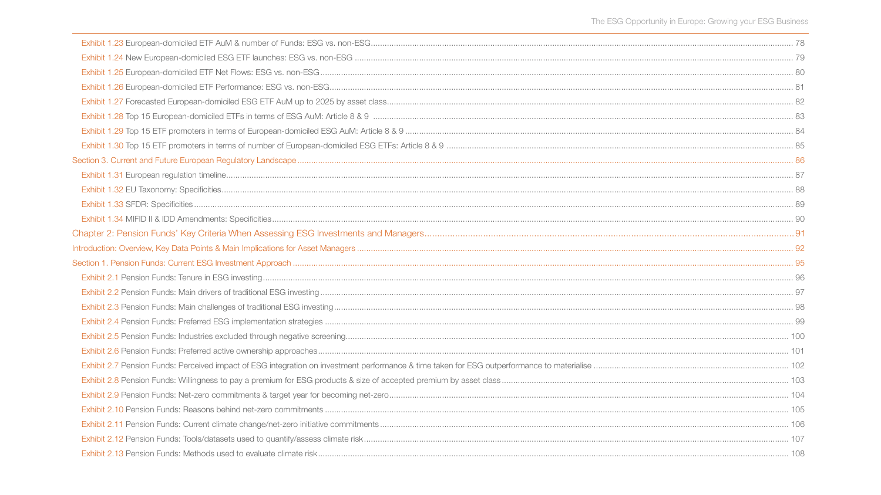Exhibit 1.23 European-domiciled ETF AuM & number of Funds: ESG vs. non-ESG ..... 78

Exhibit 1.24 New European-domiciled ESG ETF launches: ESG vs. non-ESG ..... 79

Exhibit 1.25 European-domiciled ETF Net Flows: ESG vs. non-ESG ..... 80

Exhibit 1.26 European-domiciled ETF Performance: ESG vs. non-ESG ..... 81

Exhibit 1.27 Forecasted European-domiciled ESG ETF AuM up to 2025 by asset class ..... 82

Exhibit 1.28 Top 15 European-domiciled ETFs in terms of ESG AuM: Article 8 & 9 ..... 83

Exhibit 1.29 Top 15 ETF promoters in terms of European-domiciled ESG AuM: Article 8 & 9 ..... 84

Exhibit 1.30 Top 15 ETF promoters in terms of number of European-domiciled ESG ETFs: Article 8 & 9 ..... 85

Section 3. Current and Future European Regulatory Landscape ..... 86

Exhibit 1.31 European regulation timeline ..... 87

Exhibit 1.32 EU Taxonomy: Specificities ..... 88

Exhibit 1.33 SFDR: Specificities ..... 89

Exhibit 1.34 MIFID II & IDD Amendments: Specificities ..... 90

Chapter 2: Pension Funds' Key Criteria When Assessing ESG Investments and Managers ..... 91

Introduction: Overview, Key Data Points & Main Implications for Asset Managers ..... 92

Section 1. Pension Funds: Current ESG Investment Approach ..... 95

Exhibit 2.1 Pension Funds: Tenure in ESG investing ..... 96

Exhibit 2.2 Pension Funds: Main drivers of traditional ESG investing ..... 97

Exhibit 2.3 Pension Funds: Main challenges of traditional ESG investing ..... 98

Exhibit 2.4 Pension Funds: Preferred ESG implementation strategies ..... 99

Exhibit 2.5 Pension Funds: Industries excluded through negative screening ..... 100

Exhibit 2.6 Pension Funds: Preferred active ownership approaches ..... 101

Exhibit 2.7 Pension Funds: Perceived impact of ESG integration on investment performance & time taken for ESG outperformance to materialise ..... 102

Exhibit 2.8 Pension Funds: Willingness to pay a premium for ESG products & size of accepted premium by asset class ..... 103

Exhibit 2.9 Pension Funds: Net-zero commitments & target year for becoming net-zero ..... 104

Exhibit 2.10 Pension Funds: Reasons behind net-zero commitments ..... 105

Exhibit 2.11 Pension Funds: Current climate change/net-zero initiative commitments ..... 106

Exhibit 2.12 Pension Funds: Tools/datasets used to quantify/assess climate risk ..... 107

Exhibit 2.13 Pension Funds: Methods used to evaluate climate risk ..... 108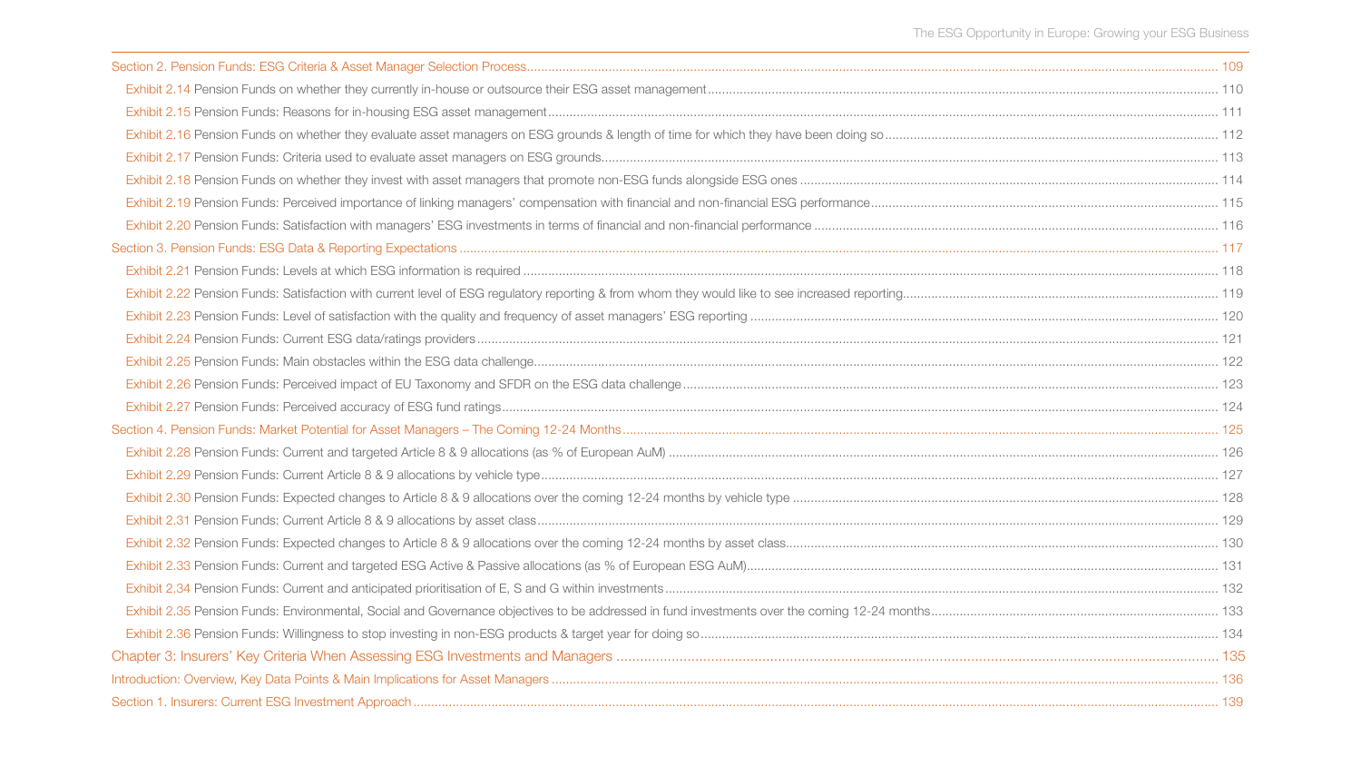Section 2. Pension Funds: ESG Criteria & Asset Manager Selection Process ........ 109

Exhibit 2.14 Pension Funds on whether they currently in-house or outsource their ESG asset management ........ 110

Exhibit 2.15 Pension Funds: Reasons for in-housing ESG asset management ........ 111

Exhibit 2.16 Pension Funds on whether they evaluate asset managers on ESG grounds & length of time for which they have been doing so ........ 112

Exhibit 2.17 Pension Funds: Criteria used to evaluate asset managers on ESG grounds ........ 113

Exhibit 2.18 Pension Funds on whether they invest with asset managers that promote non-ESG funds alongside ESG ones ........ 114

Exhibit 2.19 Pension Funds: Perceived importance of linking managers' compensation with financial and non-financial ESG performance ........ 115

Exhibit 2.20 Pension Funds: Satisfaction with managers' ESG investments in terms of financial and non-financial performance ........ 116

Section 3. Pension Funds: ESG Data & Reporting Expectations ........ 117

Exhibit 2.21 Pension Funds: Levels at which ESG information is required ........ 118

Exhibit 2.22 Pension Funds: Satisfaction with current level of ESG regulatory reporting & from whom they would like to see increased reporting ........ 119

Exhibit 2.23 Pension Funds: Level of satisfaction with the quality and frequency of asset managers' ESG reporting ........ 120

Exhibit 2.24 Pension Funds: Current ESG data/ratings providers ........ 121

Exhibit 2.25 Pension Funds: Main obstacles within the ESG data challenge ........ 122

Exhibit 2.26 Pension Funds: Perceived impact of EU Taxonomy and SFDR on the ESG data challenge ........ 123

Exhibit 2.27 Pension Funds: Perceived accuracy of ESG fund ratings ........ 124

Section 4. Pension Funds: Market Potential for Asset Managers – The Coming 12-24 Months ........ 125

Exhibit 2.28 Pension Funds: Current and targeted Article 8 & 9 allocations (as % of European AuM) ........ 126

Exhibit 2.29 Pension Funds: Current Article 8 & 9 allocations by vehicle type ........ 127

Exhibit 2.30 Pension Funds: Expected changes to Article 8 & 9 allocations over the coming 12-24 months by vehicle type ........ 128

Exhibit 2.31 Pension Funds: Current Article 8 & 9 allocations by asset class ........ 129

Exhibit 2.32 Pension Funds: Expected changes to Article 8 & 9 allocations over the coming 12-24 months by asset class ........ 130

Exhibit 2.33 Pension Funds: Current and targeted ESG Active & Passive allocations (as % of European ESG AuM) ........ 131

Exhibit 2.34 Pension Funds: Current and anticipated prioritisation of E, S and G within investments ........ 132

Exhibit 2.35 Pension Funds: Environmental, Social and Governance objectives to be addressed in fund investments over the coming 12-24 months ........ 133

Exhibit 2.36 Pension Funds: Willingness to stop investing in non-ESG products & target year for doing so ........ 134

Chapter 3: Insurers' Key Criteria When Assessing ESG Investments and Managers ........ 135

Introduction: Overview, Key Data Points & Main Implications for Asset Managers ........ 136

Section 1. Insurers: Current ESG Investment Approach ........ 139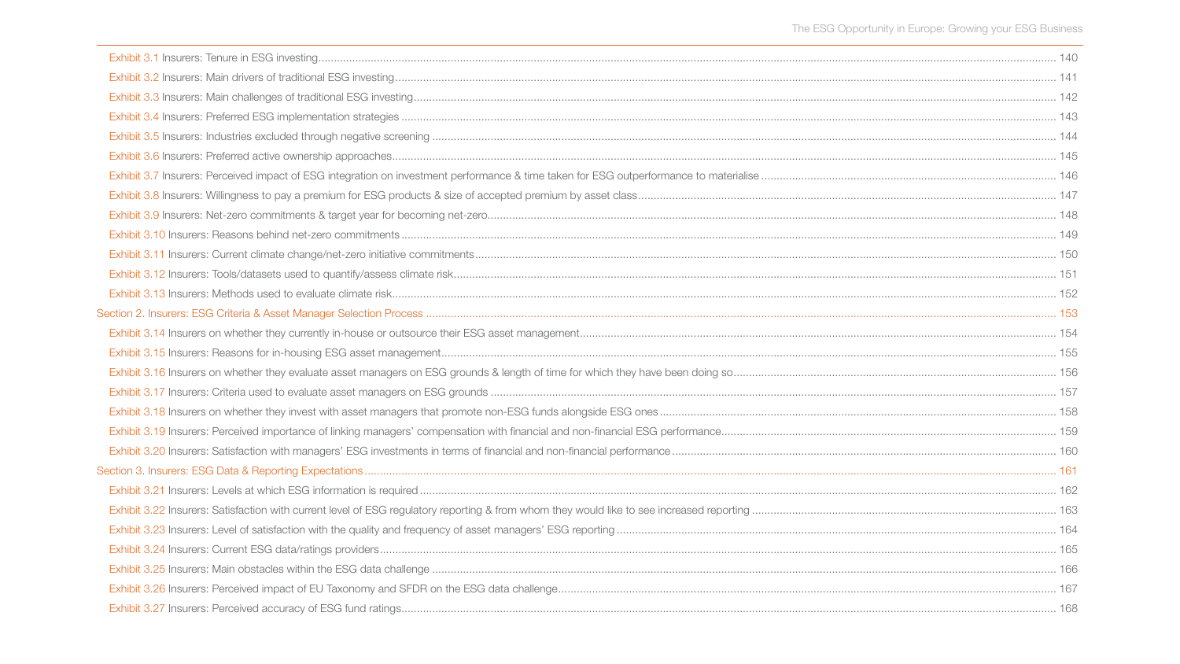Exhibit 3.1 Insurers: Tenure in ESG investing ..... 140

Exhibit 3.2 Insurers: Main drivers of traditional ESG investing ..... 141

Exhibit 3.3 Insurers: Main challenges of traditional ESG investing ..... 142

Exhibit 3.4 Insurers: Preferred ESG implementation strategies ..... 143

Exhibit 3.5 Insurers: Industries excluded through negative screening ..... 144

Exhibit 3.6 Insurers: Preferred active ownership approaches ..... 145

Exhibit 3.7 Insurers: Perceived impact of ESG integration on investment performance & time taken for ESG outperformance to materialise ..... 146

Exhibit 3.8 Insurers: Willingness to pay a premium for ESG products & size of accepted premium by asset class ..... 147

Exhibit 3.9 Insurers: Net-zero commitments & target year for becoming net-zero ..... 148

Exhibit 3.10 Insurers: Reasons behind net-zero commitments ..... 149

Exhibit 3.11 Insurers: Current climate change/net-zero initiative commitments ..... 150

Exhibit 3.12 Insurers: Tools/datasets used to quantify/assess climate risk ..... 151

Exhibit 3.13 Insurers: Methods used to evaluate climate risk ..... 152

Section 2. Insurers: ESG Criteria & Asset Manager Selection Process ..... 153

Exhibit 3.14 Insurers on whether they currently in-house or outsource their ESG asset management ..... 154

Exhibit 3.15 Insurers: Reasons for in-housing ESG asset management ..... 155

Exhibit 3.16 Insurers on whether they evaluate asset managers on ESG grounds & length of time for which they have been doing so ..... 156

Exhibit 3.17 Insurers: Criteria used to evaluate asset managers on ESG grounds ..... 157

Exhibit 3.18 Insurers on whether they invest with asset managers that promote non-ESG funds alongside ESG ones ..... 158

Exhibit 3.19 Insurers: Perceived importance of linking managers' compensation with financial and non-financial ESG performance ..... 159

Exhibit 3.20 Insurers: Satisfaction with managers' ESG investments in terms of financial and non-financial performance ..... 160

Section 3. Insurers: ESG Data & Reporting Expectations ..... 161

Exhibit 3.21 Insurers: Levels at which ESG information is required ..... 162

Exhibit 3.22 Insurers: Satisfaction with current level of ESG regulatory reporting & from whom they would like to see increased reporting ..... 163

Exhibit 3.23 Insurers: Level of satisfaction with the quality and frequency of asset managers' ESG reporting ..... 164

Exhibit 3.24 Insurers: Current ESG data/ratings providers ..... 165

Exhibit 3.25 Insurers: Main obstacles within the ESG data challenge ..... 166

Exhibit 3.26 Insurers: Perceived impact of EU Taxonomy and SFDR on the ESG data challenge ..... 167

Exhibit 3.27 Insurers: Perceived accuracy of ESG fund ratings ..... 168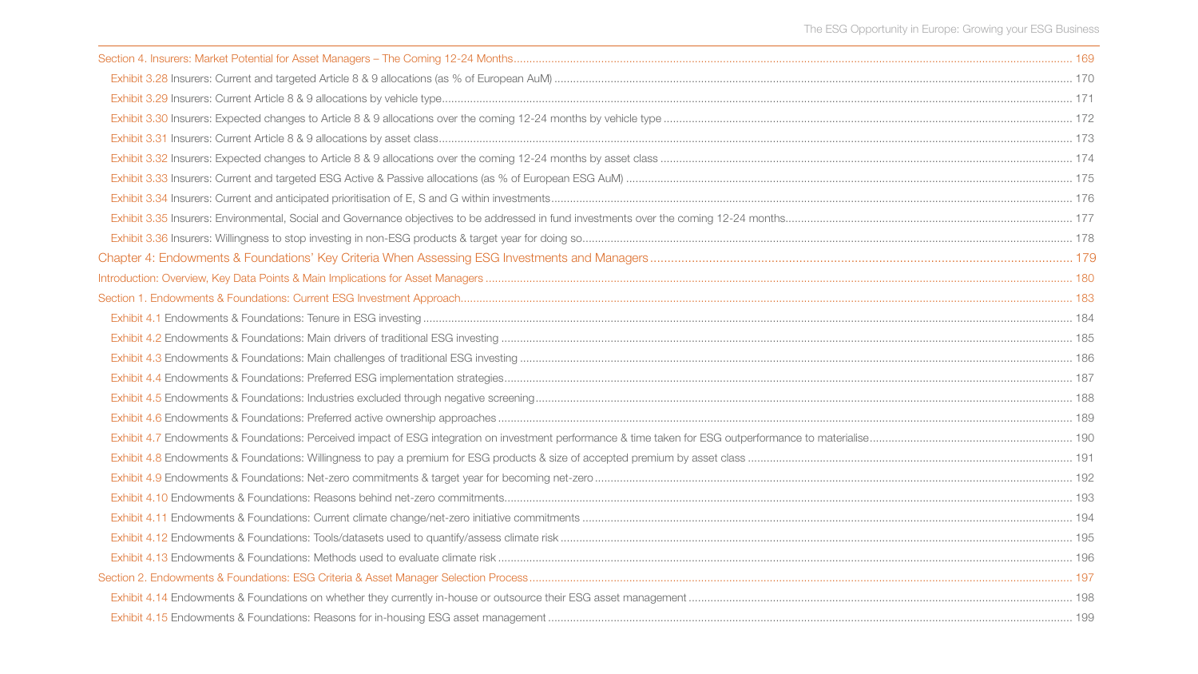Section 4. Insurers: Market Potential for Asset Managers – The Coming 12-24 Months ........ 169

Exhibit 3.28 Insurers: Current and targeted Article 8 & 9 allocations (as % of European AuM) ........ 170

Exhibit 3.29 Insurers: Current Article 8 & 9 allocations by vehicle type ........ 171

Exhibit 3.30 Insurers: Expected changes to Article 8 & 9 allocations over the coming 12-24 months by vehicle type ........ 172

Exhibit 3.31 Insurers: Current Article 8 & 9 allocations by asset class ........ 173

Exhibit 3.32 Insurers: Expected changes to Article 8 & 9 allocations over the coming 12-24 months by asset class ........ 174

Exhibit 3.33 Insurers: Current and targeted ESG Active & Passive allocations (as % of European ESG AuM) ........ 175

Exhibit 3.34 Insurers: Current and anticipated prioritisation of E, S and G within investments ........ 176

Exhibit 3.35 Insurers: Environmental, Social and Governance objectives to be addressed in fund investments over the coming 12-24 months ........ 177

Exhibit 3.36 Insurers: Willingness to stop investing in non-ESG products & target year for doing so ........ 178

Chapter 4: Endowments & Foundations' Key Criteria When Assessing ESG Investments and Managers ........ 179

Introduction: Overview, Key Data Points & Main Implications for Asset Managers ........ 180

Section 1. Endowments & Foundations: Current ESG Investment Approach ........ 183

Exhibit 4.1 Endowments & Foundations: Tenure in ESG investing ........ 184

Exhibit 4.2 Endowments & Foundations: Main drivers of traditional ESG investing ........ 185

Exhibit 4.3 Endowments & Foundations: Main challenges of traditional ESG investing ........ 186

Exhibit 4.4 Endowments & Foundations: Preferred ESG implementation strategies ........ 187

Exhibit 4.5 Endowments & Foundations: Industries excluded through negative screening ........ 188

Exhibit 4.6 Endowments & Foundations: Preferred active ownership approaches ........ 189

Exhibit 4.7 Endowments & Foundations: Perceived impact of ESG integration on investment performance & time taken for ESG outperformance to materialise ........ 190

Exhibit 4.8 Endowments & Foundations: Willingness to pay a premium for ESG products & size of accepted premium by asset class ........ 191

Exhibit 4.9 Endowments & Foundations: Net-zero commitments & target year for becoming net-zero ........ 192

Exhibit 4.10 Endowments & Foundations: Reasons behind net-zero commitments ........ 193

Exhibit 4.11 Endowments & Foundations: Current climate change/net-zero initiative commitments ........ 194

Exhibit 4.12 Endowments & Foundations: Tools/datasets used to quantify/assess climate risk ........ 195

Exhibit 4.13 Endowments & Foundations: Methods used to evaluate climate risk ........ 196

Section 2. Endowments & Foundations: ESG Criteria & Asset Manager Selection Process ........ 197

Exhibit 4.14 Endowments & Foundations on whether they currently in-house or outsource their ESG asset management ........ 198

Exhibit 4.15 Endowments & Foundations: Reasons for in-housing ESG asset management ........ 199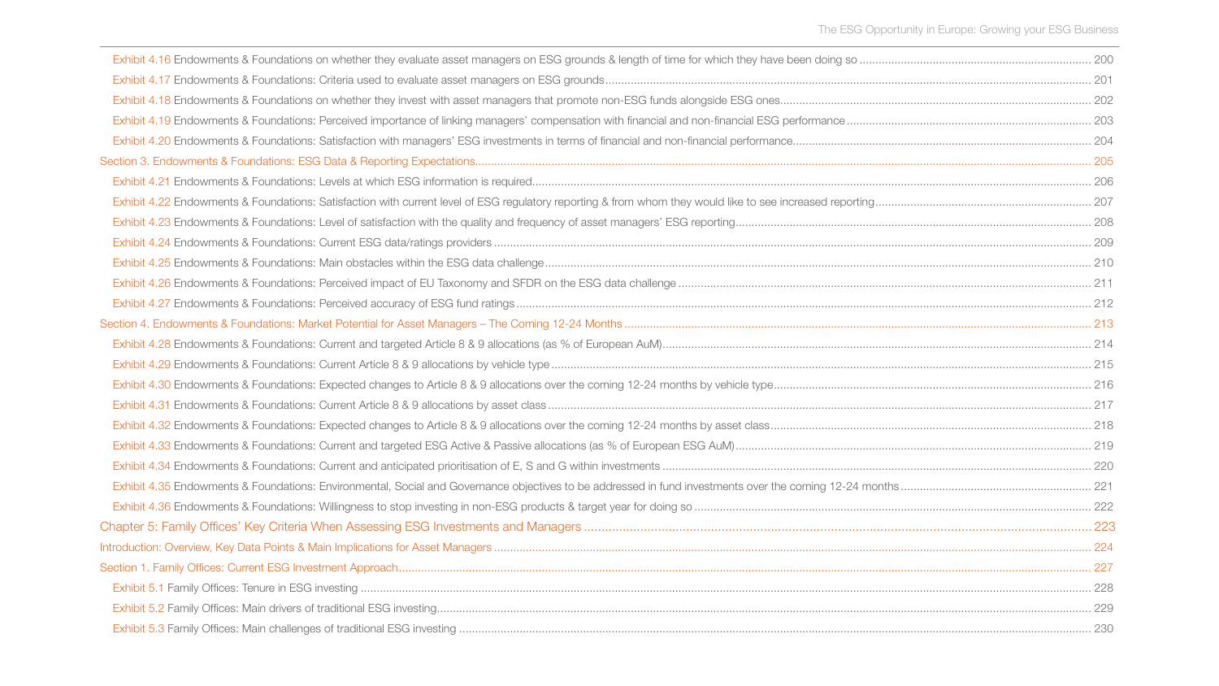Exhibit 4.16 Endowments & Foundations on whether they evaluate asset managers on ESG grounds & length of time for which they have been doing so ........ 200

Exhibit 4.17 Endowments & Foundations: Criteria used to evaluate asset managers on ESG grounds ........ 201

Exhibit 4.18 Endowments & Foundations on whether they invest with asset managers that promote non-ESG funds alongside ESG ones ........ 202

Exhibit 4.19 Endowments & Foundations: Perceived importance of linking managers' compensation with financial and non-financial ESG performance ........ 203

Exhibit 4.20 Endowments & Foundations: Satisfaction with managers' ESG investments in terms of financial and non-financial performance ........ 204

Section 3. Endowments & Foundations: ESG Data & Reporting Expectations ........ 205

Exhibit 4.21 Endowments & Foundations: Levels at which ESG information is required ........ 206

Exhibit 4.22 Endowments & Foundations: Satisfaction with current level of ESG regulatory reporting & from whom they would like to see increased reporting ........ 207

Exhibit 4.23 Endowments & Foundations: Level of satisfaction with the quality and frequency of asset managers' ESG reporting ........ 208

Exhibit 4.24 Endowments & Foundations: Current ESG data/ratings providers ........ 209

Exhibit 4.25 Endowments & Foundations: Main obstacles within the ESG data challenge ........ 210

Exhibit 4.26 Endowments & Foundations: Perceived impact of EU Taxonomy and SFDR on the ESG data challenge ........ 211

Exhibit 4.27 Endowments & Foundations: Perceived accuracy of ESG fund ratings ........ 212

Section 4. Endowments & Foundations: Market Potential for Asset Managers – The Coming 12-24 Months ........ 213

Exhibit 4.28 Endowments & Foundations: Current and targeted Article 8 & 9 allocations (as % of European AuM) ........ 214

Exhibit 4.29 Endowments & Foundations: Current Article 8 & 9 allocations by vehicle type ........ 215

Exhibit 4.30 Endowments & Foundations: Expected changes to Article 8 & 9 allocations over the coming 12-24 months by vehicle type ........ 216

Exhibit 4.31 Endowments & Foundations: Current Article 8 & 9 allocations by asset class ........ 217

Exhibit 4.32 Endowments & Foundations: Expected changes to Article 8 & 9 allocations over the coming 12-24 months by asset class ........ 218

Exhibit 4.33 Endowments & Foundations: Current and targeted ESG Active & Passive allocations (as % of European ESG AuM) ........ 219

Exhibit 4.34 Endowments & Foundations: Current and anticipated prioritisation of E, S and G within investments ........ 220

Exhibit 4.35 Endowments & Foundations: Environmental, Social and Governance objectives to be addressed in fund investments over the coming 12-24 months ........ 221

Exhibit 4.36 Endowments & Foundations: Willingness to stop investing in non-ESG products & target year for doing so ........ 222

Chapter 5: Family Offices' Key Criteria When Assessing ESG Investments and Managers ........ 223

Introduction: Overview, Key Data Points & Main Implications for Asset Managers ........ 224

Section 1. Family Offices: Current ESG Investment Approach ........ 227

Exhibit 5.1 Family Offices: Tenure in ESG investing ........ 228

Exhibit 5.2 Family Offices: Main drivers of traditional ESG investing ........ 229

Exhibit 5.3 Family Offices: Main challenges of traditional ESG investing ........ 230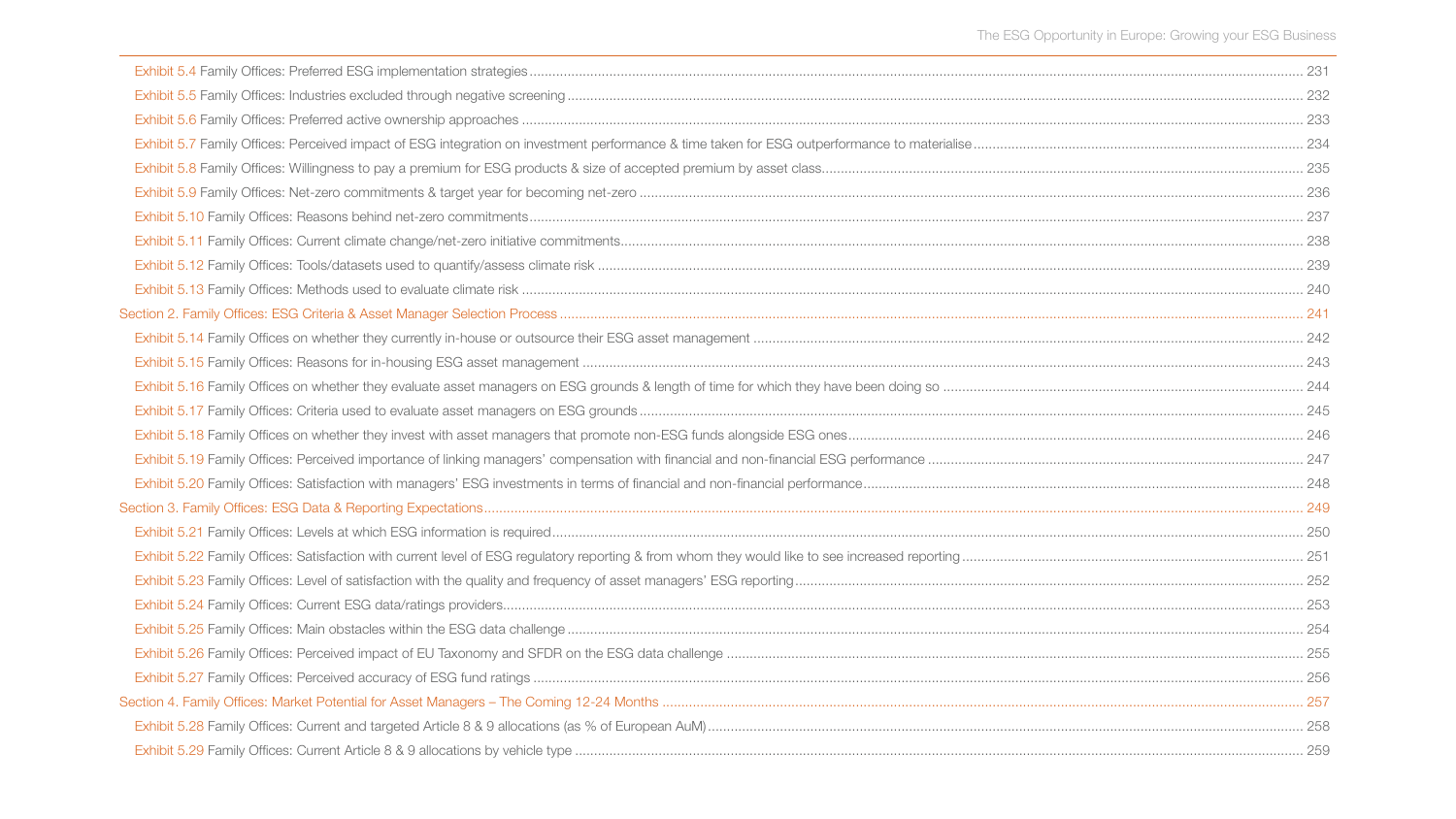Exhibit 5.4 Family Offices: Preferred ESG implementation strategies ... 231

Exhibit 5.5 Family Offices: Industries excluded through negative screening ... 232

Exhibit 5.6 Family Offices: Preferred active ownership approaches ... 233

Exhibit 5.7 Family Offices: Perceived impact of ESG integration on investment performance & time taken for ESG outperformance to materialise ... 234

Exhibit 5.8 Family Offices: Willingness to pay a premium for ESG products & size of accepted premium by asset class ... 235

Exhibit 5.9 Family Offices: Net-zero commitments & target year for becoming net-zero ... 236

Exhibit 5.10 Family Offices: Reasons behind net-zero commitments ... 237

Exhibit 5.11 Family Offices: Current climate change/net-zero initiative commitments ... 238

Exhibit 5.12 Family Offices: Tools/datasets used to quantify/assess climate risk ... 239

Exhibit 5.13 Family Offices: Methods used to evaluate climate risk ... 240

Section 2. Family Offices: ESG Criteria & Asset Manager Selection Process ... 241

Exhibit 5.14 Family Offices on whether they currently in-house or outsource their ESG asset management ... 242

Exhibit 5.15 Family Offices: Reasons for in-housing ESG asset management ... 243

Exhibit 5.16 Family Offices on whether they evaluate asset managers on ESG grounds & length of time for which they have been doing so ... 244

Exhibit 5.17 Family Offices: Criteria used to evaluate asset managers on ESG grounds ... 245

Exhibit 5.18 Family Offices on whether they invest with asset managers that promote non-ESG funds alongside ESG ones ... 246

Exhibit 5.19 Family Offices: Perceived importance of linking managers' compensation with financial and non-financial ESG performance ... 247

Exhibit 5.20 Family Offices: Satisfaction with managers' ESG investments in terms of financial and non-financial performance ... 248

Section 3. Family Offices: ESG Data & Reporting Expectations ... 249

Exhibit 5.21 Family Offices: Levels at which ESG information is required ... 250

Exhibit 5.22 Family Offices: Satisfaction with current level of ESG regulatory reporting & from whom they would like to see increased reporting ... 251

Exhibit 5.23 Family Offices: Level of satisfaction with the quality and frequency of asset managers' ESG reporting ... 252

Exhibit 5.24 Family Offices: Current ESG data/ratings providers ... 253

Exhibit 5.25 Family Offices: Main obstacles within the ESG data challenge ... 254

Exhibit 5.26 Family Offices: Perceived impact of EU Taxonomy and SFDR on the ESG data challenge ... 255

Exhibit 5.27 Family Offices: Perceived accuracy of ESG fund ratings ... 256

Section 4. Family Offices: Market Potential for Asset Managers – The Coming 12-24 Months ... 257

Exhibit 5.28 Family Offices: Current and targeted Article 8 & 9 allocations (as % of European AuM) ... 258

Exhibit 5.29 Family Offices: Current Article 8 & 9 allocations by vehicle type ... 259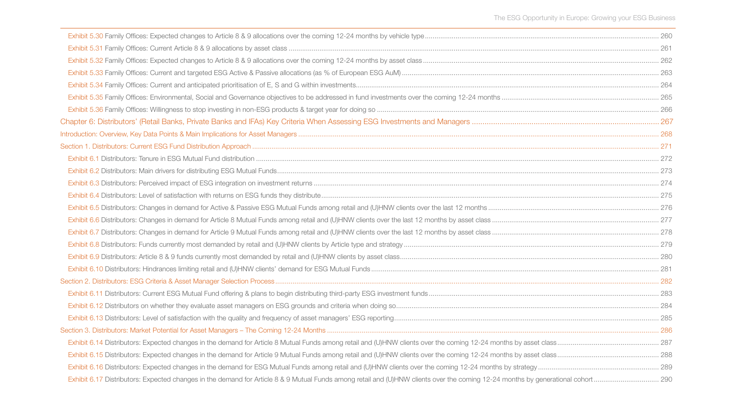Exhibit 5.30 Family Offices: Expected changes to Article 8 & 9 allocations over the coming 12-24 months by vehicle type ........ 260

Exhibit 5.31 Family Offices: Current Article 8 & 9 allocations by asset class ........ 261

Exhibit 5.32 Family Offices: Expected changes to Article 8 & 9 allocations over the coming 12-24 months by asset class ........ 262

Exhibit 5.33 Family Offices: Current and targeted ESG Active & Passive allocations (as % of European ESG AuM) ........ 263

Exhibit 5.34 Family Offices: Current and anticipated prioritisation of E, S and G within investments ........ 264

Exhibit 5.35 Family Offices: Environmental, Social and Governance objectives to be addressed in fund investments over the coming 12-24 months ........ 265

Exhibit 5.36 Family Offices: Willingness to stop investing in non-ESG products & target year for doing so ........ 266

Chapter 6: Distributors' (Retail Banks, Private Banks and IFAs) Key Criteria When Assessing ESG Investments and Managers ........ 267

Introduction: Overview, Key Data Points & Main Implications for Asset Managers ........ 268

Section 1. Distributors: Current ESG Fund Distribution Approach ........ 271

Exhibit 6.1 Distributors: Tenure in ESG Mutual Fund distribution ........ 272

Exhibit 6.2 Distributors: Main drivers for distributing ESG Mutual Funds ........ 273

Exhibit 6.3 Distributors: Perceived impact of ESG integration on investment returns ........ 274

Exhibit 6.4 Distributors: Level of satisfaction with returns on ESG funds they distribute ........ 275

Exhibit 6.5 Distributors: Changes in demand for Active & Passive ESG Mutual Funds among retail and (U)HNW clients over the last 12 months ........ 276

Exhibit 6.6 Distributors: Changes in demand for Article 8 Mutual Funds among retail and (U)HNW clients over the last 12 months by asset class ........ 277

Exhibit 6.7 Distributors: Changes in demand for Article 9 Mutual Funds among retail and (U)HNW clients over the last 12 months by asset class ........ 278

Exhibit 6.8 Distributors: Funds currently most demanded by retail and (U)HNW clients by Article type and strategy ........ 279

Exhibit 6.9 Distributors: Article 8 & 9 funds currently most demanded by retail and (U)HNW clients by asset class ........ 280

Exhibit 6.10 Distributors: Hindrances limiting retail and (U)HNW clients' demand for ESG Mutual Funds ........ 281

Section 2. Distributors: ESG Criteria & Asset Manager Selection Process ........ 282

Exhibit 6.11 Distributors: Current ESG Mutual Fund offering & plans to begin distributing third-party ESG investment funds ........ 283

Exhibit 6.12 Distributors on whether they evaluate asset managers on ESG grounds and criteria when doing so ........ 284

Exhibit 6.13 Distributors: Level of satisfaction with the quality and frequency of asset managers' ESG reporting ........ 285

Section 3. Distributors: Market Potential for Asset Managers – The Coming 12-24 Months ........ 286

Exhibit 6.14 Distributors: Expected changes in the demand for Article 8 Mutual Funds among retail and (U)HNW clients over the coming 12-24 months by asset class ........ 287

Exhibit 6.15 Distributors: Expected changes in the demand for Article 9 Mutual Funds among retail and (U)HNW clients over the coming 12-24 months by asset class ........ 288

Exhibit 6.16 Distributors: Expected changes in the demand for ESG Mutual Funds among retail and (U)HNW clients over the coming 12-24 months by strategy ........ 289

Exhibit 6.17 Distributors: Expected changes in the demand for Article 8 & 9 Mutual Funds among retail and (U)HNW clients over the coming 12-24 months by generational cohort ........ 290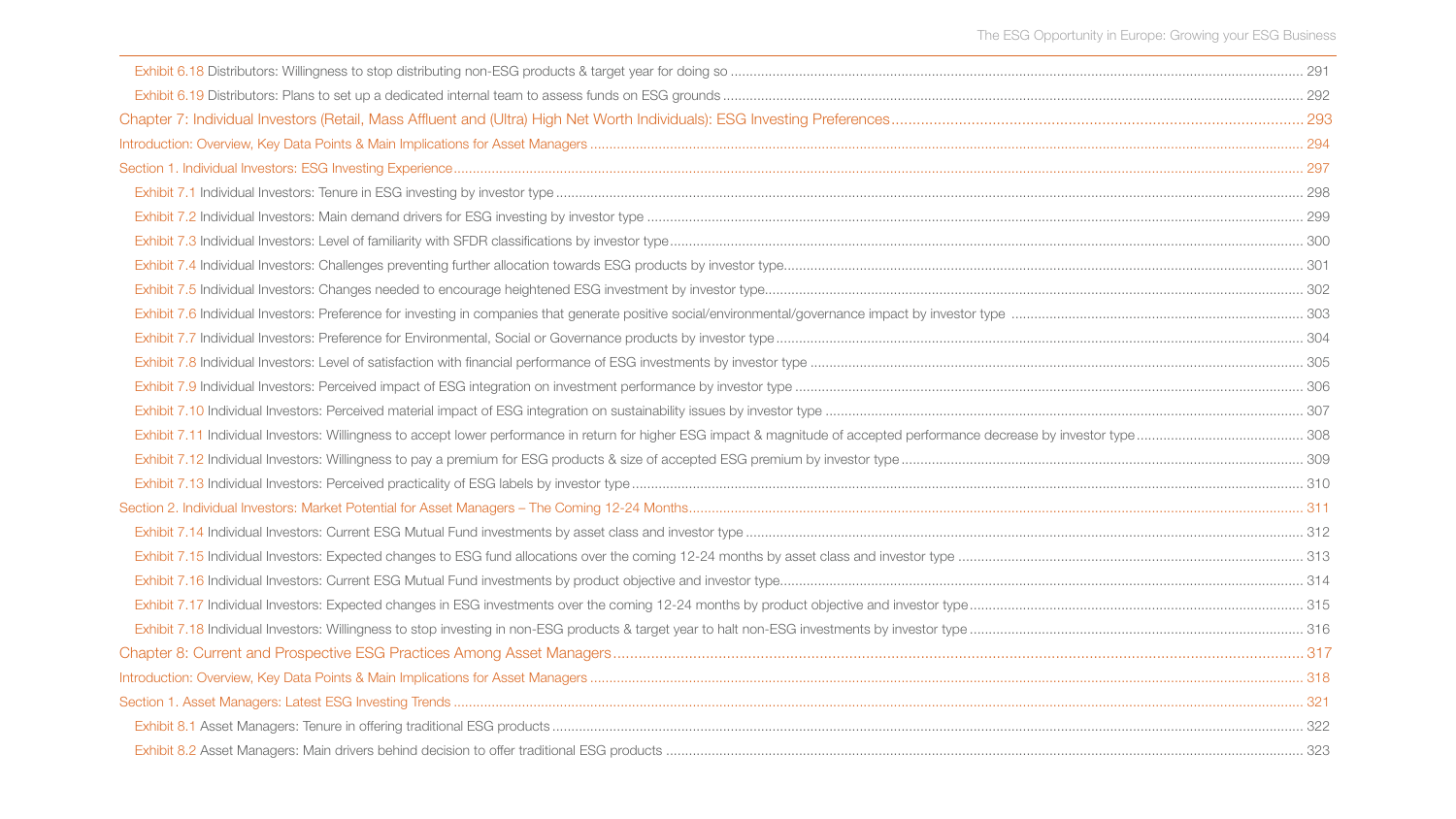Exhibit 6.18 Distributors: Willingness to stop distributing non-ESG products & target year for doing so ..... 291

Exhibit 6.19 Distributors: Plans to set up a dedicated internal team to assess funds on ESG grounds ..... 292

Chapter 7: Individual Investors (Retail, Mass Affluent and (Ultra) High Net Worth Individuals): ESG Investing Preferences ..... 293

Introduction: Overview, Key Data Points & Main Implications for Asset Managers ..... 294

Section 1. Individual Investors: ESG Investing Experience ..... 297

Exhibit 7.1 Individual Investors: Tenure in ESG investing by investor type ..... 298

Exhibit 7.2 Individual Investors: Main demand drivers for ESG investing by investor type ..... 299

Exhibit 7.3 Individual Investors: Level of familiarity with SFDR classifications by investor type ..... 300

Exhibit 7.4 Individual Investors: Challenges preventing further allocation towards ESG products by investor type ..... 301

Exhibit 7.5 Individual Investors: Changes needed to encourage heightened ESG investment by investor type ..... 302

Exhibit 7.6 Individual Investors: Preference for investing in companies that generate positive social/environmental/governance impact by investor type ..... 303

Exhibit 7.7 Individual Investors: Preference for Environmental, Social or Governance products by investor type ..... 304

Exhibit 7.8 Individual Investors: Level of satisfaction with financial performance of ESG investments by investor type ..... 305

Exhibit 7.9 Individual Investors: Perceived impact of ESG integration on investment performance by investor type ..... 306

Exhibit 7.10 Individual Investors: Perceived material impact of ESG integration on sustainability issues by investor type ..... 307

Exhibit 7.11 Individual Investors: Willingness to accept lower performance in return for higher ESG impact & magnitude of accepted performance decrease by investor type ..... 308

Exhibit 7.12 Individual Investors: Willingness to pay a premium for ESG products & size of accepted ESG premium by investor type ..... 309

Exhibit 7.13 Individual Investors: Perceived practicality of ESG labels by investor type ..... 310

Section 2. Individual Investors: Market Potential for Asset Managers – The Coming 12-24 Months ..... 311

Exhibit 7.14 Individual Investors: Current ESG Mutual Fund investments by asset class and investor type ..... 312

Exhibit 7.15 Individual Investors: Expected changes to ESG fund allocations over the coming 12-24 months by asset class and investor type ..... 313

Exhibit 7.16 Individual Investors: Current ESG Mutual Fund investments by product objective and investor type ..... 314

Exhibit 7.17 Individual Investors: Expected changes in ESG investments over the coming 12-24 months by product objective and investor type ..... 315

Exhibit 7.18 Individual Investors: Willingness to stop investing in non-ESG products & target year to halt non-ESG investments by investor type ..... 316

Chapter 8: Current and Prospective ESG Practices Among Asset Managers ..... 317

Introduction: Overview, Key Data Points & Main Implications for Asset Managers ..... 318

Section 1. Asset Managers: Latest ESG Investing Trends ..... 321

Exhibit 8.1 Asset Managers: Tenure in offering traditional ESG products ..... 322

Exhibit 8.2 Asset Managers: Main drivers behind decision to offer traditional ESG products ..... 323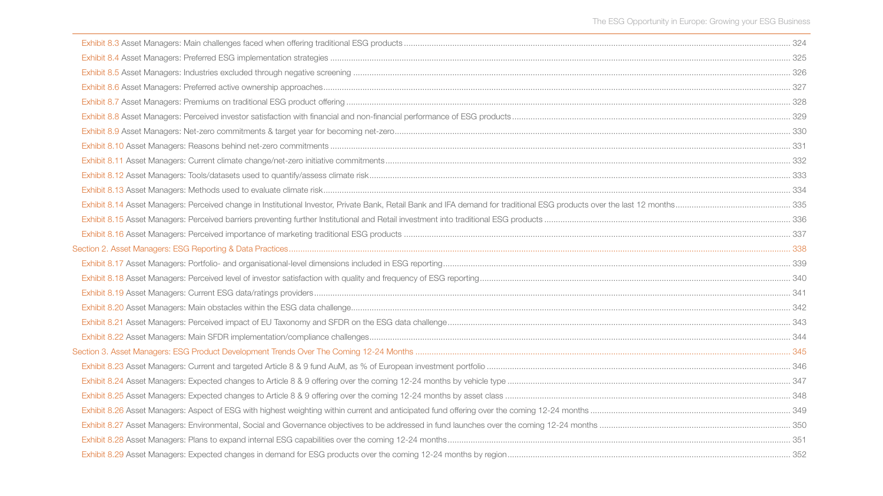Exhibit 8.3 Asset Managers: Main challenges faced when offering traditional ESG products ..... 324

Exhibit 8.4 Asset Managers: Preferred ESG implementation strategies ..... 325

Exhibit 8.5 Asset Managers: Industries excluded through negative screening ..... 326

Exhibit 8.6 Asset Managers: Preferred active ownership approaches ..... 327

Exhibit 8.7 Asset Managers: Premiums on traditional ESG product offering ..... 328

Exhibit 8.8 Asset Managers: Perceived investor satisfaction with financial and non-financial performance of ESG products ..... 329

Exhibit 8.9 Asset Managers: Net-zero commitments & target year for becoming net-zero ..... 330

Exhibit 8.10 Asset Managers: Reasons behind net-zero commitments ..... 331

Exhibit 8.11 Asset Managers: Current climate change/net-zero initiative commitments ..... 332

Exhibit 8.12 Asset Managers: Tools/datasets used to quantify/assess climate risk ..... 333

Exhibit 8.13 Asset Managers: Methods used to evaluate climate risk ..... 334

Exhibit 8.14 Asset Managers: Perceived change in Institutional Investor, Private Bank, Retail Bank and IFA demand for traditional ESG products over the last 12 months ..... 335

Exhibit 8.15 Asset Managers: Perceived barriers preventing further Institutional and Retail investment into traditional ESG products ..... 336

Exhibit 8.16 Asset Managers: Perceived importance of marketing traditional ESG products ..... 337

Section 2. Asset Managers: ESG Reporting & Data Practices ..... 338

Exhibit 8.17 Asset Managers: Portfolio- and organisational-level dimensions included in ESG reporting ..... 339

Exhibit 8.18 Asset Managers: Perceived level of investor satisfaction with quality and frequency of ESG reporting ..... 340

Exhibit 8.19 Asset Managers: Current ESG data/ratings providers ..... 341

Exhibit 8.20 Asset Managers: Main obstacles within the ESG data challenge ..... 342

Exhibit 8.21 Asset Managers: Perceived impact of EU Taxonomy and SFDR on the ESG data challenge ..... 343

Exhibit 8.22 Asset Managers: Main SFDR implementation/compliance challenges ..... 344

Section 3. Asset Managers: ESG Product Development Trends Over The Coming 12-24 Months ..... 345

Exhibit 8.23 Asset Managers: Current and targeted Article 8 & 9 fund AuM, as % of European investment portfolio ..... 346

Exhibit 8.24 Asset Managers: Expected changes to Article 8 & 9 offering over the coming 12-24 months by vehicle type ..... 347

Exhibit 8.25 Asset Managers: Expected changes to Article 8 & 9 offering over the coming 12-24 months by asset class ..... 348

Exhibit 8.26 Asset Managers: Aspect of ESG with highest weighting within current and anticipated fund offering over the coming 12-24 months ..... 349

Exhibit 8.27 Asset Managers: Environmental, Social and Governance objectives to be addressed in fund launches over the coming 12-24 months ..... 350

Exhibit 8.28 Asset Managers: Plans to expand internal ESG capabilities over the coming 12-24 months ..... 351

Exhibit 8.29 Asset Managers: Expected changes in demand for ESG products over the coming 12-24 months by region ..... 352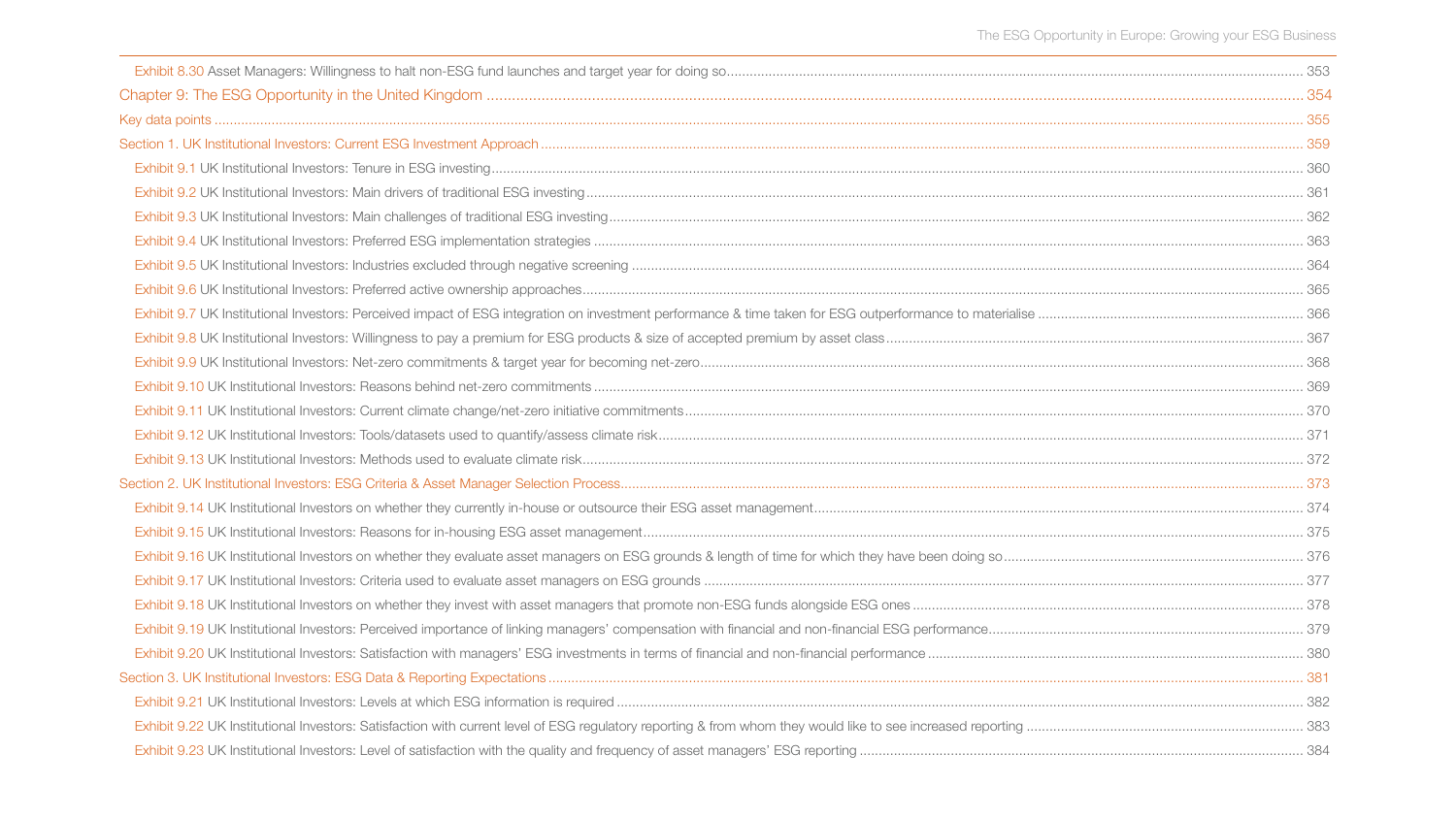Exhibit 8.30 Asset Managers: Willingness to halt non-ESG fund launches and target year for doing so ..... 353

Chapter 9: The ESG Opportunity in the United Kingdom ..... 354

Key data points ..... 355

Section 1. UK Institutional Investors: Current ESG Investment Approach ..... 359

Exhibit 9.1 UK Institutional Investors: Tenure in ESG investing ..... 360

Exhibit 9.2 UK Institutional Investors: Main drivers of traditional ESG investing ..... 361

Exhibit 9.3 UK Institutional Investors: Main challenges of traditional ESG investing ..... 362

Exhibit 9.4 UK Institutional Investors: Preferred ESG implementation strategies ..... 363

Exhibit 9.5 UK Institutional Investors: Industries excluded through negative screening ..... 364

Exhibit 9.6 UK Institutional Investors: Preferred active ownership approaches ..... 365

Exhibit 9.7 UK Institutional Investors: Perceived impact of ESG integration on investment performance & time taken for ESG outperformance to materialise ..... 366

Exhibit 9.8 UK Institutional Investors: Willingness to pay a premium for ESG products & size of accepted premium by asset class ..... 367

Exhibit 9.9 UK Institutional Investors: Net-zero commitments & target year for becoming net-zero ..... 368

Exhibit 9.10 UK Institutional Investors: Reasons behind net-zero commitments ..... 369

Exhibit 9.11 UK Institutional Investors: Current climate change/net-zero initiative commitments ..... 370

Exhibit 9.12 UK Institutional Investors: Tools/datasets used to quantify/assess climate risk ..... 371

Exhibit 9.13 UK Institutional Investors: Methods used to evaluate climate risk ..... 372

Section 2. UK Institutional Investors: ESG Criteria & Asset Manager Selection Process ..... 373

Exhibit 9.14 UK Institutional Investors on whether they currently in-house or outsource their ESG asset management ..... 374

Exhibit 9.15 UK Institutional Investors: Reasons for in-housing ESG asset management ..... 375

Exhibit 9.16 UK Institutional Investors on whether they evaluate asset managers on ESG grounds & length of time for which they have been doing so ..... 376

Exhibit 9.17 UK Institutional Investors: Criteria used to evaluate asset managers on ESG grounds ..... 377

Exhibit 9.18 UK Institutional Investors on whether they invest with asset managers that promote non-ESG funds alongside ESG ones ..... 378

Exhibit 9.19 UK Institutional Investors: Perceived importance of linking managers' compensation with financial and non-financial ESG performance ..... 379

Exhibit 9.20 UK Institutional Investors: Satisfaction with managers' ESG investments in terms of financial and non-financial performance ..... 380

Section 3. UK Institutional Investors: ESG Data & Reporting Expectations ..... 381

Exhibit 9.21 UK Institutional Investors: Levels at which ESG information is required ..... 382

Exhibit 9.22 UK Institutional Investors: Satisfaction with current level of ESG regulatory reporting & from whom they would like to see increased reporting ..... 383

Exhibit 9.23 UK Institutional Investors: Level of satisfaction with the quality and frequency of asset managers' ESG reporting ..... 384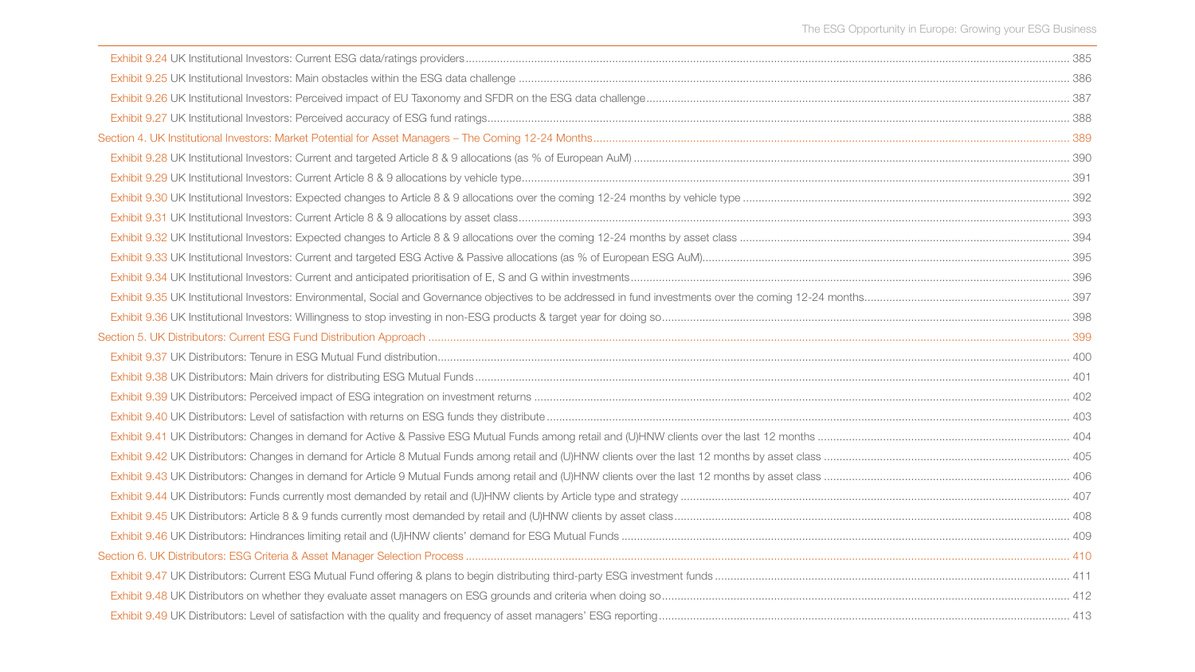Exhibit 9.24 UK Institutional Investors: Current ESG data/ratings providers ............ 385

Exhibit 9.25 UK Institutional Investors: Main obstacles within the ESG data challenge ............ 386

Exhibit 9.26 UK Institutional Investors: Perceived impact of EU Taxonomy and SFDR on the ESG data challenge ............ 387

Exhibit 9.27 UK Institutional Investors: Perceived accuracy of ESG fund ratings ............ 388

Section 4. UK Institutional Investors: Market Potential for Asset Managers – The Coming 12-24 Months ............ 389

Exhibit 9.28 UK Institutional Investors: Current and targeted Article 8 & 9 allocations (as % of European AuM) ............ 390

Exhibit 9.29 UK Institutional Investors: Current Article 8 & 9 allocations by vehicle type ............ 391

Exhibit 9.30 UK Institutional Investors: Expected changes to Article 8 & 9 allocations over the coming 12-24 months by vehicle type ............ 392

Exhibit 9.31 UK Institutional Investors: Current Article 8 & 9 allocations by asset class ............ 393

Exhibit 9.32 UK Institutional Investors: Expected changes to Article 8 & 9 allocations over the coming 12-24 months by asset class ............ 394

Exhibit 9.33 UK Institutional Investors: Current and targeted ESG Active & Passive allocations (as % of European ESG AuM) ............ 395

Exhibit 9.34 UK Institutional Investors: Current and anticipated prioritisation of E, S and G within investments ............ 396

Exhibit 9.35 UK Institutional Investors: Environmental, Social and Governance objectives to be addressed in fund investments over the coming 12-24 months ............ 397

Exhibit 9.36 UK Institutional Investors: Willingness to stop investing in non-ESG products & target year for doing so ............ 398

Section 5. UK Distributors: Current ESG Fund Distribution Approach ............ 399

Exhibit 9.37 UK Distributors: Tenure in ESG Mutual Fund distribution ............ 400

Exhibit 9.38 UK Distributors: Main drivers for distributing ESG Mutual Funds ............ 401

Exhibit 9.39 UK Distributors: Perceived impact of ESG integration on investment returns ............ 402

Exhibit 9.40 UK Distributors: Level of satisfaction with returns on ESG funds they distribute ............ 403

Exhibit 9.41 UK Distributors: Changes in demand for Active & Passive ESG Mutual Funds among retail and (U)HNW clients over the last 12 months ............ 404

Exhibit 9.42 UK Distributors: Changes in demand for Article 8 Mutual Funds among retail and (U)HNW clients over the last 12 months by asset class ............ 405

Exhibit 9.43 UK Distributors: Changes in demand for Article 9 Mutual Funds among retail and (U)HNW clients over the last 12 months by asset class ............ 406

Exhibit 9.44 UK Distributors: Funds currently most demanded by retail and (U)HNW clients by Article type and strategy ............ 407

Exhibit 9.45 UK Distributors: Article 8 & 9 funds currently most demanded by retail and (U)HNW clients by asset class ............ 408

Exhibit 9.46 UK Distributors: Hindrances limiting retail and (U)HNW clients' demand for ESG Mutual Funds ............ 409

Section 6. UK Distributors: ESG Criteria & Asset Manager Selection Process ............ 410

Exhibit 9.47 UK Distributors: Current ESG Mutual Fund offering & plans to begin distributing third-party ESG investment funds ............ 411

Exhibit 9.48 UK Distributors on whether they evaluate asset managers on ESG grounds and criteria when doing so ............ 412

Exhibit 9.49 UK Distributors: Level of satisfaction with the quality and frequency of asset managers' ESG reporting ............ 413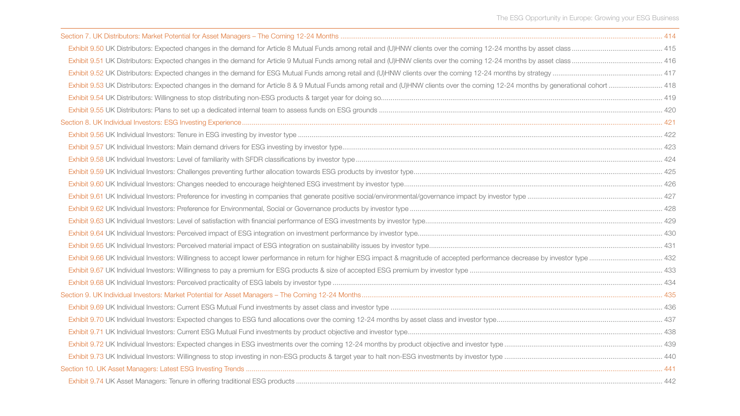Section 7. UK Distributors: Market Potential for Asset Managers – The Coming 12-24 Months ........ 414

Exhibit 9.50 UK Distributors: Expected changes in the demand for Article 8 Mutual Funds among retail and (U)HNW clients over the coming 12-24 months by asset class ........ 415

Exhibit 9.51 UK Distributors: Expected changes in the demand for Article 9 Mutual Funds among retail and (U)HNW clients over the coming 12-24 months by asset class ........ 416

Exhibit 9.52 UK Distributors: Expected changes in the demand for ESG Mutual Funds among retail and (U)HNW clients over the coming 12-24 months by strategy ........ 417

Exhibit 9.53 UK Distributors: Expected changes in the demand for Article 8 & 9 Mutual Funds among retail and (U)HNW clients over the coming 12-24 months by generational cohort ........ 418

Exhibit 9.54 UK Distributors: Willingness to stop distributing non-ESG products & target year for doing so........ 419

Exhibit 9.55 UK Distributors: Plans to set up a dedicated internal team to assess funds on ESG grounds ........ 420

Section 8. UK Individual Investors: ESG Investing Experience ........ 421

Exhibit 9.56 UK Individual Investors: Tenure in ESG investing by investor type ........ 422

Exhibit 9.57 UK Individual Investors: Main demand drivers for ESG investing by investor type........ 423

Exhibit 9.58 UK Individual Investors: Level of familiarity with SFDR classifications by investor type ........ 424

Exhibit 9.59 UK Individual Investors: Challenges preventing further allocation towards ESG products by investor type........ 425

Exhibit 9.60 UK Individual Investors: Changes needed to encourage heightened ESG investment by investor type........ 426

Exhibit 9.61 UK Individual Investors: Preference for investing in companies that generate positive social/environmental/governance impact by investor type ........ 427

Exhibit 9.62 UK Individual Investors: Preference for Environmental, Social or Governance products by investor type ........ 428

Exhibit 9.63 UK Individual Investors: Level of satisfaction with financial performance of ESG investments by investor type........ 429

Exhibit 9.64 UK Individual Investors: Perceived impact of ESG integration on investment performance by investor type........ 430

Exhibit 9.65 UK Individual Investors: Perceived material impact of ESG integration on sustainability issues by investor type........ 431

Exhibit 9.66 UK Individual Investors: Willingness to accept lower performance in return for higher ESG impact & magnitude of accepted performance decrease by investor type ........ 432

Exhibit 9.67 UK Individual Investors: Willingness to pay a premium for ESG products & size of accepted ESG premium by investor type ........ 433

Exhibit 9.68 UK Individual Investors: Perceived practicality of ESG labels by investor type ........ 434

Section 9. UK Individual Investors: Market Potential for Asset Managers – The Coming 12-24 Months........ 435

Exhibit 9.69 UK Individual Investors: Current ESG Mutual Fund investments by asset class and investor type ........ 436

Exhibit 9.70 UK Individual Investors: Expected changes to ESG fund allocations over the coming 12-24 months by asset class and investor type........ 437

Exhibit 9.71 UK Individual Investors: Current ESG Mutual Fund investments by product objective and investor type........ 438

Exhibit 9.72 UK Individual Investors: Expected changes in ESG investments over the coming 12-24 months by product objective and investor type ........ 439

Exhibit 9.73 UK Individual Investors: Willingness to stop investing in non-ESG products & target year to halt non-ESG investments by investor type ........ 440

Section 10. UK Asset Managers: Latest ESG Investing Trends ........ 441

Exhibit 9.74 UK Asset Managers: Tenure in offering traditional ESG products ........ 442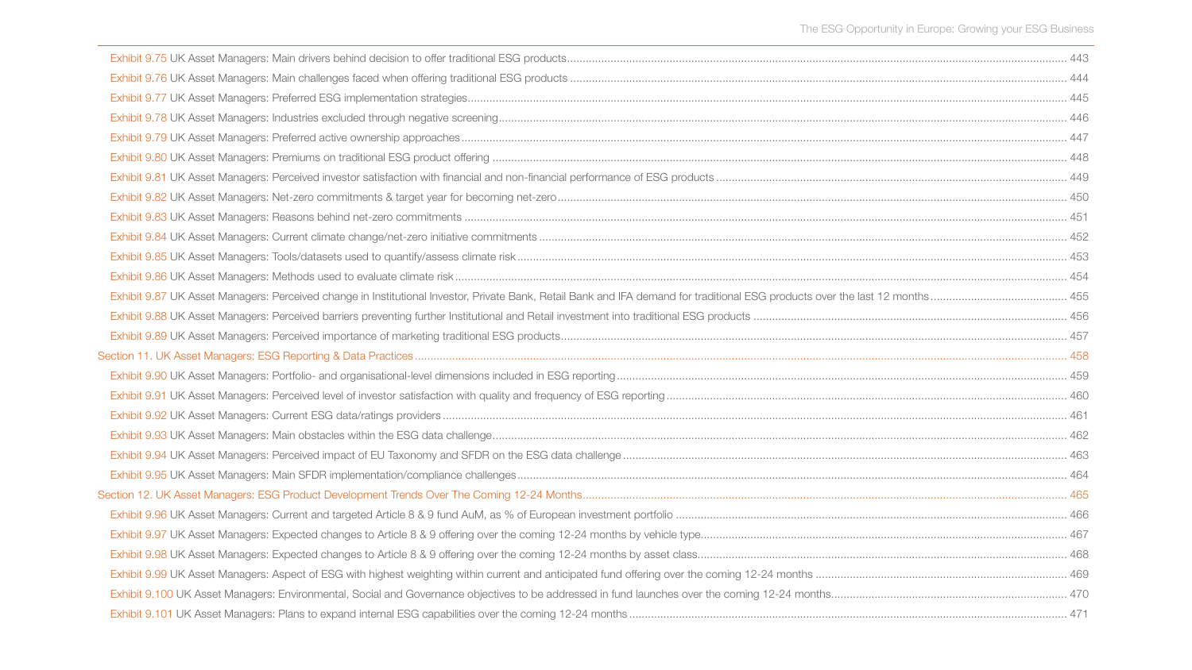Exhibit 9.75 UK Asset Managers: Main drivers behind decision to offer traditional ESG products ..... 443

Exhibit 9.76 UK Asset Managers: Main challenges faced when offering traditional ESG products ..... 444

Exhibit 9.77 UK Asset Managers: Preferred ESG implementation strategies ..... 445

Exhibit 9.78 UK Asset Managers: Industries excluded through negative screening ..... 446

Exhibit 9.79 UK Asset Managers: Preferred active ownership approaches ..... 447

Exhibit 9.80 UK Asset Managers: Premiums on traditional ESG product offering ..... 448

Exhibit 9.81 UK Asset Managers: Perceived investor satisfaction with financial and non-financial performance of ESG products ..... 449

Exhibit 9.82 UK Asset Managers: Net-zero commitments & target year for becoming net-zero ..... 450

Exhibit 9.83 UK Asset Managers: Reasons behind net-zero commitments ..... 451

Exhibit 9.84 UK Asset Managers: Current climate change/net-zero initiative commitments ..... 452

Exhibit 9.85 UK Asset Managers: Tools/datasets used to quantify/assess climate risk ..... 453

Exhibit 9.86 UK Asset Managers: Methods used to evaluate climate risk ..... 454

Exhibit 9.87 UK Asset Managers: Perceived change in Institutional Investor, Private Bank, Retail Bank and IFA demand for traditional ESG products over the last 12 months ..... 455

Exhibit 9.88 UK Asset Managers: Perceived barriers preventing further Institutional and Retail investment into traditional ESG products ..... 456

Exhibit 9.89 UK Asset Managers: Perceived importance of marketing traditional ESG products ..... 457

Section 11. UK Asset Managers: ESG Reporting & Data Practices ..... 458

Exhibit 9.90 UK Asset Managers: Portfolio- and organisational-level dimensions included in ESG reporting ..... 459

Exhibit 9.91 UK Asset Managers: Perceived level of investor satisfaction with quality and frequency of ESG reporting ..... 460

Exhibit 9.92 UK Asset Managers: Current ESG data/ratings providers ..... 461

Exhibit 9.93 UK Asset Managers: Main obstacles within the ESG data challenge ..... 462

Exhibit 9.94 UK Asset Managers: Perceived impact of EU Taxonomy and SFDR on the ESG data challenge ..... 463

Exhibit 9.95 UK Asset Managers: Main SFDR implementation/compliance challenges ..... 464

Section 12. UK Asset Managers: ESG Product Development Trends Over The Coming 12-24 Months ..... 465

Exhibit 9.96 UK Asset Managers: Current and targeted Article 8 & 9 fund AuM, as % of European investment portfolio ..... 466

Exhibit 9.97 UK Asset Managers: Expected changes to Article 8 & 9 offering over the coming 12-24 months by vehicle type ..... 467

Exhibit 9.98 UK Asset Managers: Expected changes to Article 8 & 9 offering over the coming 12-24 months by asset class ..... 468

Exhibit 9.99 UK Asset Managers: Aspect of ESG with highest weighting within current and anticipated fund offering over the coming 12-24 months ..... 469

Exhibit 9.100 UK Asset Managers: Environmental, Social and Governance objectives to be addressed in fund launches over the coming 12-24 months ..... 470

Exhibit 9.101 UK Asset Managers: Plans to expand internal ESG capabilities over the coming 12-24 months ..... 471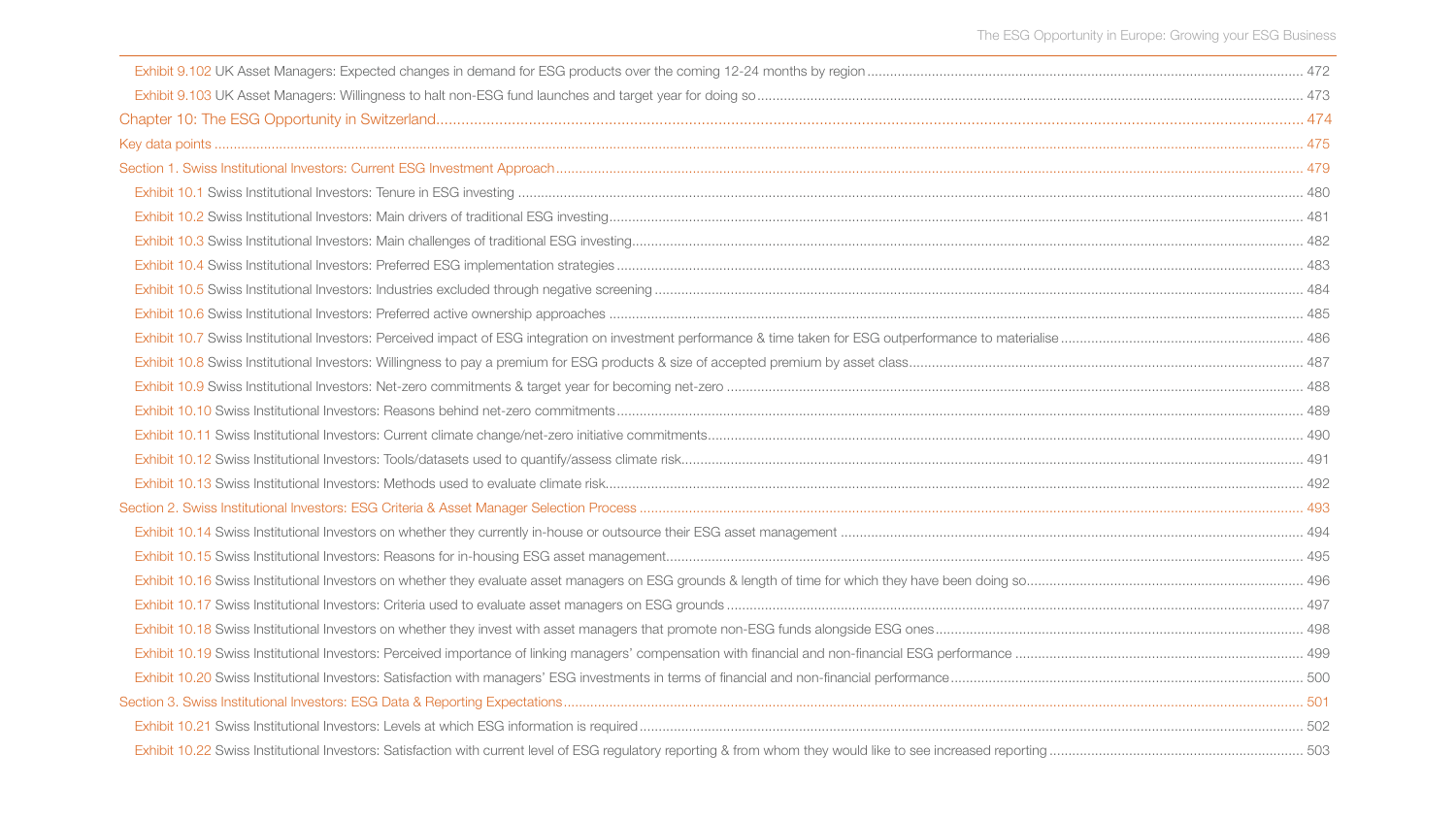Exhibit 9.102 UK Asset Managers: Expected changes in demand for ESG products over the coming 12-24 months by region ........ 472

Exhibit 9.103 UK Asset Managers: Willingness to halt non-ESG fund launches and target year for doing so ........ 473

Chapter 10: The ESG Opportunity in Switzerland ........ 474

Key data points ........ 475

Section 1. Swiss Institutional Investors: Current ESG Investment Approach ........ 479

Exhibit 10.1 Swiss Institutional Investors: Tenure in ESG investing ........ 480

Exhibit 10.2 Swiss Institutional Investors: Main drivers of traditional ESG investing ........ 481

Exhibit 10.3 Swiss Institutional Investors: Main challenges of traditional ESG investing ........ 482

Exhibit 10.4 Swiss Institutional Investors: Preferred ESG implementation strategies ........ 483

Exhibit 10.5 Swiss Institutional Investors: Industries excluded through negative screening ........ 484

Exhibit 10.6 Swiss Institutional Investors: Preferred active ownership approaches ........ 485

Exhibit 10.7 Swiss Institutional Investors: Perceived impact of ESG integration on investment performance & time taken for ESG outperformance to materialise ........ 486

Exhibit 10.8 Swiss Institutional Investors: Willingness to pay a premium for ESG products & size of accepted premium by asset class ........ 487

Exhibit 10.9 Swiss Institutional Investors: Net-zero commitments & target year for becoming net-zero ........ 488

Exhibit 10.10 Swiss Institutional Investors: Reasons behind net-zero commitments ........ 489

Exhibit 10.11 Swiss Institutional Investors: Current climate change/net-zero initiative commitments ........ 490

Exhibit 10.12 Swiss Institutional Investors: Tools/datasets used to quantify/assess climate risk ........ 491

Exhibit 10.13 Swiss Institutional Investors: Methods used to evaluate climate risk ........ 492

Section 2. Swiss Institutional Investors: ESG Criteria & Asset Manager Selection Process ........ 493

Exhibit 10.14 Swiss Institutional Investors on whether they currently in-house or outsource their ESG asset management ........ 494

Exhibit 10.15 Swiss Institutional Investors: Reasons for in-housing ESG asset management ........ 495

Exhibit 10.16 Swiss Institutional Investors on whether they evaluate asset managers on ESG grounds & length of time for which they have been doing so ........ 496

Exhibit 10.17 Swiss Institutional Investors: Criteria used to evaluate asset managers on ESG grounds ........ 497

Exhibit 10.18 Swiss Institutional Investors on whether they invest with asset managers that promote non-ESG funds alongside ESG ones ........ 498

Exhibit 10.19 Swiss Institutional Investors: Perceived importance of linking managers' compensation with financial and non-financial ESG performance ........ 499

Exhibit 10.20 Swiss Institutional Investors: Satisfaction with managers' ESG investments in terms of financial and non-financial performance ........ 500

Section 3. Swiss Institutional Investors: ESG Data & Reporting Expectations ........ 501

Exhibit 10.21 Swiss Institutional Investors: Levels at which ESG information is required ........ 502

Exhibit 10.22 Swiss Institutional Investors: Satisfaction with current level of ESG regulatory reporting & from whom they would like to see increased reporting ........ 503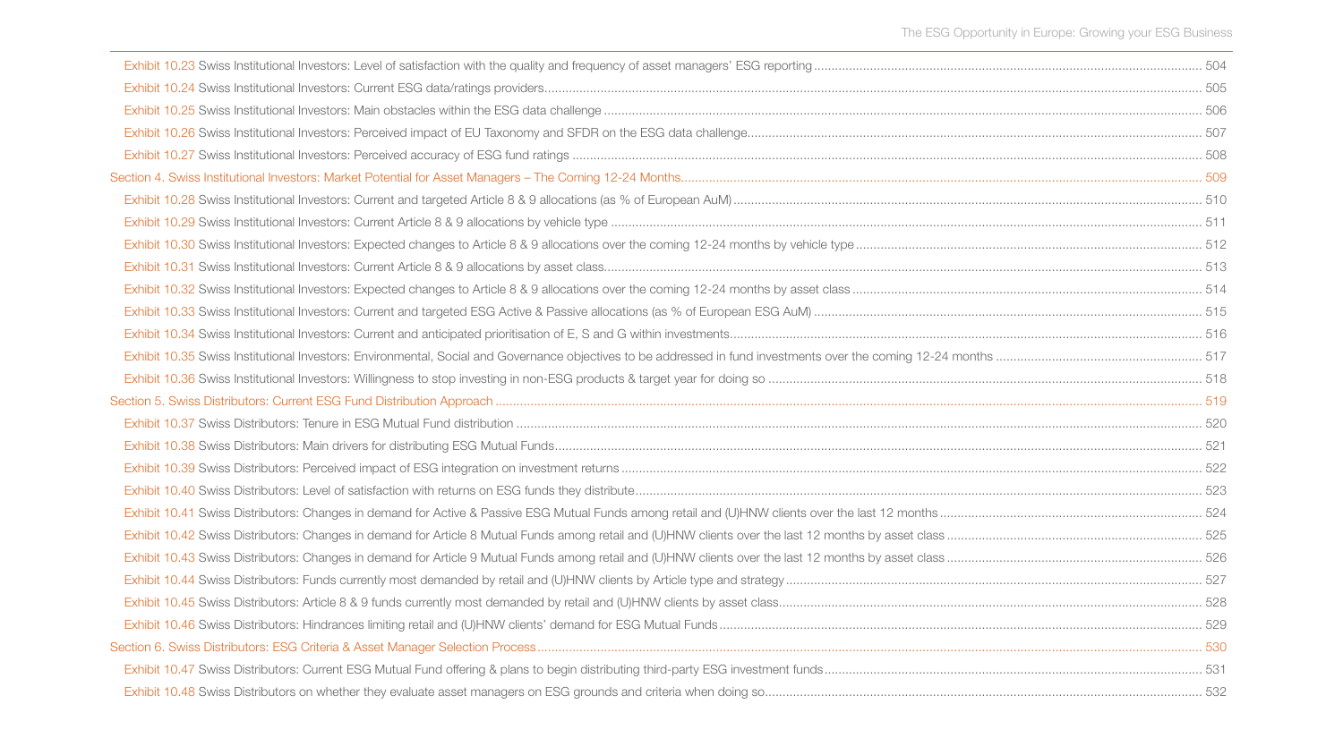Exhibit 10.23 Swiss Institutional Investors: Level of satisfaction with the quality and frequency of asset managers' ESG reporting ..... 504

Exhibit 10.24 Swiss Institutional Investors: Current ESG data/ratings providers ..... 505

Exhibit 10.25 Swiss Institutional Investors: Main obstacles within the ESG data challenge ..... 506

Exhibit 10.26 Swiss Institutional Investors: Perceived impact of EU Taxonomy and SFDR on the ESG data challenge ..... 507

Exhibit 10.27 Swiss Institutional Investors: Perceived accuracy of ESG fund ratings ..... 508

Section 4. Swiss Institutional Investors: Market Potential for Asset Managers – The Coming 12-24 Months ..... 509

Exhibit 10.28 Swiss Institutional Investors: Current and targeted Article 8 & 9 allocations (as % of European AuM) ..... 510

Exhibit 10.29 Swiss Institutional Investors: Current Article 8 & 9 allocations by vehicle type ..... 511

Exhibit 10.30 Swiss Institutional Investors: Expected changes to Article 8 & 9 allocations over the coming 12-24 months by vehicle type ..... 512

Exhibit 10.31 Swiss Institutional Investors: Current Article 8 & 9 allocations by asset class ..... 513

Exhibit 10.32 Swiss Institutional Investors: Expected changes to Article 8 & 9 allocations over the coming 12-24 months by asset class ..... 514

Exhibit 10.33 Swiss Institutional Investors: Current and targeted ESG Active & Passive allocations (as % of European ESG AuM) ..... 515

Exhibit 10.34 Swiss Institutional Investors: Current and anticipated prioritisation of E, S and G within investments ..... 516

Exhibit 10.35 Swiss Institutional Investors: Environmental, Social and Governance objectives to be addressed in fund investments over the coming 12-24 months ..... 517

Exhibit 10.36 Swiss Institutional Investors: Willingness to stop investing in non-ESG products & target year for doing so ..... 518

Section 5. Swiss Distributors: Current ESG Fund Distribution Approach ..... 519

Exhibit 10.37 Swiss Distributors: Tenure in ESG Mutual Fund distribution ..... 520

Exhibit 10.38 Swiss Distributors: Main drivers for distributing ESG Mutual Funds ..... 521

Exhibit 10.39 Swiss Distributors: Perceived impact of ESG integration on investment returns ..... 522

Exhibit 10.40 Swiss Distributors: Level of satisfaction with returns on ESG funds they distribute ..... 523

Exhibit 10.41 Swiss Distributors: Changes in demand for Active & Passive ESG Mutual Funds among retail and (U)HNW clients over the last 12 months ..... 524

Exhibit 10.42 Swiss Distributors: Changes in demand for Article 8 Mutual Funds among retail and (U)HNW clients over the last 12 months by asset class ..... 525

Exhibit 10.43 Swiss Distributors: Changes in demand for Article 9 Mutual Funds among retail and (U)HNW clients over the last 12 months by asset class ..... 526

Exhibit 10.44 Swiss Distributors: Funds currently most demanded by retail and (U)HNW clients by Article type and strategy ..... 527

Exhibit 10.45 Swiss Distributors: Article 8 & 9 funds currently most demanded by retail and (U)HNW clients by asset class ..... 528

Exhibit 10.46 Swiss Distributors: Hindrances limiting retail and (U)HNW clients' demand for ESG Mutual Funds ..... 529

Section 6. Swiss Distributors: ESG Criteria & Asset Manager Selection Process ..... 530

Exhibit 10.47 Swiss Distributors: Current ESG Mutual Fund offering & plans to begin distributing third-party ESG investment funds ..... 531

Exhibit 10.48 Swiss Distributors on whether they evaluate asset managers on ESG grounds and criteria when doing so ..... 532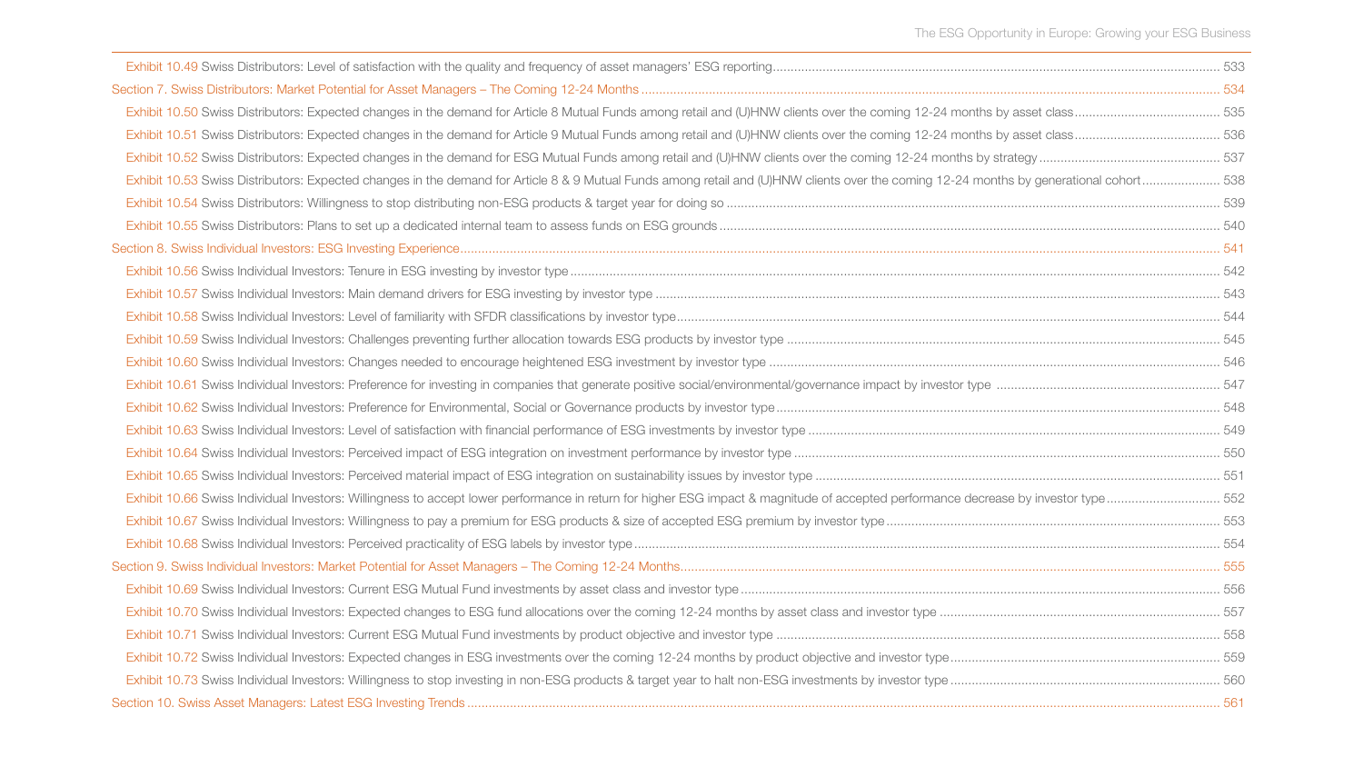Exhibit 10.49 Swiss Distributors: Level of satisfaction with the quality and frequency of asset managers' ESG reporting ... 533

Section 7. Swiss Distributors: Market Potential for Asset Managers – The Coming 12-24 Months ... 534

Exhibit 10.50 Swiss Distributors: Expected changes in the demand for Article 8 Mutual Funds among retail and (U)HNW clients over the coming 12-24 months by asset class ... 535

Exhibit 10.51 Swiss Distributors: Expected changes in the demand for Article 9 Mutual Funds among retail and (U)HNW clients over the coming 12-24 months by asset class ... 536

Exhibit 10.52 Swiss Distributors: Expected changes in the demand for ESG Mutual Funds among retail and (U)HNW clients over the coming 12-24 months by strategy ... 537

Exhibit 10.53 Swiss Distributors: Expected changes in the demand for Article 8 & 9 Mutual Funds among retail and (U)HNW clients over the coming 12-24 months by generational cohort ... 538

Exhibit 10.54 Swiss Distributors: Willingness to stop distributing non-ESG products & target year for doing so ... 539

Exhibit 10.55 Swiss Distributors: Plans to set up a dedicated internal team to assess funds on ESG grounds ... 540

Section 8. Swiss Individual Investors: ESG Investing Experience ... 541

Exhibit 10.56 Swiss Individual Investors: Tenure in ESG investing by investor type ... 542

Exhibit 10.57 Swiss Individual Investors: Main demand drivers for ESG investing by investor type ... 543

Exhibit 10.58 Swiss Individual Investors: Level of familiarity with SFDR classifications by investor type ... 544

Exhibit 10.59 Swiss Individual Investors: Challenges preventing further allocation towards ESG products by investor type ... 545

Exhibit 10.60 Swiss Individual Investors: Changes needed to encourage heightened ESG investment by investor type ... 546

Exhibit 10.61 Swiss Individual Investors: Preference for investing in companies that generate positive social/environmental/governance impact by investor type ... 547

Exhibit 10.62 Swiss Individual Investors: Preference for Environmental, Social or Governance products by investor type ... 548

Exhibit 10.63 Swiss Individual Investors: Level of satisfaction with financial performance of ESG investments by investor type ... 549

Exhibit 10.64 Swiss Individual Investors: Perceived impact of ESG integration on investment performance by investor type ... 550

Exhibit 10.65 Swiss Individual Investors: Perceived material impact of ESG integration on sustainability issues by investor type ... 551

Exhibit 10.66 Swiss Individual Investors: Willingness to accept lower performance in return for higher ESG impact & magnitude of accepted performance decrease by investor type ... 552

Exhibit 10.67 Swiss Individual Investors: Willingness to pay a premium for ESG products & size of accepted ESG premium by investor type ... 553

Exhibit 10.68 Swiss Individual Investors: Perceived practicality of ESG labels by investor type ... 554

Section 9. Swiss Individual Investors: Market Potential for Asset Managers – The Coming 12-24 Months ... 555

Exhibit 10.69 Swiss Individual Investors: Current ESG Mutual Fund investments by asset class and investor type ... 556

Exhibit 10.70 Swiss Individual Investors: Expected changes to ESG fund allocations over the coming 12-24 months by asset class and investor type ... 557

Exhibit 10.71 Swiss Individual Investors: Current ESG Mutual Fund investments by product objective and investor type ... 558

Exhibit 10.72 Swiss Individual Investors: Expected changes in ESG investments over the coming 12-24 months by product objective and investor type ... 559

Exhibit 10.73 Swiss Individual Investors: Willingness to stop investing in non-ESG products & target year to halt non-ESG investments by investor type ... 560

Section 10. Swiss Asset Managers: Latest ESG Investing Trends ... 561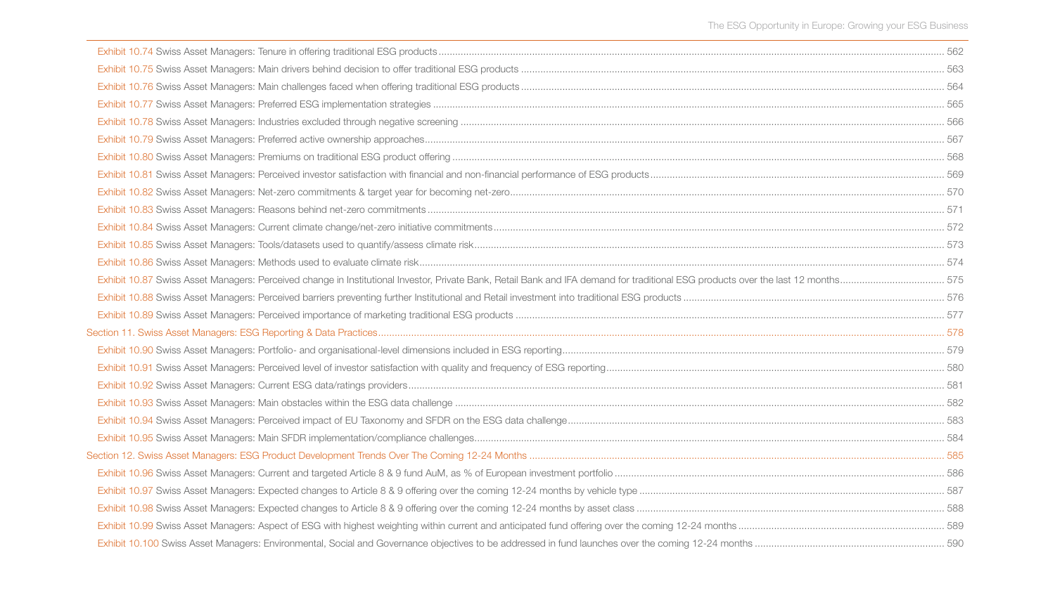Exhibit 10.74 Swiss Asset Managers: Tenure in offering traditional ESG products ..... 562
Exhibit 10.75 Swiss Asset Managers: Main drivers behind decision to offer traditional ESG products ..... 563
Exhibit 10.76 Swiss Asset Managers: Main challenges faced when offering traditional ESG products ..... 564
Exhibit 10.77 Swiss Asset Managers: Preferred ESG implementation strategies ..... 565
Exhibit 10.78 Swiss Asset Managers: Industries excluded through negative screening ..... 566
Exhibit 10.79 Swiss Asset Managers: Preferred active ownership approaches ..... 567
Exhibit 10.80 Swiss Asset Managers: Premiums on traditional ESG product offering ..... 568
Exhibit 10.81 Swiss Asset Managers: Perceived investor satisfaction with financial and non-financial performance of ESG products ..... 569
Exhibit 10.82 Swiss Asset Managers: Net-zero commitments & target year for becoming net-zero ..... 570
Exhibit 10.83 Swiss Asset Managers: Reasons behind net-zero commitments ..... 571
Exhibit 10.84 Swiss Asset Managers: Current climate change/net-zero initiative commitments ..... 572
Exhibit 10.85 Swiss Asset Managers: Tools/datasets used to quantify/assess climate risk ..... 573
Exhibit 10.86 Swiss Asset Managers: Methods used to evaluate climate risk ..... 574
Exhibit 10.87 Swiss Asset Managers: Perceived change in Institutional Investor, Private Bank, Retail Bank and IFA demand for traditional ESG products over the last 12 months ..... 575
Exhibit 10.88 Swiss Asset Managers: Perceived barriers preventing further Institutional and Retail investment into traditional ESG products ..... 576
Exhibit 10.89 Swiss Asset Managers: Perceived importance of marketing traditional ESG products ..... 577

Section 11. Swiss Asset Managers: ESG Reporting & Data Practices ..... 578

Exhibit 10.90 Swiss Asset Managers: Portfolio- and organisational-level dimensions included in ESG reporting ..... 579
Exhibit 10.91 Swiss Asset Managers: Perceived level of investor satisfaction with quality and frequency of ESG reporting ..... 580
Exhibit 10.92 Swiss Asset Managers: Current ESG data/ratings providers ..... 581
Exhibit 10.93 Swiss Asset Managers: Main obstacles within the ESG data challenge ..... 582
Exhibit 10.94 Swiss Asset Managers: Perceived impact of EU Taxonomy and SFDR on the ESG data challenge ..... 583
Exhibit 10.95 Swiss Asset Managers: Main SFDR implementation/compliance challenges ..... 584

Section 12. Swiss Asset Managers: ESG Product Development Trends Over The Coming 12-24 Months ..... 585

Exhibit 10.96 Swiss Asset Managers: Current and targeted Article 8 & 9 fund AuM, as % of European investment portfolio ..... 586
Exhibit 10.97 Swiss Asset Managers: Expected changes to Article 8 & 9 offering over the coming 12-24 months by vehicle type ..... 587
Exhibit 10.98 Swiss Asset Managers: Expected changes to Article 8 & 9 offering over the coming 12-24 months by asset class ..... 588
Exhibit 10.99 Swiss Asset Managers: Aspect of ESG with highest weighting within current and anticipated fund offering over the coming 12-24 months ..... 589
Exhibit 10.100 Swiss Asset Managers: Environmental, Social and Governance objectives to be addressed in fund launches over the coming 12-24 months ..... 590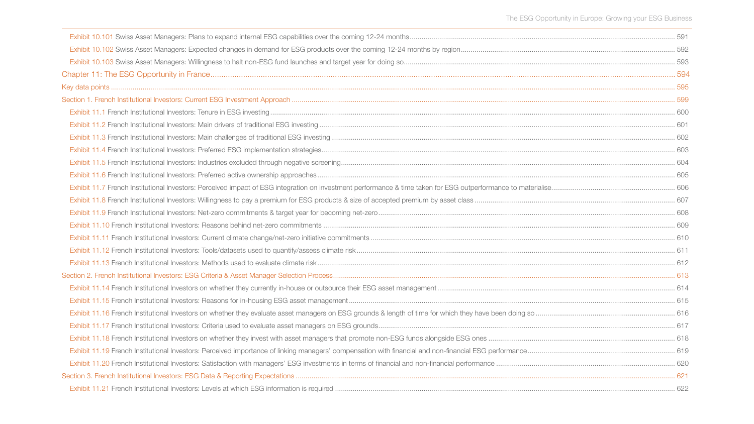Exhibit 10.101 Swiss Asset Managers: Plans to expand internal ESG capabilities over the coming 12-24 months ..... 591

Exhibit 10.102 Swiss Asset Managers: Expected changes in demand for ESG products over the coming 12-24 months by region ..... 592

Exhibit 10.103 Swiss Asset Managers: Willingness to halt non-ESG fund launches and target year for doing so ..... 593

Chapter 11: The ESG Opportunity in France ..... 594

Key data points ..... 595

Section 1. French Institutional Investors: Current ESG Investment Approach ..... 599

Exhibit 11.1 French Institutional Investors: Tenure in ESG investing ..... 600

Exhibit 11.2 French Institutional Investors: Main drivers of traditional ESG investing ..... 601

Exhibit 11.3 French Institutional Investors: Main challenges of traditional ESG investing ..... 602

Exhibit 11.4 French Institutional Investors: Preferred ESG implementation strategies ..... 603

Exhibit 11.5 French Institutional Investors: Industries excluded through negative screening ..... 604

Exhibit 11.6 French Institutional Investors: Preferred active ownership approaches ..... 605

Exhibit 11.7 French Institutional Investors: Perceived impact of ESG integration on investment performance & time taken for ESG outperformance to materialise ..... 606

Exhibit 11.8 French Institutional Investors: Willingness to pay a premium for ESG products & size of accepted premium by asset class ..... 607

Exhibit 11.9 French Institutional Investors: Net-zero commitments & target year for becoming net-zero ..... 608

Exhibit 11.10 French Institutional Investors: Reasons behind net-zero commitments ..... 609

Exhibit 11.11 French Institutional Investors: Current climate change/net-zero initiative commitments ..... 610

Exhibit 11.12 French Institutional Investors: Tools/datasets used to quantify/assess climate risk ..... 611

Exhibit 11.13 French Institutional Investors: Methods used to evaluate climate risk ..... 612

Section 2. French Institutional Investors: ESG Criteria & Asset Manager Selection Process ..... 613

Exhibit 11.14 French Institutional Investors on whether they currently in-house or outsource their ESG asset management ..... 614

Exhibit 11.15 French Institutional Investors: Reasons for in-housing ESG asset management ..... 615

Exhibit 11.16 French Institutional Investors on whether they evaluate asset managers on ESG grounds & length of time for which they have been doing so ..... 616

Exhibit 11.17 French Institutional Investors: Criteria used to evaluate asset managers on ESG grounds ..... 617

Exhibit 11.18 French Institutional Investors on whether they invest with asset managers that promote non-ESG funds alongside ESG ones ..... 618

Exhibit 11.19 French Institutional Investors: Perceived importance of linking managers' compensation with financial and non-financial ESG performance ..... 619

Exhibit 11.20 French Institutional Investors: Satisfaction with managers' ESG investments in terms of financial and non-financial performance ..... 620

Section 3. French Institutional Investors: ESG Data & Reporting Expectations ..... 621

Exhibit 11.21 French Institutional Investors: Levels at which ESG information is required ..... 622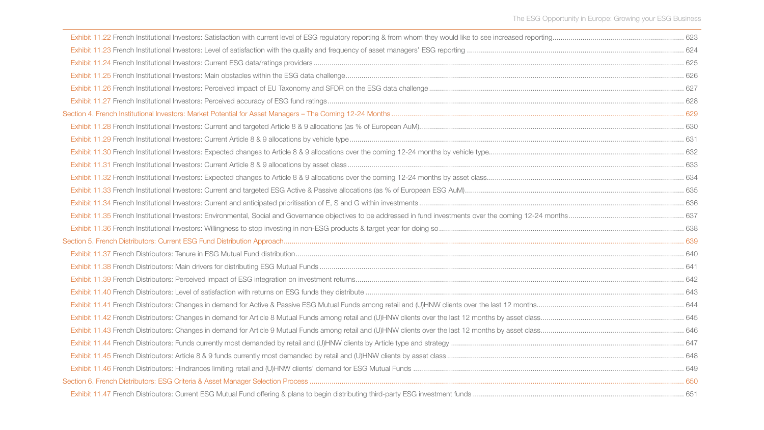Exhibit 11.22 French Institutional Investors: Satisfaction with current level of ESG regulatory reporting & from whom they would like to see increased reporting ........ 623

Exhibit 11.23 French Institutional Investors: Level of satisfaction with the quality and frequency of asset managers' ESG reporting ........ 624

Exhibit 11.24 French Institutional Investors: Current ESG data/ratings providers ........ 625

Exhibit 11.25 French Institutional Investors: Main obstacles within the ESG data challenge ........ 626

Exhibit 11.26 French Institutional Investors: Perceived impact of EU Taxonomy and SFDR on the ESG data challenge ........ 627

Exhibit 11.27 French Institutional Investors: Perceived accuracy of ESG fund ratings ........ 628

Section 4. French Institutional Investors: Market Potential for Asset Managers – The Coming 12-24 Months ........ 629

Exhibit 11.28 French Institutional Investors: Current and targeted Article 8 & 9 allocations (as % of European AuM) ........ 630

Exhibit 11.29 French Institutional Investors: Current Article 8 & 9 allocations by vehicle type ........ 631

Exhibit 11.30 French Institutional Investors: Expected changes to Article 8 & 9 allocations over the coming 12-24 months by vehicle type ........ 632

Exhibit 11.31 French Institutional Investors: Current Article 8 & 9 allocations by asset class ........ 633

Exhibit 11.32 French Institutional Investors: Expected changes to Article 8 & 9 allocations over the coming 12-24 months by asset class ........ 634

Exhibit 11.33 French Institutional Investors: Current and targeted ESG Active & Passive allocations (as % of European ESG AuM) ........ 635

Exhibit 11.34 French Institutional Investors: Current and anticipated prioritisation of E, S and G within investments ........ 636

Exhibit 11.35 French Institutional Investors: Environmental, Social and Governance objectives to be addressed in fund investments over the coming 12-24 months ........ 637

Exhibit 11.36 French Institutional Investors: Willingness to stop investing in non-ESG products & target year for doing so ........ 638

Section 5. French Distributors: Current ESG Fund Distribution Approach ........ 639

Exhibit 11.37 French Distributors: Tenure in ESG Mutual Fund distribution ........ 640

Exhibit 11.38 French Distributors: Main drivers for distributing ESG Mutual Funds ........ 641

Exhibit 11.39 French Distributors: Perceived impact of ESG integration on investment returns ........ 642

Exhibit 11.40 French Distributors: Level of satisfaction with returns on ESG funds they distribute ........ 643

Exhibit 11.41 French Distributors: Changes in demand for Active & Passive ESG Mutual Funds among retail and (U)HNW clients over the last 12 months ........ 644

Exhibit 11.42 French Distributors: Changes in demand for Article 8 Mutual Funds among retail and (U)HNW clients over the last 12 months by asset class ........ 645

Exhibit 11.43 French Distributors: Changes in demand for Article 9 Mutual Funds among retail and (U)HNW clients over the last 12 months by asset class ........ 646

Exhibit 11.44 French Distributors: Funds currently most demanded by retail and (U)HNW clients by Article type and strategy ........ 647

Exhibit 11.45 French Distributors: Article 8 & 9 funds currently most demanded by retail and (U)HNW clients by asset class ........ 648

Exhibit 11.46 French Distributors: Hindrances limiting retail and (U)HNW clients' demand for ESG Mutual Funds ........ 649

Section 6. French Distributors: ESG Criteria & Asset Manager Selection Process ........ 650

Exhibit 11.47 French Distributors: Current ESG Mutual Fund offering & plans to begin distributing third-party ESG investment funds ........ 651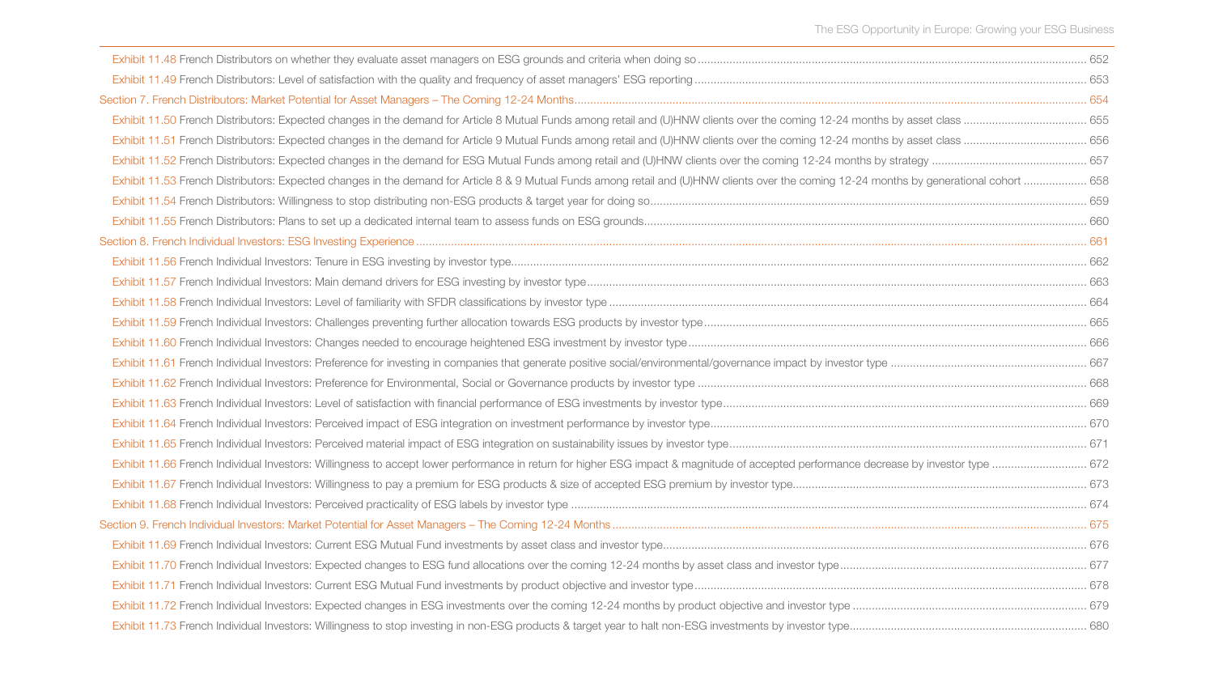Exhibit 11.48 French Distributors on whether they evaluate asset managers on ESG grounds and criteria when doing so ........ 652

Exhibit 11.49 French Distributors: Level of satisfaction with the quality and frequency of asset managers' ESG reporting ........ 653

Section 7. French Distributors: Market Potential for Asset Managers – The Coming 12-24 Months ........ 654

Exhibit 11.50 French Distributors: Expected changes in the demand for Article 8 Mutual Funds among retail and (U)HNW clients over the coming 12-24 months by asset class ........ 655

Exhibit 11.51 French Distributors: Expected changes in the demand for Article 9 Mutual Funds among retail and (U)HNW clients over the coming 12-24 months by asset class ........ 656

Exhibit 11.52 French Distributors: Expected changes in the demand for ESG Mutual Funds among retail and (U)HNW clients over the coming 12-24 months by strategy ........ 657

Exhibit 11.53 French Distributors: Expected changes in the demand for Article 8 & 9 Mutual Funds among retail and (U)HNW clients over the coming 12-24 months by generational cohort ........ 658

Exhibit 11.54 French Distributors: Willingness to stop distributing non-ESG products & target year for doing so ........ 659

Exhibit 11.55 French Distributors: Plans to set up a dedicated internal team to assess funds on ESG grounds ........ 660

Section 8. French Individual Investors: ESG Investing Experience ........ 661

Exhibit 11.56 French Individual Investors: Tenure in ESG investing by investor type ........ 662

Exhibit 11.57 French Individual Investors: Main demand drivers for ESG investing by investor type ........ 663

Exhibit 11.58 French Individual Investors: Level of familiarity with SFDR classifications by investor type ........ 664

Exhibit 11.59 French Individual Investors: Challenges preventing further allocation towards ESG products by investor type ........ 665

Exhibit 11.60 French Individual Investors: Changes needed to encourage heightened ESG investment by investor type ........ 666

Exhibit 11.61 French Individual Investors: Preference for investing in companies that generate positive social/environmental/governance impact by investor type ........ 667

Exhibit 11.62 French Individual Investors: Preference for Environmental, Social or Governance products by investor type ........ 668

Exhibit 11.63 French Individual Investors: Level of satisfaction with financial performance of ESG investments by investor type ........ 669

Exhibit 11.64 French Individual Investors: Perceived impact of ESG integration on investment performance by investor type ........ 670

Exhibit 11.65 French Individual Investors: Perceived material impact of ESG integration on sustainability issues by investor type ........ 671

Exhibit 11.66 French Individual Investors: Willingness to accept lower performance in return for higher ESG impact & magnitude of accepted performance decrease by investor type ........ 672

Exhibit 11.67 French Individual Investors: Willingness to pay a premium for ESG products & size of accepted ESG premium by investor type ........ 673

Exhibit 11.68 French Individual Investors: Perceived practicality of ESG labels by investor type ........ 674

Section 9. French Individual Investors: Market Potential for Asset Managers – The Coming 12-24 Months ........ 675

Exhibit 11.69 French Individual Investors: Current ESG Mutual Fund investments by asset class and investor type ........ 676

Exhibit 11.70 French Individual Investors: Expected changes to ESG fund allocations over the coming 12-24 months by asset class and investor type ........ 677

Exhibit 11.71 French Individual Investors: Current ESG Mutual Fund investments by product objective and investor type ........ 678

Exhibit 11.72 French Individual Investors: Expected changes in ESG investments over the coming 12-24 months by product objective and investor type ........ 679

Exhibit 11.73 French Individual Investors: Willingness to stop investing in non-ESG products & target year to halt non-ESG investments by investor type ........ 680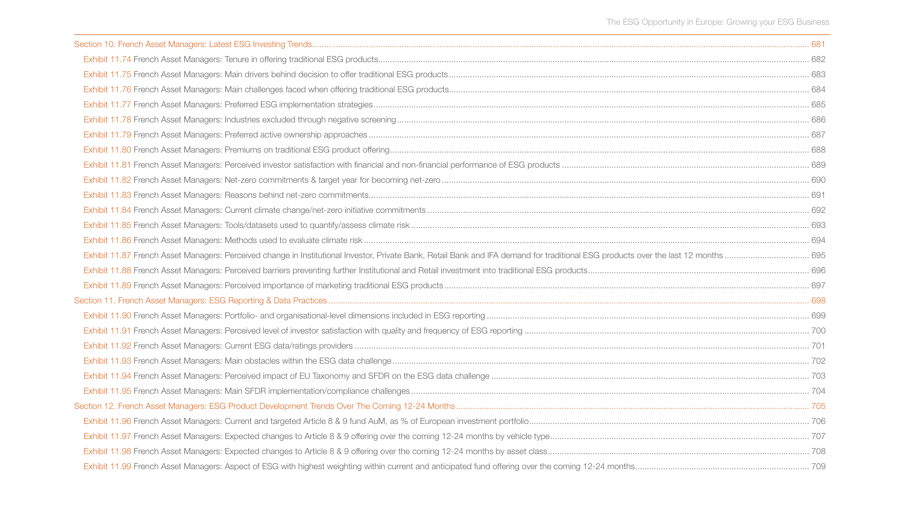Section 10. French Asset Managers: Latest ESG Investing Trends ..... 681

- Exhibit 11.74 French Asset Managers: Tenure in offering traditional ESG products ..... 682
- Exhibit 11.75 French Asset Managers: Main drivers behind decision to offer traditional ESG products ..... 683
- Exhibit 11.76 French Asset Managers: Main challenges faced when offering traditional ESG products ..... 684
- Exhibit 11.77 French Asset Managers: Preferred ESG implementation strategies ..... 685
- Exhibit 11.78 French Asset Managers: Industries excluded through negative screening ..... 686
- Exhibit 11.79 French Asset Managers: Preferred active ownership approaches ..... 687
- Exhibit 11.80 French Asset Managers: Premiums on traditional ESG product offering ..... 688
- Exhibit 11.81 French Asset Managers: Perceived investor satisfaction with financial and non-financial performance of ESG products ..... 689
- Exhibit 11.82 French Asset Managers: Net-zero commitments & target year for becoming net-zero ..... 690
- Exhibit 11.83 French Asset Managers: Reasons behind net-zero commitments ..... 691
- Exhibit 11.84 French Asset Managers: Current climate change/net-zero initiative commitments ..... 692
- Exhibit 11.85 French Asset Managers: Tools/datasets used to quantify/assess climate risk ..... 693
- Exhibit 11.86 French Asset Managers: Methods used to evaluate climate risk ..... 694
- Exhibit 11.87 French Asset Managers: Perceived change in Institutional Investor, Private Bank, Retail Bank and IFA demand for traditional ESG products over the last 12 months ..... 695
- Exhibit 11.88 French Asset Managers: Perceived barriers preventing further Institutional and Retail investment into traditional ESG products ..... 696
- Exhibit 11.89 French Asset Managers: Perceived importance of marketing traditional ESG products ..... 697

Section 11. French Asset Managers: ESG Reporting & Data Practices ..... 698

- Exhibit 11.90 French Asset Managers: Portfolio- and organisational-level dimensions included in ESG reporting ..... 699
- Exhibit 11.91 French Asset Managers: Perceived level of investor satisfaction with quality and frequency of ESG reporting ..... 700
- Exhibit 11.92 French Asset Managers: Current ESG data/ratings providers ..... 701
- Exhibit 11.93 French Asset Managers: Main obstacles within the ESG data challenge ..... 702
- Exhibit 11.94 French Asset Managers: Perceived impact of EU Taxonomy and SFDR on the ESG data challenge ..... 703
- Exhibit 11.95 French Asset Managers: Main SFDR implementation/compliance challenges ..... 704

Section 12. French Asset Managers: ESG Product Development Trends Over The Coming 12-24 Months ..... 705

- Exhibit 11.96 French Asset Managers: Current and targeted Article 8 & 9 fund AuM, as % of European investment portfolio ..... 706
- Exhibit 11.97 French Asset Managers: Expected changes to Article 8 & 9 offering over the coming 12-24 months by vehicle type ..... 707
- Exhibit 11.98 French Asset Managers: Expected changes to Article 8 & 9 offering over the coming 12-24 months by asset class ..... 708
- Exhibit 11.99 French Asset Managers: Aspect of ESG with highest weighting within current and anticipated fund offering over the coming 12-24 months ..... 709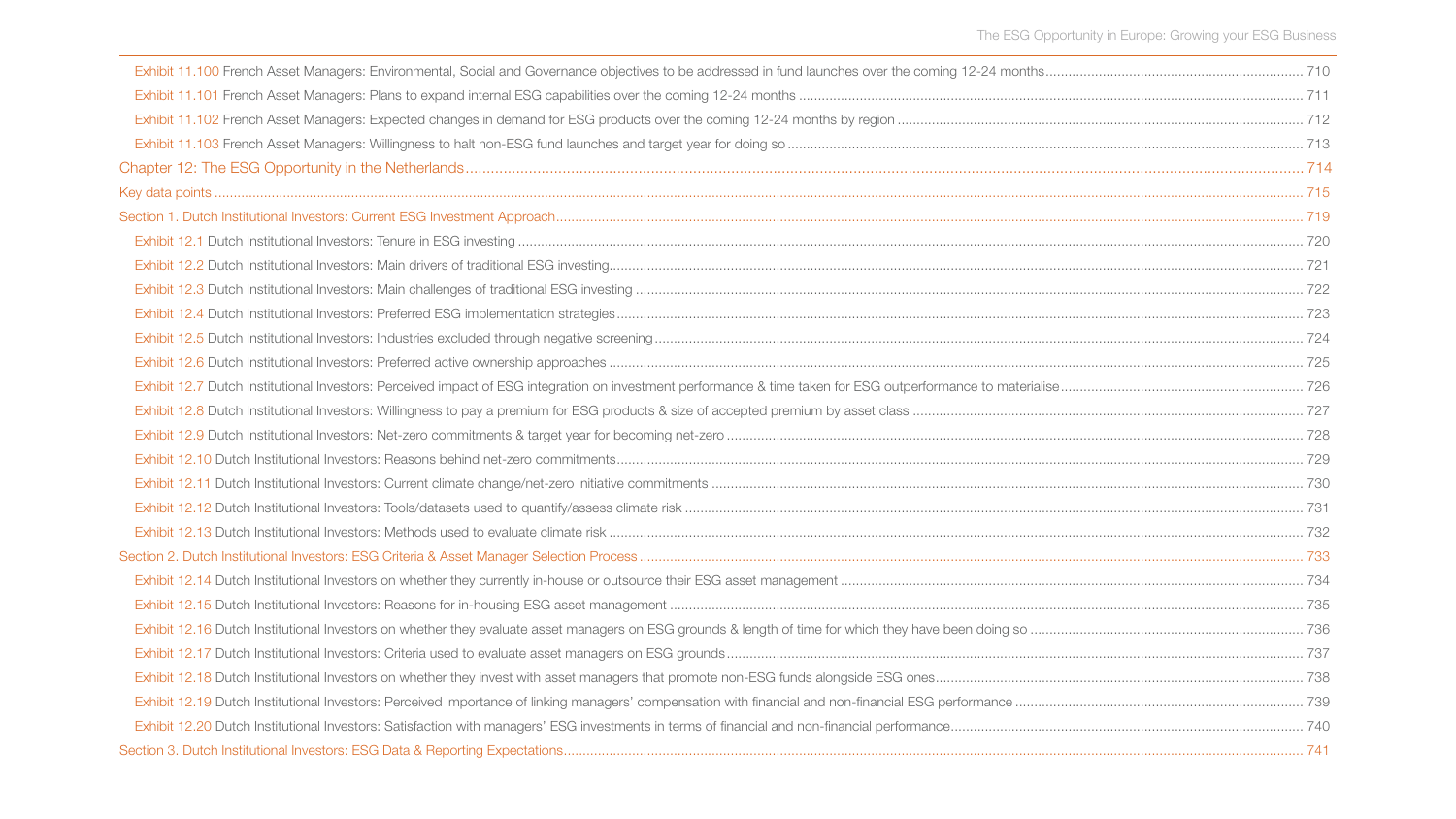Exhibit 11.100 French Asset Managers: Environmental, Social and Governance objectives to be addressed in fund launches over the coming 12-24 months ........ 710

Exhibit 11.101 French Asset Managers: Plans to expand internal ESG capabilities over the coming 12-24 months ........ 711

Exhibit 11.102 French Asset Managers: Expected changes in demand for ESG products over the coming 12-24 months by region ........ 712

Exhibit 11.103 French Asset Managers: Willingness to halt non-ESG fund launches and target year for doing so ........ 713

Chapter 12: The ESG Opportunity in the Netherlands ........ 714

Key data points ........ 715

Section 1. Dutch Institutional Investors: Current ESG Investment Approach ........ 719

Exhibit 12.1 Dutch Institutional Investors: Tenure in ESG investing ........ 720

Exhibit 12.2 Dutch Institutional Investors: Main drivers of traditional ESG investing ........ 721

Exhibit 12.3 Dutch Institutional Investors: Main challenges of traditional ESG investing ........ 722

Exhibit 12.4 Dutch Institutional Investors: Preferred ESG implementation strategies ........ 723

Exhibit 12.5 Dutch Institutional Investors: Industries excluded through negative screening ........ 724

Exhibit 12.6 Dutch Institutional Investors: Preferred active ownership approaches ........ 725

Exhibit 12.7 Dutch Institutional Investors: Perceived impact of ESG integration on investment performance & time taken for ESG outperformance to materialise ........ 726

Exhibit 12.8 Dutch Institutional Investors: Willingness to pay a premium for ESG products & size of accepted premium by asset class ........ 727

Exhibit 12.9 Dutch Institutional Investors: Net-zero commitments & target year for becoming net-zero ........ 728

Exhibit 12.10 Dutch Institutional Investors: Reasons behind net-zero commitments ........ 729

Exhibit 12.11 Dutch Institutional Investors: Current climate change/net-zero initiative commitments ........ 730

Exhibit 12.12 Dutch Institutional Investors: Tools/datasets used to quantify/assess climate risk ........ 731

Exhibit 12.13 Dutch Institutional Investors: Methods used to evaluate climate risk ........ 732

Section 2. Dutch Institutional Investors: ESG Criteria & Asset Manager Selection Process ........ 733

Exhibit 12.14 Dutch Institutional Investors on whether they currently in-house or outsource their ESG asset management ........ 734

Exhibit 12.15 Dutch Institutional Investors: Reasons for in-housing ESG asset management ........ 735

Exhibit 12.16 Dutch Institutional Investors on whether they evaluate asset managers on ESG grounds & length of time for which they have been doing so ........ 736

Exhibit 12.17 Dutch Institutional Investors: Criteria used to evaluate asset managers on ESG grounds ........ 737

Exhibit 12.18 Dutch Institutional Investors on whether they invest with asset managers that promote non-ESG funds alongside ESG ones ........ 738

Exhibit 12.19 Dutch Institutional Investors: Perceived importance of linking managers' compensation with financial and non-financial ESG performance ........ 739

Exhibit 12.20 Dutch Institutional Investors: Satisfaction with managers' ESG investments in terms of financial and non-financial performance ........ 740

Section 3. Dutch Institutional Investors: ESG Data & Reporting Expectations ........ 741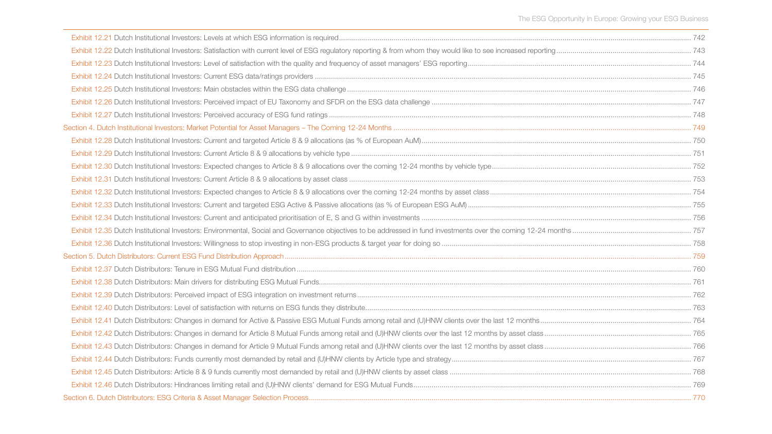Exhibit 12.21 Dutch Institutional Investors: Levels at which ESG information is required ........ 742

Exhibit 12.22 Dutch Institutional Investors: Satisfaction with current level of ESG regulatory reporting & from whom they would like to see increased reporting ........ 743

Exhibit 12.23 Dutch Institutional Investors: Level of satisfaction with the quality and frequency of asset managers' ESG reporting ........ 744

Exhibit 12.24 Dutch Institutional Investors: Current ESG data/ratings providers ........ 745

Exhibit 12.25 Dutch Institutional Investors: Main obstacles within the ESG data challenge ........ 746

Exhibit 12.26 Dutch Institutional Investors: Perceived impact of EU Taxonomy and SFDR on the ESG data challenge ........ 747

Exhibit 12.27 Dutch Institutional Investors: Perceived accuracy of ESG fund ratings ........ 748

Section 4. Dutch Institutional Investors: Market Potential for Asset Managers – The Coming 12-24 Months ........ 749

Exhibit 12.28 Dutch Institutional Investors: Current and targeted Article 8 & 9 allocations (as % of European AuM) ........ 750

Exhibit 12.29 Dutch Institutional Investors: Current Article 8 & 9 allocations by vehicle type ........ 751

Exhibit 12.30 Dutch Institutional Investors: Expected changes to Article 8 & 9 allocations over the coming 12-24 months by vehicle type ........ 752

Exhibit 12.31 Dutch Institutional Investors: Current Article 8 & 9 allocations by asset class ........ 753

Exhibit 12.32 Dutch Institutional Investors: Expected changes to Article 8 & 9 allocations over the coming 12-24 months by asset class ........ 754

Exhibit 12.33 Dutch Institutional Investors: Current and targeted ESG Active & Passive allocations (as % of European ESG AuM) ........ 755

Exhibit 12.34 Dutch Institutional Investors: Current and anticipated prioritisation of E, S and G within investments ........ 756

Exhibit 12.35 Dutch Institutional Investors: Environmental, Social and Governance objectives to be addressed in fund investments over the coming 12-24 months ........ 757

Exhibit 12.36 Dutch Institutional Investors: Willingness to stop investing in non-ESG products & target year for doing so ........ 758

Section 5. Dutch Distributors: Current ESG Fund Distribution Approach ........ 759

Exhibit 12.37 Dutch Distributors: Tenure in ESG Mutual Fund distribution ........ 760

Exhibit 12.38 Dutch Distributors: Main drivers for distributing ESG Mutual Funds ........ 761

Exhibit 12.39 Dutch Distributors: Perceived impact of ESG integration on investment returns ........ 762

Exhibit 12.40 Dutch Distributors: Level of satisfaction with returns on ESG funds they distribute ........ 763

Exhibit 12.41 Dutch Distributors: Changes in demand for Active & Passive ESG Mutual Funds among retail and (U)HNW clients over the last 12 months ........ 764

Exhibit 12.42 Dutch Distributors: Changes in demand for Article 8 Mutual Funds among retail and (U)HNW clients over the last 12 months by asset class ........ 765

Exhibit 12.43 Dutch Distributors: Changes in demand for Article 9 Mutual Funds among retail and (U)HNW clients over the last 12 months by asset class ........ 766

Exhibit 12.44 Dutch Distributors: Funds currently most demanded by retail and (U)HNW clients by Article type and strategy ........ 767

Exhibit 12.45 Dutch Distributors: Article 8 & 9 funds currently most demanded by retail and (U)HNW clients by asset class ........ 768

Exhibit 12.46 Dutch Distributors: Hindrances limiting retail and (U)HNW clients' demand for ESG Mutual Funds ........ 769

Section 6. Dutch Distributors: ESG Criteria & Asset Manager Selection Process ........ 770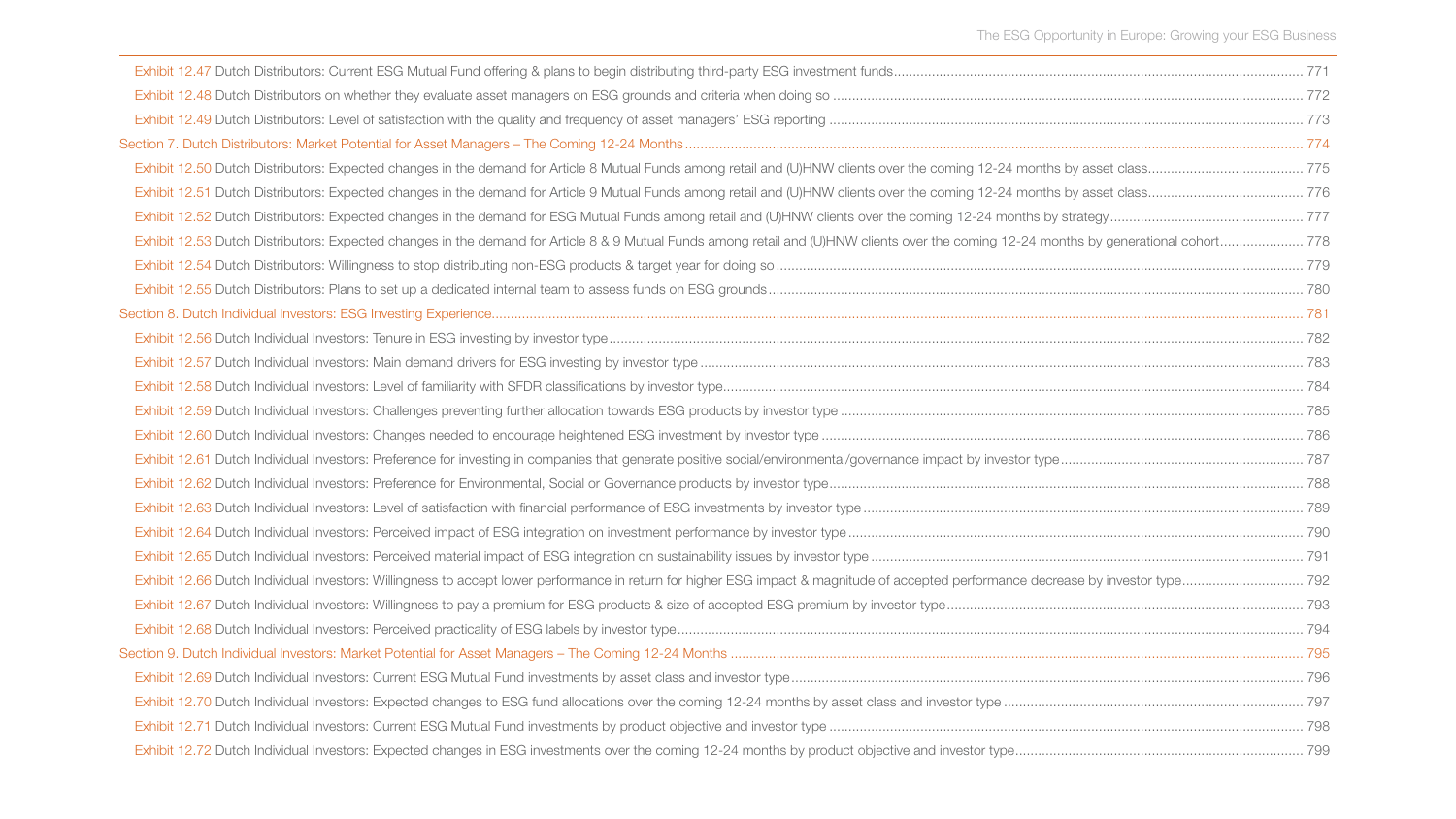Exhibit 12.47 Dutch Distributors: Current ESG Mutual Fund offering & plans to begin distributing third-party ESG investment funds ........ 771

Exhibit 12.48 Dutch Distributors on whether they evaluate asset managers on ESG grounds and criteria when doing so ........ 772

Exhibit 12.49 Dutch Distributors: Level of satisfaction with the quality and frequency of asset managers' ESG reporting ........ 773

Section 7. Dutch Distributors: Market Potential for Asset Managers – The Coming 12-24 Months ........ 774

Exhibit 12.50 Dutch Distributors: Expected changes in the demand for Article 8 Mutual Funds among retail and (U)HNW clients over the coming 12-24 months by asset class ........ 775

Exhibit 12.51 Dutch Distributors: Expected changes in the demand for Article 9 Mutual Funds among retail and (U)HNW clients over the coming 12-24 months by asset class ........ 776

Exhibit 12.52 Dutch Distributors: Expected changes in the demand for ESG Mutual Funds among retail and (U)HNW clients over the coming 12-24 months by strategy ........ 777

Exhibit 12.53 Dutch Distributors: Expected changes in the demand for Article 8 & 9 Mutual Funds among retail and (U)HNW clients over the coming 12-24 months by generational cohort ........ 778

Exhibit 12.54 Dutch Distributors: Willingness to stop distributing non-ESG products & target year for doing so ........ 779

Exhibit 12.55 Dutch Distributors: Plans to set up a dedicated internal team to assess funds on ESG grounds ........ 780

Section 8. Dutch Individual Investors: ESG Investing Experience ........ 781

Exhibit 12.56 Dutch Individual Investors: Tenure in ESG investing by investor type ........ 782

Exhibit 12.57 Dutch Individual Investors: Main demand drivers for ESG investing by investor type ........ 783

Exhibit 12.58 Dutch Individual Investors: Level of familiarity with SFDR classifications by investor type ........ 784

Exhibit 12.59 Dutch Individual Investors: Challenges preventing further allocation towards ESG products by investor type ........ 785

Exhibit 12.60 Dutch Individual Investors: Changes needed to encourage heightened ESG investment by investor type ........ 786

Exhibit 12.61 Dutch Individual Investors: Preference for investing in companies that generate positive social/environmental/governance impact by investor type ........ 787

Exhibit 12.62 Dutch Individual Investors: Preference for Environmental, Social or Governance products by investor type ........ 788

Exhibit 12.63 Dutch Individual Investors: Level of satisfaction with financial performance of ESG investments by investor type ........ 789

Exhibit 12.64 Dutch Individual Investors: Perceived impact of ESG integration on investment performance by investor type ........ 790

Exhibit 12.65 Dutch Individual Investors: Perceived material impact of ESG integration on sustainability issues by investor type ........ 791

Exhibit 12.66 Dutch Individual Investors: Willingness to accept lower performance in return for higher ESG impact & magnitude of accepted performance decrease by investor type ........ 792

Exhibit 12.67 Dutch Individual Investors: Willingness to pay a premium for ESG products & size of accepted ESG premium by investor type ........ 793

Exhibit 12.68 Dutch Individual Investors: Perceived practicality of ESG labels by investor type ........ 794

Section 9. Dutch Individual Investors: Market Potential for Asset Managers – The Coming 12-24 Months ........ 795

Exhibit 12.69 Dutch Individual Investors: Current ESG Mutual Fund investments by asset class and investor type ........ 796

Exhibit 12.70 Dutch Individual Investors: Expected changes to ESG fund allocations over the coming 12-24 months by asset class and investor type ........ 797

Exhibit 12.71 Dutch Individual Investors: Current ESG Mutual Fund investments by product objective and investor type ........ 798

Exhibit 12.72 Dutch Individual Investors: Expected changes in ESG investments over the coming 12-24 months by product objective and investor type ........ 799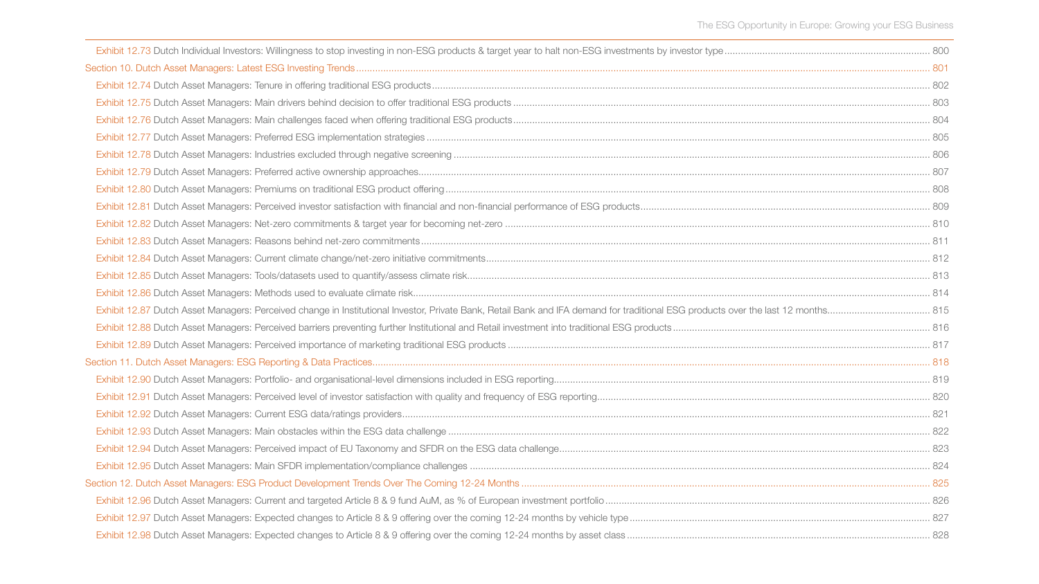Exhibit 12.73 Dutch Individual Investors: Willingness to stop investing in non-ESG products & target year to halt non-ESG investments by investor type ........ 800

Section 10. Dutch Asset Managers: Latest ESG Investing Trends ........ 801

Exhibit 12.74 Dutch Asset Managers: Tenure in offering traditional ESG products ........ 802

Exhibit 12.75 Dutch Asset Managers: Main drivers behind decision to offer traditional ESG products ........ 803

Exhibit 12.76 Dutch Asset Managers: Main challenges faced when offering traditional ESG products ........ 804

Exhibit 12.77 Dutch Asset Managers: Preferred ESG implementation strategies ........ 805

Exhibit 12.78 Dutch Asset Managers: Industries excluded through negative screening ........ 806

Exhibit 12.79 Dutch Asset Managers: Preferred active ownership approaches ........ 807

Exhibit 12.80 Dutch Asset Managers: Premiums on traditional ESG product offering ........ 808

Exhibit 12.81 Dutch Asset Managers: Perceived investor satisfaction with financial and non-financial performance of ESG products ........ 809

Exhibit 12.82 Dutch Asset Managers: Net-zero commitments & target year for becoming net-zero ........ 810

Exhibit 12.83 Dutch Asset Managers: Reasons behind net-zero commitments ........ 811

Exhibit 12.84 Dutch Asset Managers: Current climate change/net-zero initiative commitments ........ 812

Exhibit 12.85 Dutch Asset Managers: Tools/datasets used to quantify/assess climate risk ........ 813

Exhibit 12.86 Dutch Asset Managers: Methods used to evaluate climate risk ........ 814

Exhibit 12.87 Dutch Asset Managers: Perceived change in Institutional Investor, Private Bank, Retail Bank and IFA demand for traditional ESG products over the last 12 months ........ 815

Exhibit 12.88 Dutch Asset Managers: Perceived barriers preventing further Institutional and Retail investment into traditional ESG products ........ 816

Exhibit 12.89 Dutch Asset Managers: Perceived importance of marketing traditional ESG products ........ 817

Section 11. Dutch Asset Managers: ESG Reporting & Data Practices ........ 818

Exhibit 12.90 Dutch Asset Managers: Portfolio- and organisational-level dimensions included in ESG reporting ........ 819

Exhibit 12.91 Dutch Asset Managers: Perceived level of investor satisfaction with quality and frequency of ESG reporting ........ 820

Exhibit 12.92 Dutch Asset Managers: Current ESG data/ratings providers ........ 821

Exhibit 12.93 Dutch Asset Managers: Main obstacles within the ESG data challenge ........ 822

Exhibit 12.94 Dutch Asset Managers: Perceived impact of EU Taxonomy and SFDR on the ESG data challenge ........ 823

Exhibit 12.95 Dutch Asset Managers: Main SFDR implementation/compliance challenges ........ 824

Section 12. Dutch Asset Managers: ESG Product Development Trends Over The Coming 12-24 Months ........ 825

Exhibit 12.96 Dutch Asset Managers: Current and targeted Article 8 & 9 fund AuM, as % of European investment portfolio ........ 826

Exhibit 12.97 Dutch Asset Managers: Expected changes to Article 8 & 9 offering over the coming 12-24 months by vehicle type ........ 827

Exhibit 12.98 Dutch Asset Managers: Expected changes to Article 8 & 9 offering over the coming 12-24 months by asset class ........ 828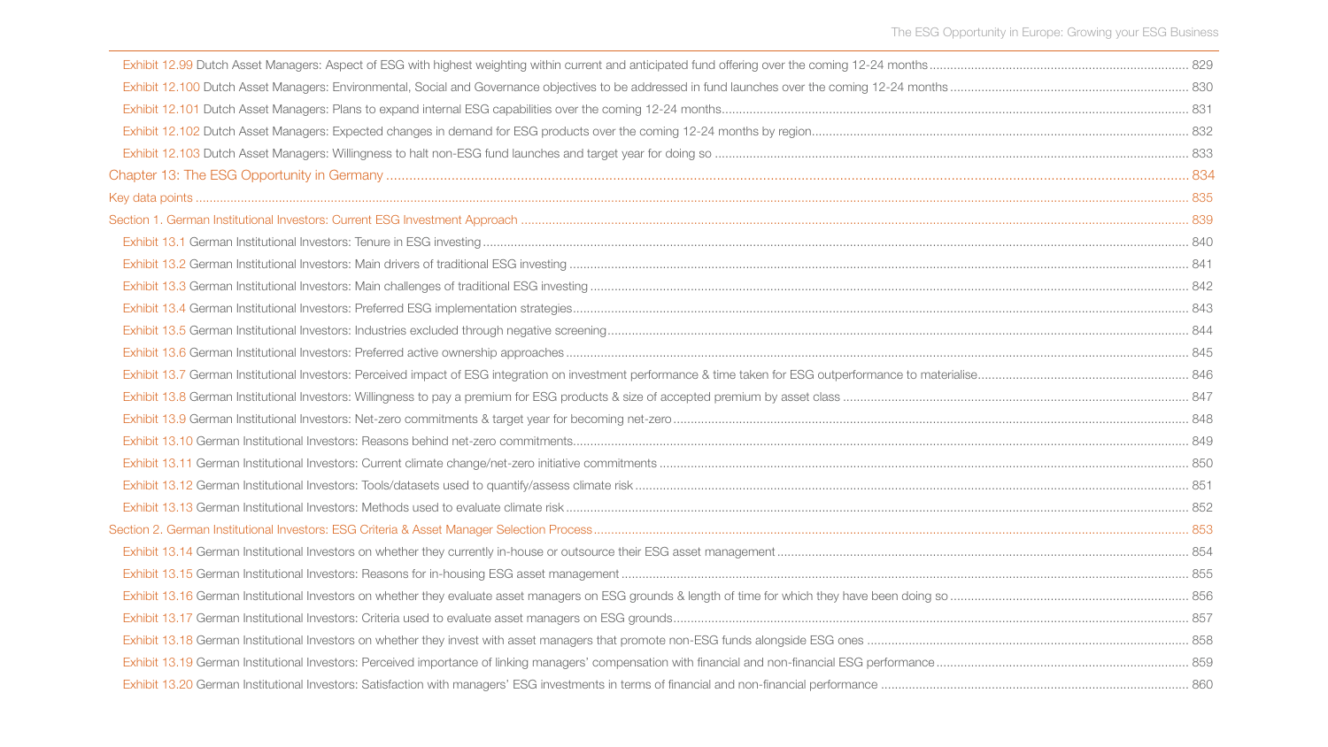Exhibit 12.99 Dutch Asset Managers: Aspect of ESG with highest weighting within current and anticipated fund offering over the coming 12-24 months ........ 829

Exhibit 12.100 Dutch Asset Managers: Environmental, Social and Governance objectives to be addressed in fund launches over the coming 12-24 months ........ 830

Exhibit 12.101 Dutch Asset Managers: Plans to expand internal ESG capabilities over the coming 12-24 months ........ 831

Exhibit 12.102 Dutch Asset Managers: Expected changes in demand for ESG products over the coming 12-24 months by region ........ 832

Exhibit 12.103 Dutch Asset Managers: Willingness to halt non-ESG fund launches and target year for doing so ........ 833

Chapter 13: The ESG Opportunity in Germany ........ 834

Key data points ........ 835

Section 1. German Institutional Investors: Current ESG Investment Approach ........ 839

Exhibit 13.1 German Institutional Investors: Tenure in ESG investing ........ 840

Exhibit 13.2 German Institutional Investors: Main drivers of traditional ESG investing ........ 841

Exhibit 13.3 German Institutional Investors: Main challenges of traditional ESG investing ........ 842

Exhibit 13.4 German Institutional Investors: Preferred ESG implementation strategies ........ 843

Exhibit 13.5 German Institutional Investors: Industries excluded through negative screening ........ 844

Exhibit 13.6 German Institutional Investors: Preferred active ownership approaches ........ 845

Exhibit 13.7 German Institutional Investors: Perceived impact of ESG integration on investment performance & time taken for ESG outperformance to materialise ........ 846

Exhibit 13.8 German Institutional Investors: Willingness to pay a premium for ESG products & size of accepted premium by asset class ........ 847

Exhibit 13.9 German Institutional Investors: Net-zero commitments & target year for becoming net-zero ........ 848

Exhibit 13.10 German Institutional Investors: Reasons behind net-zero commitments ........ 849

Exhibit 13.11 German Institutional Investors: Current climate change/net-zero initiative commitments ........ 850

Exhibit 13.12 German Institutional Investors: Tools/datasets used to quantify/assess climate risk ........ 851

Exhibit 13.13 German Institutional Investors: Methods used to evaluate climate risk ........ 852

Section 2. German Institutional Investors: ESG Criteria & Asset Manager Selection Process ........ 853

Exhibit 13.14 German Institutional Investors on whether they currently in-house or outsource their ESG asset management ........ 854

Exhibit 13.15 German Institutional Investors: Reasons for in-housing ESG asset management ........ 855

Exhibit 13.16 German Institutional Investors on whether they evaluate asset managers on ESG grounds & length of time for which they have been doing so ........ 856

Exhibit 13.17 German Institutional Investors: Criteria used to evaluate asset managers on ESG grounds ........ 857

Exhibit 13.18 German Institutional Investors on whether they invest with asset managers that promote non-ESG funds alongside ESG ones ........ 858

Exhibit 13.19 German Institutional Investors: Perceived importance of linking managers' compensation with financial and non-financial ESG performance ........ 859

Exhibit 13.20 German Institutional Investors: Satisfaction with managers' ESG investments in terms of financial and non-financial performance ........ 860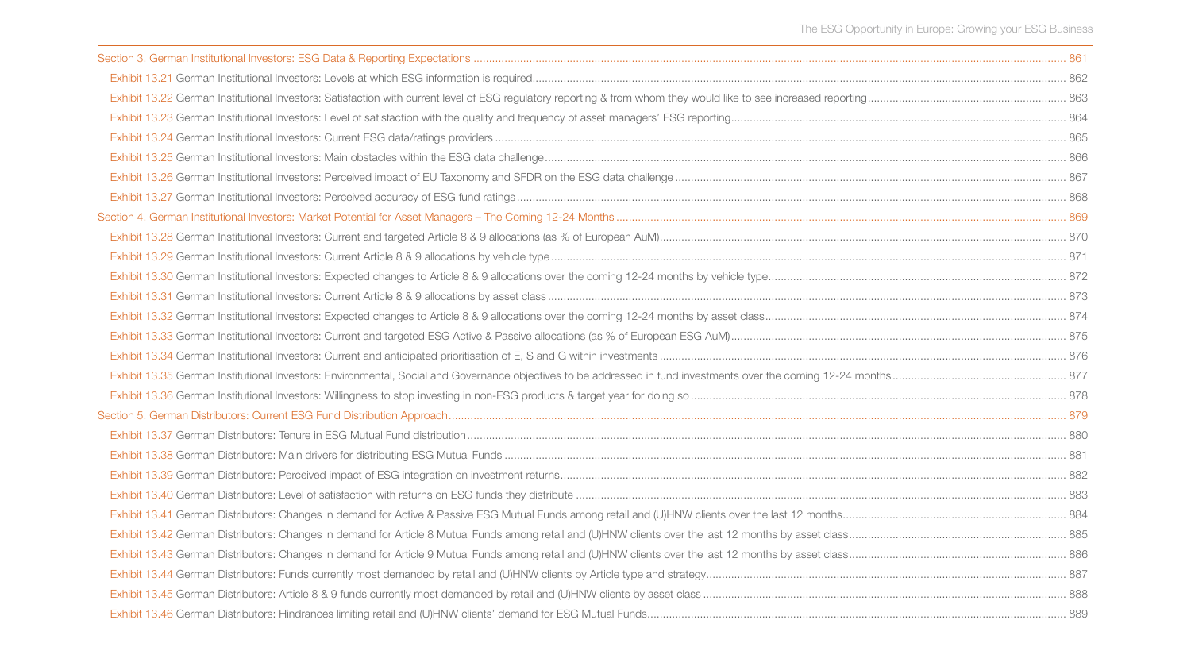Section 3. German Institutional Investors: ESG Data & Reporting Expectations ....... 861

Exhibit 13.21 German Institutional Investors: Levels at which ESG information is required ....... 862

Exhibit 13.22 German Institutional Investors: Satisfaction with current level of ESG regulatory reporting & from whom they would like to see increased reporting ....... 863

Exhibit 13.23 German Institutional Investors: Level of satisfaction with the quality and frequency of asset managers' ESG reporting ....... 864

Exhibit 13.24 German Institutional Investors: Current ESG data/ratings providers ....... 865

Exhibit 13.25 German Institutional Investors: Main obstacles within the ESG data challenge ....... 866

Exhibit 13.26 German Institutional Investors: Perceived impact of EU Taxonomy and SFDR on the ESG data challenge ....... 867

Exhibit 13.27 German Institutional Investors: Perceived accuracy of ESG fund ratings ....... 868

Section 4. German Institutional Investors: Market Potential for Asset Managers – The Coming 12-24 Months ....... 869

Exhibit 13.28 German Institutional Investors: Current and targeted Article 8 & 9 allocations (as % of European AuM) ....... 870

Exhibit 13.29 German Institutional Investors: Current Article 8 & 9 allocations by vehicle type ....... 871

Exhibit 13.30 German Institutional Investors: Expected changes to Article 8 & 9 allocations over the coming 12-24 months by vehicle type ....... 872

Exhibit 13.31 German Institutional Investors: Current Article 8 & 9 allocations by asset class ....... 873

Exhibit 13.32 German Institutional Investors: Expected changes to Article 8 & 9 allocations over the coming 12-24 months by asset class ....... 874

Exhibit 13.33 German Institutional Investors: Current and targeted ESG Active & Passive allocations (as % of European ESG AuM) ....... 875

Exhibit 13.34 German Institutional Investors: Current and anticipated prioritisation of E, S and G within investments ....... 876

Exhibit 13.35 German Institutional Investors: Environmental, Social and Governance objectives to be addressed in fund investments over the coming 12-24 months ....... 877

Exhibit 13.36 German Institutional Investors: Willingness to stop investing in non-ESG products & target year for doing so ....... 878

Section 5. German Distributors: Current ESG Fund Distribution Approach ....... 879

Exhibit 13.37 German Distributors: Tenure in ESG Mutual Fund distribution ....... 880

Exhibit 13.38 German Distributors: Main drivers for distributing ESG Mutual Funds ....... 881

Exhibit 13.39 German Distributors: Perceived impact of ESG integration on investment returns ....... 882

Exhibit 13.40 German Distributors: Level of satisfaction with returns on ESG funds they distribute ....... 883

Exhibit 13.41 German Distributors: Changes in demand for Active & Passive ESG Mutual Funds among retail and (U)HNW clients over the last 12 months ....... 884

Exhibit 13.42 German Distributors: Changes in demand for Article 8 Mutual Funds among retail and (U)HNW clients over the last 12 months by asset class ....... 885

Exhibit 13.43 German Distributors: Changes in demand for Article 9 Mutual Funds among retail and (U)HNW clients over the last 12 months by asset class ....... 886

Exhibit 13.44 German Distributors: Funds currently most demanded by retail and (U)HNW clients by Article type and strategy ....... 887

Exhibit 13.45 German Distributors: Article 8 & 9 funds currently most demanded by retail and (U)HNW clients by asset class ....... 888

Exhibit 13.46 German Distributors: Hindrances limiting retail and (U)HNW clients' demand for ESG Mutual Funds ....... 889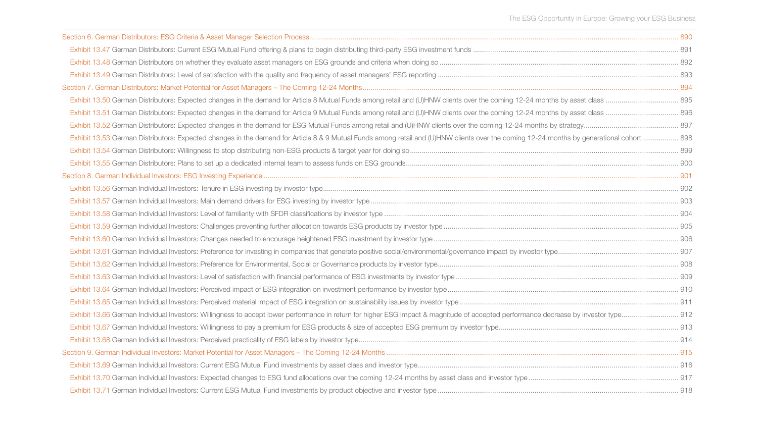Section 6. German Distributors: ESG Criteria & Asset Manager Selection Process....................................................................................................................................................................................................... 890

Exhibit 13.47 German Distributors: Current ESG Mutual Fund offering & plans to begin distributing third-party ESG investment funds ....................................................................................................... 891

Exhibit 13.48 German Distributors on whether they evaluate asset managers on ESG grounds and criteria when doing so ........................................................................................................................ 892

Exhibit 13.49 German Distributors: Level of satisfaction with the quality and frequency of asset managers' ESG reporting ......................................................................................................................... 893

Section 7. German Distributors: Market Potential for Asset Managers – The Coming 12-24 Months............................................................................................................................................................................ 894

Exhibit 13.50 German Distributors: Expected changes in the demand for Article 8 Mutual Funds among retail and (U)HNW clients over the coming 12-24 months by asset class ..................................... 895

Exhibit 13.51 German Distributors: Expected changes in the demand for Article 9 Mutual Funds among retail and (U)HNW clients over the coming 12-24 months by asset class ..................................... 896

Exhibit 13.52 German Distributors: Expected changes in the demand for ESG Mutual Funds among retail and (U)HNW clients over the coming 12-24 months by strategy............................................... 897

Exhibit 13.53 German Distributors: Expected changes in the demand for Article 8 & 9 Mutual Funds among retail and (U)HNW clients over the coming 12-24 months by generational cohort.................. 898

Exhibit 13.54 German Distributors: Willingness to stop distributing non-ESG products & target year for doing so...................................................................................................................................... 899

Exhibit 13.55 German Distributors: Plans to set up a dedicated internal team to assess funds on ESG grounds......................................................................................................................................... 900

Section 8. German Individual Investors: ESG Investing Experience ......................................................................................................................................................................................................................... 901

Exhibit 13.56 German Individual Investors: Tenure in ESG investing by investor type.................................................................................................................................................................... 902

Exhibit 13.57 German Individual Investors: Main demand drivers for ESG investing by investor type.......................................................................................................................................................... 903

Exhibit 13.58 German Individual Investors: Level of familiarity with SFDR classifications by investor type ................................................................................................................................................... 904

Exhibit 13.59 German Individual Investors: Challenges preventing further allocation towards ESG products by investor type ...................................................................................................................... 905

Exhibit 13.60 German Individual Investors: Changes needed to encourage heightened ESG investment by investor type .......................................................................................................................... 906

Exhibit 13.61 German Individual Investors: Preference for investing in companies that generate positive social/environmental/governance impact by investor type............................................................ 907

Exhibit 13.62 German Individual Investors: Preference for Environmental, Social or Governance products by investor type......................................................................................................................... 908

Exhibit 13.63 German Individual Investors: Level of satisfaction with financial performance of ESG investments by investor type ................................................................................................................. 909

Exhibit 13.64 German Individual Investors: Perceived impact of ESG integration on investment performance by investor type.................................................................................................................... 910

Exhibit 13.65 German Individual Investors: Perceived material impact of ESG integration on sustainability issues by investor type.............................................................................................................. 911

Exhibit 13.66 German Individual Investors: Willingness to accept lower performance in return for higher ESG impact & magnitude of accepted performance decrease by investor type............................ 912

Exhibit 13.67 German Individual Investors: Willingness to pay a premium for ESG products & size of accepted ESG premium by investor type.......................................................................................... 913

Exhibit 13.68 German Individual Investors: Perceived practicality of ESG labels by investor type.................................................................................................................................................................. 914

Section 9. German Individual Investors: Market Potential for Asset Managers – The Coming 12-24 Months .................................................................................................................................................................... 915

Exhibit 13.69 German Individual Investors: Current ESG Mutual Fund investments by asset class and investor type.................................................................................................................................. 916

Exhibit 13.70 German Individual Investors: Expected changes to ESG fund allocations over the coming 12-24 months by asset class and investor type ........................................................................... 917

Exhibit 13.71 German Individual Investors: Current ESG Mutual Fund investments by product objective and investor type ......................................................................................................................... 918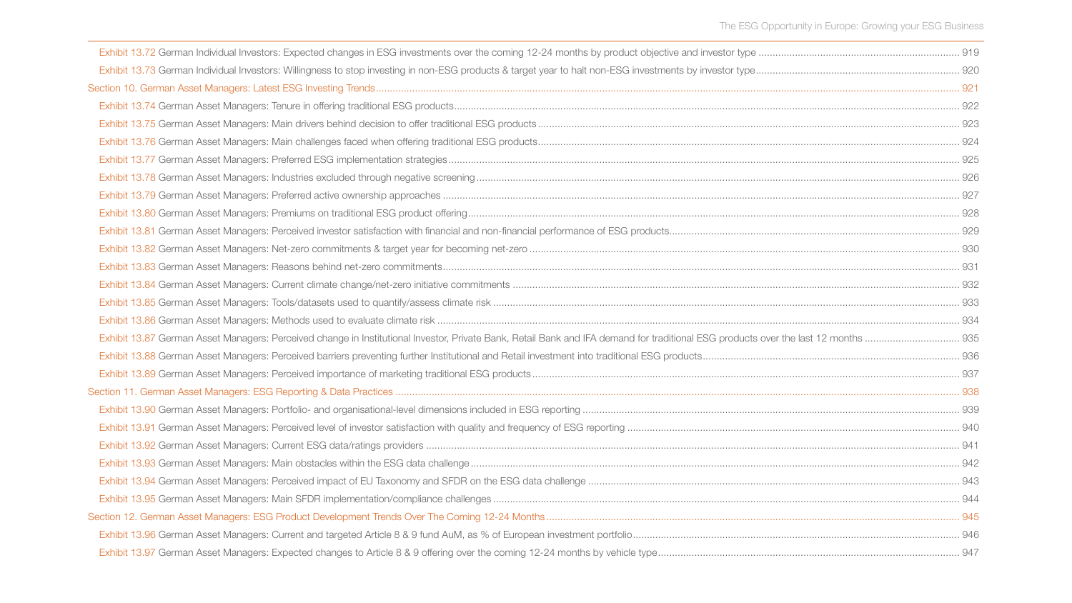Exhibit 13.72 German Individual Investors: Expected changes in ESG investments over the coming 12-24 months by product objective and investor type ........ 919

Exhibit 13.73 German Individual Investors: Willingness to stop investing in non-ESG products & target year to halt non-ESG investments by investor type ........ 920

Section 10. German Asset Managers: Latest ESG Investing Trends ........ 921

Exhibit 13.74 German Asset Managers: Tenure in offering traditional ESG products ........ 922

Exhibit 13.75 German Asset Managers: Main drivers behind decision to offer traditional ESG products ........ 923

Exhibit 13.76 German Asset Managers: Main challenges faced when offering traditional ESG products ........ 924

Exhibit 13.77 German Asset Managers: Preferred ESG implementation strategies ........ 925

Exhibit 13.78 German Asset Managers: Industries excluded through negative screening ........ 926

Exhibit 13.79 German Asset Managers: Preferred active ownership approaches ........ 927

Exhibit 13.80 German Asset Managers: Premiums on traditional ESG product offering ........ 928

Exhibit 13.81 German Asset Managers: Perceived investor satisfaction with financial and non-financial performance of ESG products ........ 929

Exhibit 13.82 German Asset Managers: Net-zero commitments & target year for becoming net-zero ........ 930

Exhibit 13.83 German Asset Managers: Reasons behind net-zero commitments ........ 931

Exhibit 13.84 German Asset Managers: Current climate change/net-zero initiative commitments ........ 932

Exhibit 13.85 German Asset Managers: Tools/datasets used to quantify/assess climate risk ........ 933

Exhibit 13.86 German Asset Managers: Methods used to evaluate climate risk ........ 934

Exhibit 13.87 German Asset Managers: Perceived change in Institutional Investor, Private Bank, Retail Bank and IFA demand for traditional ESG products over the last 12 months ........ 935

Exhibit 13.88 German Asset Managers: Perceived barriers preventing further Institutional and Retail investment into traditional ESG products ........ 936

Exhibit 13.89 German Asset Managers: Perceived importance of marketing traditional ESG products ........ 937

Section 11. German Asset Managers: ESG Reporting & Data Practices ........ 938

Exhibit 13.90 German Asset Managers: Portfolio- and organisational-level dimensions included in ESG reporting ........ 939

Exhibit 13.91 German Asset Managers: Perceived level of investor satisfaction with quality and frequency of ESG reporting ........ 940

Exhibit 13.92 German Asset Managers: Current ESG data/ratings providers ........ 941

Exhibit 13.93 German Asset Managers: Main obstacles within the ESG data challenge ........ 942

Exhibit 13.94 German Asset Managers: Perceived impact of EU Taxonomy and SFDR on the ESG data challenge ........ 943

Exhibit 13.95 German Asset Managers: Main SFDR implementation/compliance challenges ........ 944

Section 12. German Asset Managers: ESG Product Development Trends Over The Coming 12-24 Months ........ 945

Exhibit 13.96 German Asset Managers: Current and targeted Article 8 & 9 fund AuM, as % of European investment portfolio ........ 946

Exhibit 13.97 German Asset Managers: Expected changes to Article 8 & 9 offering over the coming 12-24 months by vehicle type ........ 947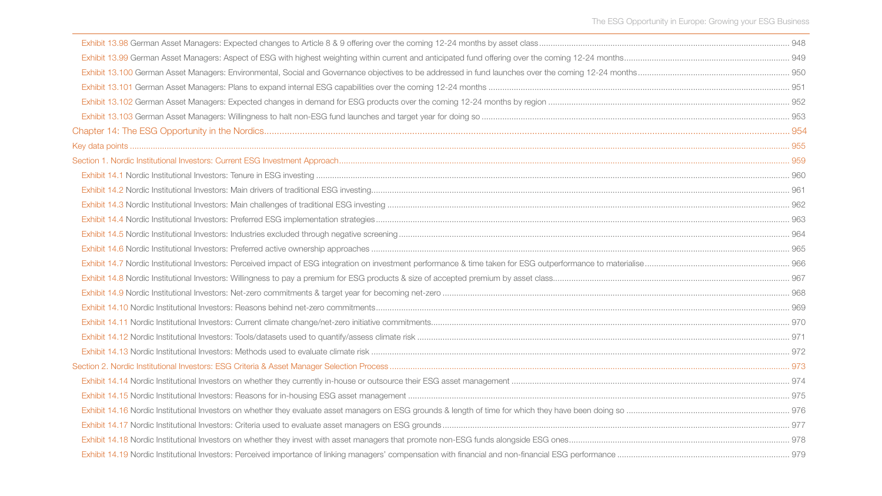Exhibit 13.98 German Asset Managers: Expected changes to Article 8 & 9 offering over the coming 12-24 months by asset class .......... 948

Exhibit 13.99 German Asset Managers: Aspect of ESG with highest weighting within current and anticipated fund offering over the coming 12-24 months .......... 949

Exhibit 13.100 German Asset Managers: Environmental, Social and Governance objectives to be addressed in fund launches over the coming 12-24 months .......... 950

Exhibit 13.101 German Asset Managers: Plans to expand internal ESG capabilities over the coming 12-24 months .......... 951

Exhibit 13.102 German Asset Managers: Expected changes in demand for ESG products over the coming 12-24 months by region .......... 952

Exhibit 13.103 German Asset Managers: Willingness to halt non-ESG fund launches and target year for doing so .......... 953

Chapter 14: The ESG Opportunity in the Nordics .......... 954

Key data points .......... 955

Section 1. Nordic Institutional Investors: Current ESG Investment Approach .......... 959

Exhibit 14.1 Nordic Institutional Investors: Tenure in ESG investing .......... 960

Exhibit 14.2 Nordic Institutional Investors: Main drivers of traditional ESG investing .......... 961

Exhibit 14.3 Nordic Institutional Investors: Main challenges of traditional ESG investing .......... 962

Exhibit 14.4 Nordic Institutional Investors: Preferred ESG implementation strategies .......... 963

Exhibit 14.5 Nordic Institutional Investors: Industries excluded through negative screening .......... 964

Exhibit 14.6 Nordic Institutional Investors: Preferred active ownership approaches .......... 965

Exhibit 14.7 Nordic Institutional Investors: Perceived impact of ESG integration on investment performance & time taken for ESG outperformance to materialise .......... 966

Exhibit 14.8 Nordic Institutional Investors: Willingness to pay a premium for ESG products & size of accepted premium by asset class .......... 967

Exhibit 14.9 Nordic Institutional Investors: Net-zero commitments & target year for becoming net-zero .......... 968

Exhibit 14.10 Nordic Institutional Investors: Reasons behind net-zero commitments .......... 969

Exhibit 14.11 Nordic Institutional Investors: Current climate change/net-zero initiative commitments .......... 970

Exhibit 14.12 Nordic Institutional Investors: Tools/datasets used to quantify/assess climate risk .......... 971

Exhibit 14.13 Nordic Institutional Investors: Methods used to evaluate climate risk .......... 972

Section 2. Nordic Institutional Investors: ESG Criteria & Asset Manager Selection Process .......... 973

Exhibit 14.14 Nordic Institutional Investors on whether they currently in-house or outsource their ESG asset management .......... 974

Exhibit 14.15 Nordic Institutional Investors: Reasons for in-housing ESG asset management .......... 975

Exhibit 14.16 Nordic Institutional Investors on whether they evaluate asset managers on ESG grounds & length of time for which they have been doing so .......... 976

Exhibit 14.17 Nordic Institutional Investors: Criteria used to evaluate asset managers on ESG grounds .......... 977

Exhibit 14.18 Nordic Institutional Investors on whether they invest with asset managers that promote non-ESG funds alongside ESG ones .......... 978

Exhibit 14.19 Nordic Institutional Investors: Perceived importance of linking managers' compensation with financial and non-financial ESG performance .......... 979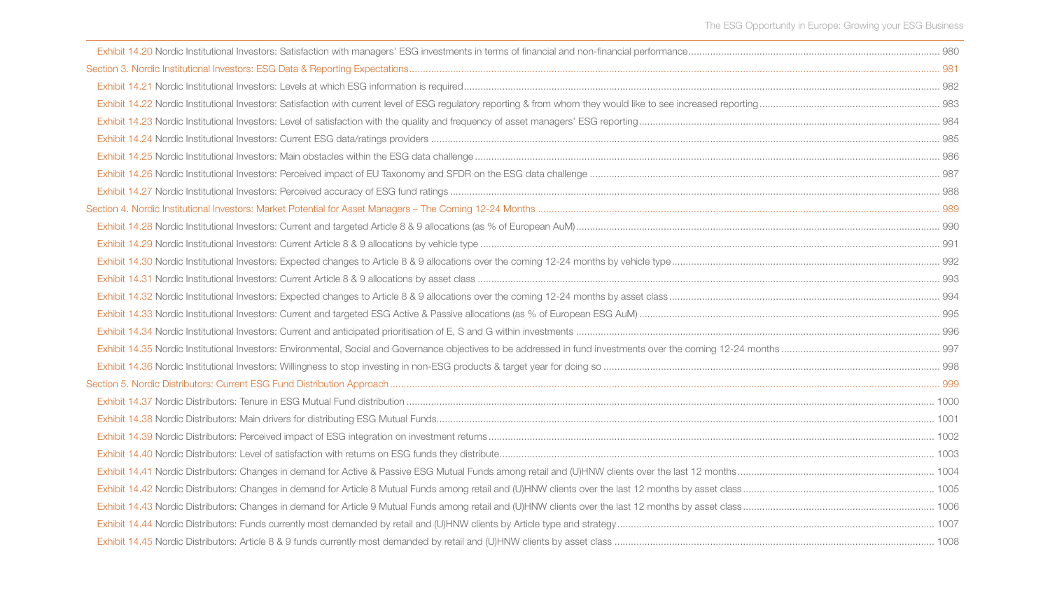Exhibit 14.20 Nordic Institutional Investors: Satisfaction with managers' ESG investments in terms of financial and non-financial performance ........ 980

Section 3. Nordic Institutional Investors: ESG Data & Reporting Expectations ........ 981

Exhibit 14.21 Nordic Institutional Investors: Levels at which ESG information is required ........ 982

Exhibit 14.22 Nordic Institutional Investors: Satisfaction with current level of ESG regulatory reporting & from whom they would like to see increased reporting ........ 983

Exhibit 14.23 Nordic Institutional Investors: Level of satisfaction with the quality and frequency of asset managers' ESG reporting ........ 984

Exhibit 14.24 Nordic Institutional Investors: Current ESG data/ratings providers ........ 985

Exhibit 14.25 Nordic Institutional Investors: Main obstacles within the ESG data challenge ........ 986

Exhibit 14.26 Nordic Institutional Investors: Perceived impact of EU Taxonomy and SFDR on the ESG data challenge ........ 987

Exhibit 14.27 Nordic Institutional Investors: Perceived accuracy of ESG fund ratings ........ 988

Section 4. Nordic Institutional Investors: Market Potential for Asset Managers – The Coming 12-24 Months ........ 989

Exhibit 14.28 Nordic Institutional Investors: Current and targeted Article 8 & 9 allocations (as % of European AuM) ........ 990

Exhibit 14.29 Nordic Institutional Investors: Current Article 8 & 9 allocations by vehicle type ........ 991

Exhibit 14.30 Nordic Institutional Investors: Expected changes to Article 8 & 9 allocations over the coming 12-24 months by vehicle type ........ 992

Exhibit 14.31 Nordic Institutional Investors: Current Article 8 & 9 allocations by asset class ........ 993

Exhibit 14.32 Nordic Institutional Investors: Expected changes to Article 8 & 9 allocations over the coming 12-24 months by asset class ........ 994

Exhibit 14.33 Nordic Institutional Investors: Current and targeted ESG Active & Passive allocations (as % of European ESG AuM) ........ 995

Exhibit 14.34 Nordic Institutional Investors: Current and anticipated prioritisation of E, S and G within investments ........ 996

Exhibit 14.35 Nordic Institutional Investors: Environmental, Social and Governance objectives to be addressed in fund investments over the coming 12-24 months ........ 997

Exhibit 14.36 Nordic Institutional Investors: Willingness to stop investing in non-ESG products & target year for doing so ........ 998

Section 5. Nordic Distributors: Current ESG Fund Distribution Approach ........ 999

Exhibit 14.37 Nordic Distributors: Tenure in ESG Mutual Fund distribution ........ 1000

Exhibit 14.38 Nordic Distributors: Main drivers for distributing ESG Mutual Funds ........ 1001

Exhibit 14.39 Nordic Distributors: Perceived impact of ESG integration on investment returns ........ 1002

Exhibit 14.40 Nordic Distributors: Level of satisfaction with returns on ESG funds they distribute ........ 1003

Exhibit 14.41 Nordic Distributors: Changes in demand for Active & Passive ESG Mutual Funds among retail and (U)HNW clients over the last 12 months ........ 1004

Exhibit 14.42 Nordic Distributors: Changes in demand for Article 8 Mutual Funds among retail and (U)HNW clients over the last 12 months by asset class ........ 1005

Exhibit 14.43 Nordic Distributors: Changes in demand for Article 9 Mutual Funds among retail and (U)HNW clients over the last 12 months by asset class ........ 1006

Exhibit 14.44 Nordic Distributors: Funds currently most demanded by retail and (U)HNW clients by Article type and strategy ........ 1007

Exhibit 14.45 Nordic Distributors: Article 8 & 9 funds currently most demanded by retail and (U)HNW clients by asset class ........ 1008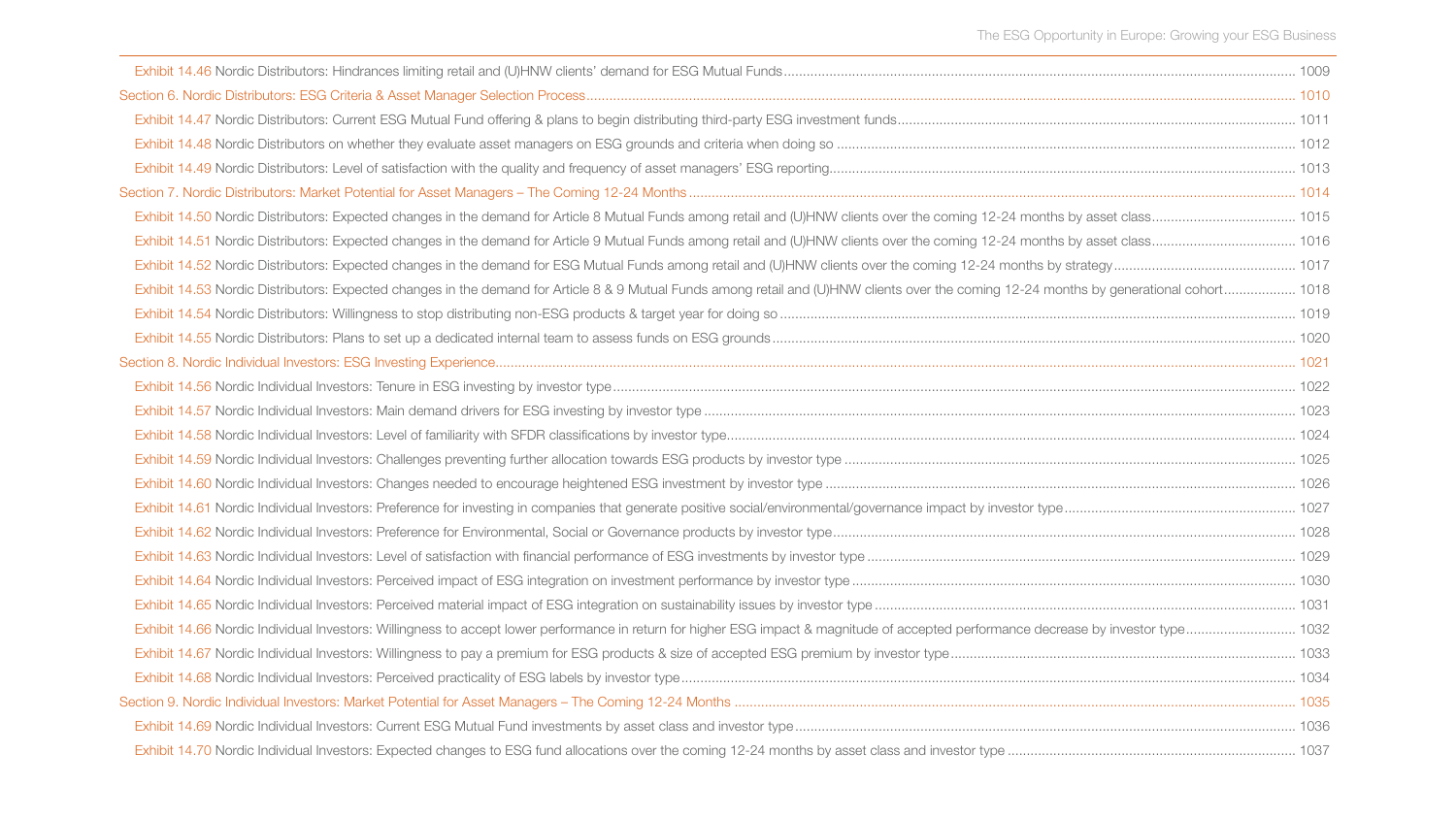Exhibit 14.46 Nordic Distributors: Hindrances limiting retail and (U)HNW clients' demand for ESG Mutual Funds ........ 1009

Section 6. Nordic Distributors: ESG Criteria & Asset Manager Selection Process ........ 1010

Exhibit 14.47 Nordic Distributors: Current ESG Mutual Fund offering & plans to begin distributing third-party ESG investment funds ........ 1011

Exhibit 14.48 Nordic Distributors on whether they evaluate asset managers on ESG grounds and criteria when doing so ........ 1012

Exhibit 14.49 Nordic Distributors: Level of satisfaction with the quality and frequency of asset managers' ESG reporting ........ 1013

Section 7. Nordic Distributors: Market Potential for Asset Managers – The Coming 12-24 Months ........ 1014

Exhibit 14.50 Nordic Distributors: Expected changes in the demand for Article 8 Mutual Funds among retail and (U)HNW clients over the coming 12-24 months by asset class ........ 1015

Exhibit 14.51 Nordic Distributors: Expected changes in the demand for Article 9 Mutual Funds among retail and (U)HNW clients over the coming 12-24 months by asset class ........ 1016

Exhibit 14.52 Nordic Distributors: Expected changes in the demand for ESG Mutual Funds among retail and (U)HNW clients over the coming 12-24 months by strategy ........ 1017

Exhibit 14.53 Nordic Distributors: Expected changes in the demand for Article 8 & 9 Mutual Funds among retail and (U)HNW clients over the coming 12-24 months by generational cohort ........ 1018

Exhibit 14.54 Nordic Distributors: Willingness to stop distributing non-ESG products & target year for doing so ........ 1019

Exhibit 14.55 Nordic Distributors: Plans to set up a dedicated internal team to assess funds on ESG grounds ........ 1020

Section 8. Nordic Individual Investors: ESG Investing Experience ........ 1021

Exhibit 14.56 Nordic Individual Investors: Tenure in ESG investing by investor type ........ 1022

Exhibit 14.57 Nordic Individual Investors: Main demand drivers for ESG investing by investor type ........ 1023

Exhibit 14.58 Nordic Individual Investors: Level of familiarity with SFDR classifications by investor type ........ 1024

Exhibit 14.59 Nordic Individual Investors: Challenges preventing further allocation towards ESG products by investor type ........ 1025

Exhibit 14.60 Nordic Individual Investors: Changes needed to encourage heightened ESG investment by investor type ........ 1026

Exhibit 14.61 Nordic Individual Investors: Preference for investing in companies that generate positive social/environmental/governance impact by investor type ........ 1027

Exhibit 14.62 Nordic Individual Investors: Preference for Environmental, Social or Governance products by investor type ........ 1028

Exhibit 14.63 Nordic Individual Investors: Level of satisfaction with financial performance of ESG investments by investor type ........ 1029

Exhibit 14.64 Nordic Individual Investors: Perceived impact of ESG integration on investment performance by investor type ........ 1030

Exhibit 14.65 Nordic Individual Investors: Perceived material impact of ESG integration on sustainability issues by investor type ........ 1031

Exhibit 14.66 Nordic Individual Investors: Willingness to accept lower performance in return for higher ESG impact & magnitude of accepted performance decrease by investor type ........ 1032

Exhibit 14.67 Nordic Individual Investors: Willingness to pay a premium for ESG products & size of accepted ESG premium by investor type ........ 1033

Exhibit 14.68 Nordic Individual Investors: Perceived practicality of ESG labels by investor type ........ 1034

Section 9. Nordic Individual Investors: Market Potential for Asset Managers – The Coming 12-24 Months ........ 1035

Exhibit 14.69 Nordic Individual Investors: Current ESG Mutual Fund investments by asset class and investor type ........ 1036

Exhibit 14.70 Nordic Individual Investors: Expected changes to ESG fund allocations over the coming 12-24 months by asset class and investor type ........ 1037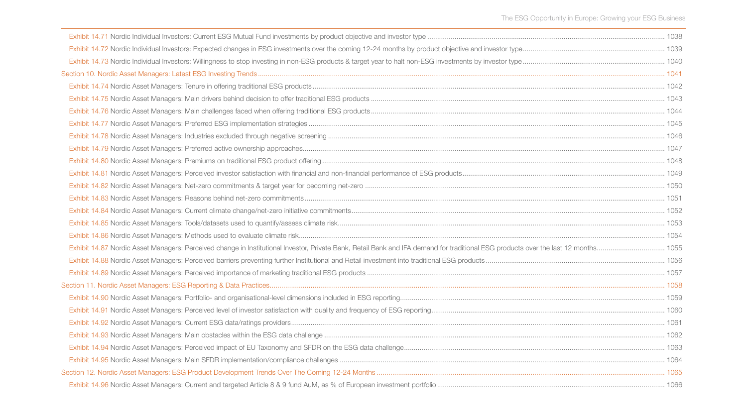Exhibit 14.71 Nordic Individual Investors: Current ESG Mutual Fund investments by product objective and investor type ........ 1038

Exhibit 14.72 Nordic Individual Investors: Expected changes in ESG investments over the coming 12-24 months by product objective and investor type ........ 1039

Exhibit 14.73 Nordic Individual Investors: Willingness to stop investing in non-ESG products & target year to halt non-ESG investments by investor type ........ 1040

Section 10. Nordic Asset Managers: Latest ESG Investing Trends ........ 1041

Exhibit 14.74 Nordic Asset Managers: Tenure in offering traditional ESG products ........ 1042

Exhibit 14.75 Nordic Asset Managers: Main drivers behind decision to offer traditional ESG products ........ 1043

Exhibit 14.76 Nordic Asset Managers: Main challenges faced when offering traditional ESG products ........ 1044

Exhibit 14.77 Nordic Asset Managers: Preferred ESG implementation strategies ........ 1045

Exhibit 14.78 Nordic Asset Managers: Industries excluded through negative screening ........ 1046

Exhibit 14.79 Nordic Asset Managers: Preferred active ownership approaches ........ 1047

Exhibit 14.80 Nordic Asset Managers: Premiums on traditional ESG product offering ........ 1048

Exhibit 14.81 Nordic Asset Managers: Perceived investor satisfaction with financial and non-financial performance of ESG products ........ 1049

Exhibit 14.82 Nordic Asset Managers: Net-zero commitments & target year for becoming net-zero ........ 1050

Exhibit 14.83 Nordic Asset Managers: Reasons behind net-zero commitments ........ 1051

Exhibit 14.84 Nordic Asset Managers: Current climate change/net-zero initiative commitments ........ 1052

Exhibit 14.85 Nordic Asset Managers: Tools/datasets used to quantify/assess climate risk ........ 1053

Exhibit 14.86 Nordic Asset Managers: Methods used to evaluate climate risk ........ 1054

Exhibit 14.87 Nordic Asset Managers: Perceived change in Institutional Investor, Private Bank, Retail Bank and IFA demand for traditional ESG products over the last 12 months ........ 1055

Exhibit 14.88 Nordic Asset Managers: Perceived barriers preventing further Institutional and Retail investment into traditional ESG products ........ 1056

Exhibit 14.89 Nordic Asset Managers: Perceived importance of marketing traditional ESG products ........ 1057

Section 11. Nordic Asset Managers: ESG Reporting & Data Practices ........ 1058

Exhibit 14.90 Nordic Asset Managers: Portfolio- and organisational-level dimensions included in ESG reporting ........ 1059

Exhibit 14.91 Nordic Asset Managers: Perceived level of investor satisfaction with quality and frequency of ESG reporting ........ 1060

Exhibit 14.92 Nordic Asset Managers: Current ESG data/ratings providers ........ 1061

Exhibit 14.93 Nordic Asset Managers: Main obstacles within the ESG data challenge ........ 1062

Exhibit 14.94 Nordic Asset Managers: Perceived impact of EU Taxonomy and SFDR on the ESG data challenge ........ 1063

Exhibit 14.95 Nordic Asset Managers: Main SFDR implementation/compliance challenges ........ 1064

Section 12. Nordic Asset Managers: ESG Product Development Trends Over The Coming 12-24 Months ........ 1065

Exhibit 14.96 Nordic Asset Managers: Current and targeted Article 8 & 9 fund AuM, as % of European investment portfolio ........ 1066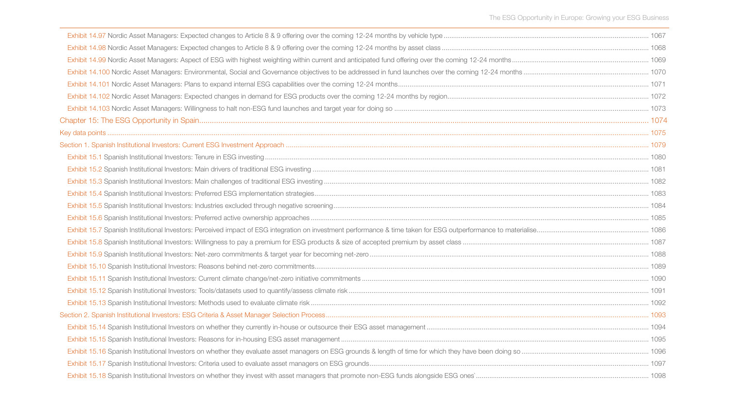Exhibit 14.97 Nordic Asset Managers: Expected changes to Article 8 & 9 offering over the coming 12-24 months by vehicle type ..... 1067

Exhibit 14.98 Nordic Asset Managers: Expected changes to Article 8 & 9 offering over the coming 12-24 months by asset class ..... 1068

Exhibit 14.99 Nordic Asset Managers: Aspect of ESG with highest weighting within current and anticipated fund offering over the coming 12-24 months ..... 1069

Exhibit 14.100 Nordic Asset Managers: Environmental, Social and Governance objectives to be addressed in fund launches over the coming 12-24 months ..... 1070

Exhibit 14.101 Nordic Asset Managers: Plans to expand internal ESG capabilities over the coming 12-24 months ..... 1071

Exhibit 14.102 Nordic Asset Managers: Expected changes in demand for ESG products over the coming 12-24 months by region ..... 1072

Exhibit 14.103 Nordic Asset Managers: Willingness to halt non-ESG fund launches and target year for doing so ..... 1073

Chapter 15: The ESG Opportunity in Spain ..... 1074

Key data points ..... 1075

Section 1. Spanish Institutional Investors: Current ESG Investment Approach ..... 1079

Exhibit 15.1 Spanish Institutional Investors: Tenure in ESG investing ..... 1080

Exhibit 15.2 Spanish Institutional Investors: Main drivers of traditional ESG investing ..... 1081

Exhibit 15.3 Spanish Institutional Investors: Main challenges of traditional ESG investing ..... 1082

Exhibit 15.4 Spanish Institutional Investors: Preferred ESG implementation strategies ..... 1083

Exhibit 15.5 Spanish Institutional Investors: Industries excluded through negative screening ..... 1084

Exhibit 15.6 Spanish Institutional Investors: Preferred active ownership approaches ..... 1085

Exhibit 15.7 Spanish Institutional Investors: Perceived impact of ESG integration on investment performance & time taken for ESG outperformance to materialise ..... 1086

Exhibit 15.8 Spanish Institutional Investors: Willingness to pay a premium for ESG products & size of accepted premium by asset class ..... 1087

Exhibit 15.9 Spanish Institutional Investors: Net-zero commitments & target year for becoming net-zero ..... 1088

Exhibit 15.10 Spanish Institutional Investors: Reasons behind net-zero commitments ..... 1089

Exhibit 15.11 Spanish Institutional Investors: Current climate change/net-zero initiative commitments ..... 1090

Exhibit 15.12 Spanish Institutional Investors: Tools/datasets used to quantify/assess climate risk ..... 1091

Exhibit 15.13 Spanish Institutional Investors: Methods used to evaluate climate risk ..... 1092

Section 2. Spanish Institutional Investors: ESG Criteria & Asset Manager Selection Process ..... 1093

Exhibit 15.14 Spanish Institutional Investors on whether they currently in-house or outsource their ESG asset management ..... 1094

Exhibit 15.15 Spanish Institutional Investors: Reasons for in-housing ESG asset management ..... 1095

Exhibit 15.16 Spanish Institutional Investors on whether they evaluate asset managers on ESG grounds & length of time for which they have been doing so ..... 1096

Exhibit 15.17 Spanish Institutional Investors: Criteria used to evaluate asset managers on ESG grounds ..... 1097

Exhibit 15.18 Spanish Institutional Investors on whether they invest with asset managers that promote non-ESG funds alongside ESG ones` ..... 1098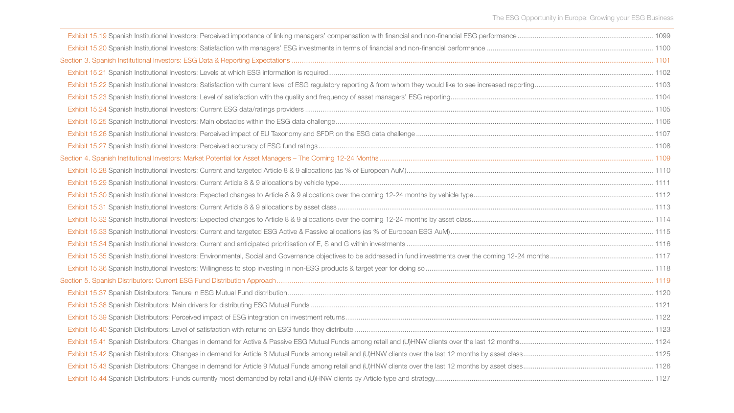Exhibit 15.19 Spanish Institutional Investors: Perceived importance of linking managers' compensation with financial and non-financial ESG performance ........ 1099

Exhibit 15.20 Spanish Institutional Investors: Satisfaction with managers' ESG investments in terms of financial and non-financial performance ........ 1100

Section 3. Spanish Institutional Investors: ESG Data & Reporting Expectations ........ 1101

Exhibit 15.21 Spanish Institutional Investors: Levels at which ESG information is required ........ 1102

Exhibit 15.22 Spanish Institutional Investors: Satisfaction with current level of ESG regulatory reporting & from whom they would like to see increased reporting ........ 1103

Exhibit 15.23 Spanish Institutional Investors: Level of satisfaction with the quality and frequency of asset managers' ESG reporting ........ 1104

Exhibit 15.24 Spanish Institutional Investors: Current ESG data/ratings providers ........ 1105

Exhibit 15.25 Spanish Institutional Investors: Main obstacles within the ESG data challenge ........ 1106

Exhibit 15.26 Spanish Institutional Investors: Perceived impact of EU Taxonomy and SFDR on the ESG data challenge ........ 1107

Exhibit 15.27 Spanish Institutional Investors: Perceived accuracy of ESG fund ratings ........ 1108

Section 4. Spanish Institutional Investors: Market Potential for Asset Managers – The Coming 12-24 Months ........ 1109

Exhibit 15.28 Spanish Institutional Investors: Current and targeted Article 8 & 9 allocations (as % of European AuM) ........ 1110

Exhibit 15.29 Spanish Institutional Investors: Current Article 8 & 9 allocations by vehicle type ........ 1111

Exhibit 15.30 Spanish Institutional Investors: Expected changes to Article 8 & 9 allocations over the coming 12-24 months by vehicle type ........ 1112

Exhibit 15.31 Spanish Institutional Investors: Current Article 8 & 9 allocations by asset class ........ 1113

Exhibit 15.32 Spanish Institutional Investors: Expected changes to Article 8 & 9 allocations over the coming 12-24 months by asset class ........ 1114

Exhibit 15.33 Spanish Institutional Investors: Current and targeted ESG Active & Passive allocations (as % of European ESG AuM) ........ 1115

Exhibit 15.34 Spanish Institutional Investors: Current and anticipated prioritisation of E, S and G within investments ........ 1116

Exhibit 15.35 Spanish Institutional Investors: Environmental, Social and Governance objectives to be addressed in fund investments over the coming 12-24 months ........ 1117

Exhibit 15.36 Spanish Institutional Investors: Willingness to stop investing in non-ESG products & target year for doing so ........ 1118

Section 5. Spanish Distributors: Current ESG Fund Distribution Approach ........ 1119

Exhibit 15.37 Spanish Distributors: Tenure in ESG Mutual Fund distribution ........ 1120

Exhibit 15.38 Spanish Distributors: Main drivers for distributing ESG Mutual Funds ........ 1121

Exhibit 15.39 Spanish Distributors: Perceived impact of ESG integration on investment returns ........ 1122

Exhibit 15.40 Spanish Distributors: Level of satisfaction with returns on ESG funds they distribute ........ 1123

Exhibit 15.41 Spanish Distributors: Changes in demand for Active & Passive ESG Mutual Funds among retail and (U)HNW clients over the last 12 months ........ 1124

Exhibit 15.42 Spanish Distributors: Changes in demand for Article 8 Mutual Funds among retail and (U)HNW clients over the last 12 months by asset class ........ 1125

Exhibit 15.43 Spanish Distributors: Changes in demand for Article 9 Mutual Funds among retail and (U)HNW clients over the last 12 months by asset class ........ 1126

Exhibit 15.44 Spanish Distributors: Funds currently most demanded by retail and (U)HNW clients by Article type and strategy ........ 1127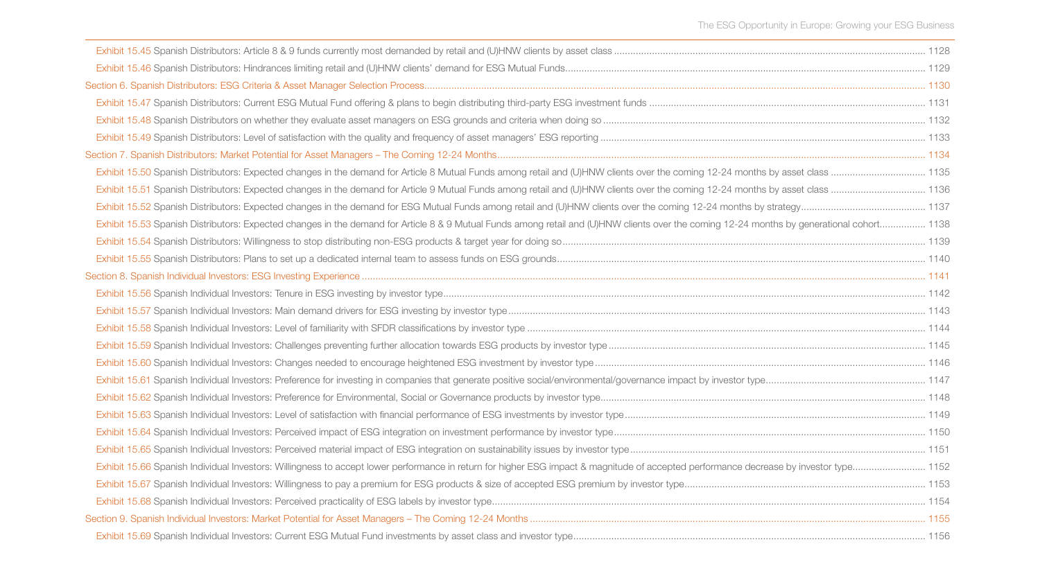Exhibit 15.45 Spanish Distributors: Article 8 & 9 funds currently most demanded by retail and (U)HNW clients by asset class ..... 1128

Exhibit 15.46 Spanish Distributors: Hindrances limiting retail and (U)HNW clients' demand for ESG Mutual Funds..... 1129

Section 6. Spanish Distributors: ESG Criteria & Asset Manager Selection Process..... 1130

Exhibit 15.47 Spanish Distributors: Current ESG Mutual Fund offering & plans to begin distributing third-party ESG investment funds ..... 1131

Exhibit 15.48 Spanish Distributors on whether they evaluate asset managers on ESG grounds and criteria when doing so ..... 1132

Exhibit 15.49 Spanish Distributors: Level of satisfaction with the quality and frequency of asset managers' ESG reporting ..... 1133

Section 7. Spanish Distributors: Market Potential for Asset Managers – The Coming 12-24 Months..... 1134

Exhibit 15.50 Spanish Distributors: Expected changes in the demand for Article 8 Mutual Funds among retail and (U)HNW clients over the coming 12-24 months by asset class ..... 1135

Exhibit 15.51 Spanish Distributors: Expected changes in the demand for Article 9 Mutual Funds among retail and (U)HNW clients over the coming 12-24 months by asset class ..... 1136

Exhibit 15.52 Spanish Distributors: Expected changes in the demand for ESG Mutual Funds among retail and (U)HNW clients over the coming 12-24 months by strategy..... 1137

Exhibit 15.53 Spanish Distributors: Expected changes in the demand for Article 8 & 9 Mutual Funds among retail and (U)HNW clients over the coming 12-24 months by generational cohort..... 1138

Exhibit 15.54 Spanish Distributors: Willingness to stop distributing non-ESG products & target year for doing so..... 1139

Exhibit 15.55 Spanish Distributors: Plans to set up a dedicated internal team to assess funds on ESG grounds..... 1140

Section 8. Spanish Individual Investors: ESG Investing Experience ..... 1141

Exhibit 15.56 Spanish Individual Investors: Tenure in ESG investing by investor type..... 1142

Exhibit 15.57 Spanish Individual Investors: Main demand drivers for ESG investing by investor type..... 1143

Exhibit 15.58 Spanish Individual Investors: Level of familiarity with SFDR classifications by investor type ..... 1144

Exhibit 15.59 Spanish Individual Investors: Challenges preventing further allocation towards ESG products by investor type..... 1145

Exhibit 15.60 Spanish Individual Investors: Changes needed to encourage heightened ESG investment by investor type..... 1146

Exhibit 15.61 Spanish Individual Investors: Preference for investing in companies that generate positive social/environmental/governance impact by investor type..... 1147

Exhibit 15.62 Spanish Individual Investors: Preference for Environmental, Social or Governance products by investor type..... 1148

Exhibit 15.63 Spanish Individual Investors: Level of satisfaction with financial performance of ESG investments by investor type..... 1149

Exhibit 15.64 Spanish Individual Investors: Perceived impact of ESG integration on investment performance by investor type..... 1150

Exhibit 15.65 Spanish Individual Investors: Perceived material impact of ESG integration on sustainability issues by investor type..... 1151

Exhibit 15.66 Spanish Individual Investors: Willingness to accept lower performance in return for higher ESG impact & magnitude of accepted performance decrease by investor type..... 1152

Exhibit 15.67 Spanish Individual Investors: Willingness to pay a premium for ESG products & size of accepted ESG premium by investor type..... 1153

Exhibit 15.68 Spanish Individual Investors: Perceived practicality of ESG labels by investor type..... 1154

Section 9. Spanish Individual Investors: Market Potential for Asset Managers – The Coming 12-24 Months ..... 1155

Exhibit 15.69 Spanish Individual Investors: Current ESG Mutual Fund investments by asset class and investor type..... 1156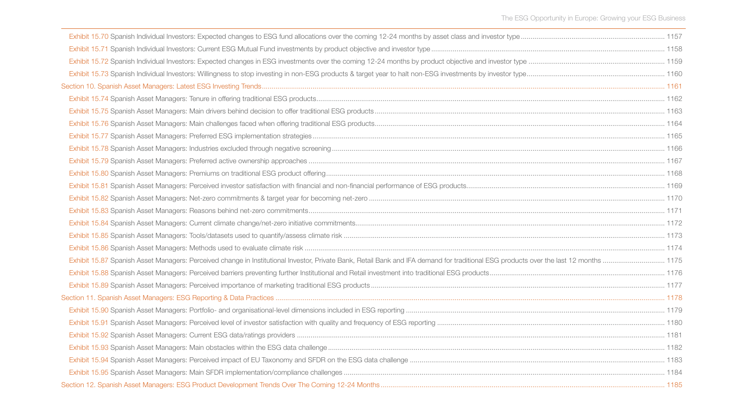Exhibit 15.70 Spanish Individual Investors: Expected changes to ESG fund allocations over the coming 12-24 months by asset class and investor type ........ 1157

Exhibit 15.71 Spanish Individual Investors: Current ESG Mutual Fund investments by product objective and investor type ........ 1158

Exhibit 15.72 Spanish Individual Investors: Expected changes in ESG investments over the coming 12-24 months by product objective and investor type ........ 1159

Exhibit 15.73 Spanish Individual Investors: Willingness to stop investing in non-ESG products & target year to halt non-ESG investments by investor type ........ 1160

Section 10. Spanish Asset Managers: Latest ESG Investing Trends ........ 1161

Exhibit 15.74 Spanish Asset Managers: Tenure in offering traditional ESG products ........ 1162

Exhibit 15.75 Spanish Asset Managers: Main drivers behind decision to offer traditional ESG products ........ 1163

Exhibit 15.76 Spanish Asset Managers: Main challenges faced when offering traditional ESG products ........ 1164

Exhibit 15.77 Spanish Asset Managers: Preferred ESG implementation strategies ........ 1165

Exhibit 15.78 Spanish Asset Managers: Industries excluded through negative screening ........ 1166

Exhibit 15.79 Spanish Asset Managers: Preferred active ownership approaches ........ 1167

Exhibit 15.80 Spanish Asset Managers: Premiums on traditional ESG product offering ........ 1168

Exhibit 15.81 Spanish Asset Managers: Perceived investor satisfaction with financial and non-financial performance of ESG products ........ 1169

Exhibit 15.82 Spanish Asset Managers: Net-zero commitments & target year for becoming net-zero ........ 1170

Exhibit 15.83 Spanish Asset Managers: Reasons behind net-zero commitments ........ 1171

Exhibit 15.84 Spanish Asset Managers: Current climate change/net-zero initiative commitments ........ 1172

Exhibit 15.85 Spanish Asset Managers: Tools/datasets used to quantify/assess climate risk ........ 1173

Exhibit 15.86 Spanish Asset Managers: Methods used to evaluate climate risk ........ 1174

Exhibit 15.87 Spanish Asset Managers: Perceived change in Institutional Investor, Private Bank, Retail Bank and IFA demand for traditional ESG products over the last 12 months ........ 1175

Exhibit 15.88 Spanish Asset Managers: Perceived barriers preventing further Institutional and Retail investment into traditional ESG products ........ 1176

Exhibit 15.89 Spanish Asset Managers: Perceived importance of marketing traditional ESG products ........ 1177

Section 11. Spanish Asset Managers: ESG Reporting & Data Practices ........ 1178

Exhibit 15.90 Spanish Asset Managers: Portfolio- and organisational-level dimensions included in ESG reporting ........ 1179

Exhibit 15.91 Spanish Asset Managers: Perceived level of investor satisfaction with quality and frequency of ESG reporting ........ 1180

Exhibit 15.92 Spanish Asset Managers: Current ESG data/ratings providers ........ 1181

Exhibit 15.93 Spanish Asset Managers: Main obstacles within the ESG data challenge ........ 1182

Exhibit 15.94 Spanish Asset Managers: Perceived impact of EU Taxonomy and SFDR on the ESG data challenge ........ 1183

Exhibit 15.95 Spanish Asset Managers: Main SFDR implementation/compliance challenges ........ 1184

Section 12. Spanish Asset Managers: ESG Product Development Trends Over The Coming 12-24 Months ........ 1185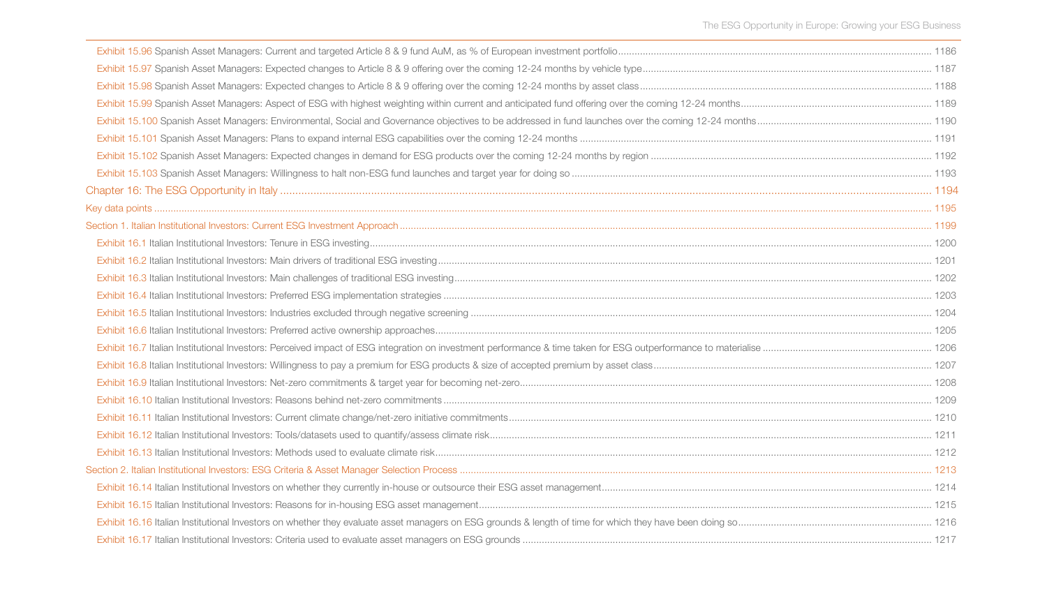Exhibit 15.96 Spanish Asset Managers: Current and targeted Article 8 & 9 fund AuM, as % of European investment portfolio ........ 1186

Exhibit 15.97 Spanish Asset Managers: Expected changes to Article 8 & 9 offering over the coming 12-24 months by vehicle type ........ 1187

Exhibit 15.98 Spanish Asset Managers: Expected changes to Article 8 & 9 offering over the coming 12-24 months by asset class ........ 1188

Exhibit 15.99 Spanish Asset Managers: Aspect of ESG with highest weighting within current and anticipated fund offering over the coming 12-24 months ........ 1189

Exhibit 15.100 Spanish Asset Managers: Environmental, Social and Governance objectives to be addressed in fund launches over the coming 12-24 months ........ 1190

Exhibit 15.101 Spanish Asset Managers: Plans to expand internal ESG capabilities over the coming 12-24 months ........ 1191

Exhibit 15.102 Spanish Asset Managers: Expected changes in demand for ESG products over the coming 12-24 months by region ........ 1192

Exhibit 15.103 Spanish Asset Managers: Willingness to halt non-ESG fund launches and target year for doing so ........ 1193

Chapter 16: The ESG Opportunity in Italy ........ 1194

Key data points ........ 1195

Section 1. Italian Institutional Investors: Current ESG Investment Approach ........ 1199

Exhibit 16.1 Italian Institutional Investors: Tenure in ESG investing ........ 1200

Exhibit 16.2 Italian Institutional Investors: Main drivers of traditional ESG investing ........ 1201

Exhibit 16.3 Italian Institutional Investors: Main challenges of traditional ESG investing ........ 1202

Exhibit 16.4 Italian Institutional Investors: Preferred ESG implementation strategies ........ 1203

Exhibit 16.5 Italian Institutional Investors: Industries excluded through negative screening ........ 1204

Exhibit 16.6 Italian Institutional Investors: Preferred active ownership approaches ........ 1205

Exhibit 16.7 Italian Institutional Investors: Perceived impact of ESG integration on investment performance & time taken for ESG outperformance to materialise ........ 1206

Exhibit 16.8 Italian Institutional Investors: Willingness to pay a premium for ESG products & size of accepted premium by asset class ........ 1207

Exhibit 16.9 Italian Institutional Investors: Net-zero commitments & target year for becoming net-zero ........ 1208

Exhibit 16.10 Italian Institutional Investors: Reasons behind net-zero commitments ........ 1209

Exhibit 16.11 Italian Institutional Investors: Current climate change/net-zero initiative commitments ........ 1210

Exhibit 16.12 Italian Institutional Investors: Tools/datasets used to quantify/assess climate risk ........ 1211

Exhibit 16.13 Italian Institutional Investors: Methods used to evaluate climate risk ........ 1212

Section 2. Italian Institutional Investors: ESG Criteria & Asset Manager Selection Process ........ 1213

Exhibit 16.14 Italian Institutional Investors on whether they currently in-house or outsource their ESG asset management ........ 1214

Exhibit 16.15 Italian Institutional Investors: Reasons for in-housing ESG asset management ........ 1215

Exhibit 16.16 Italian Institutional Investors on whether they evaluate asset managers on ESG grounds & length of time for which they have been doing so ........ 1216

Exhibit 16.17 Italian Institutional Investors: Criteria used to evaluate asset managers on ESG grounds ........ 1217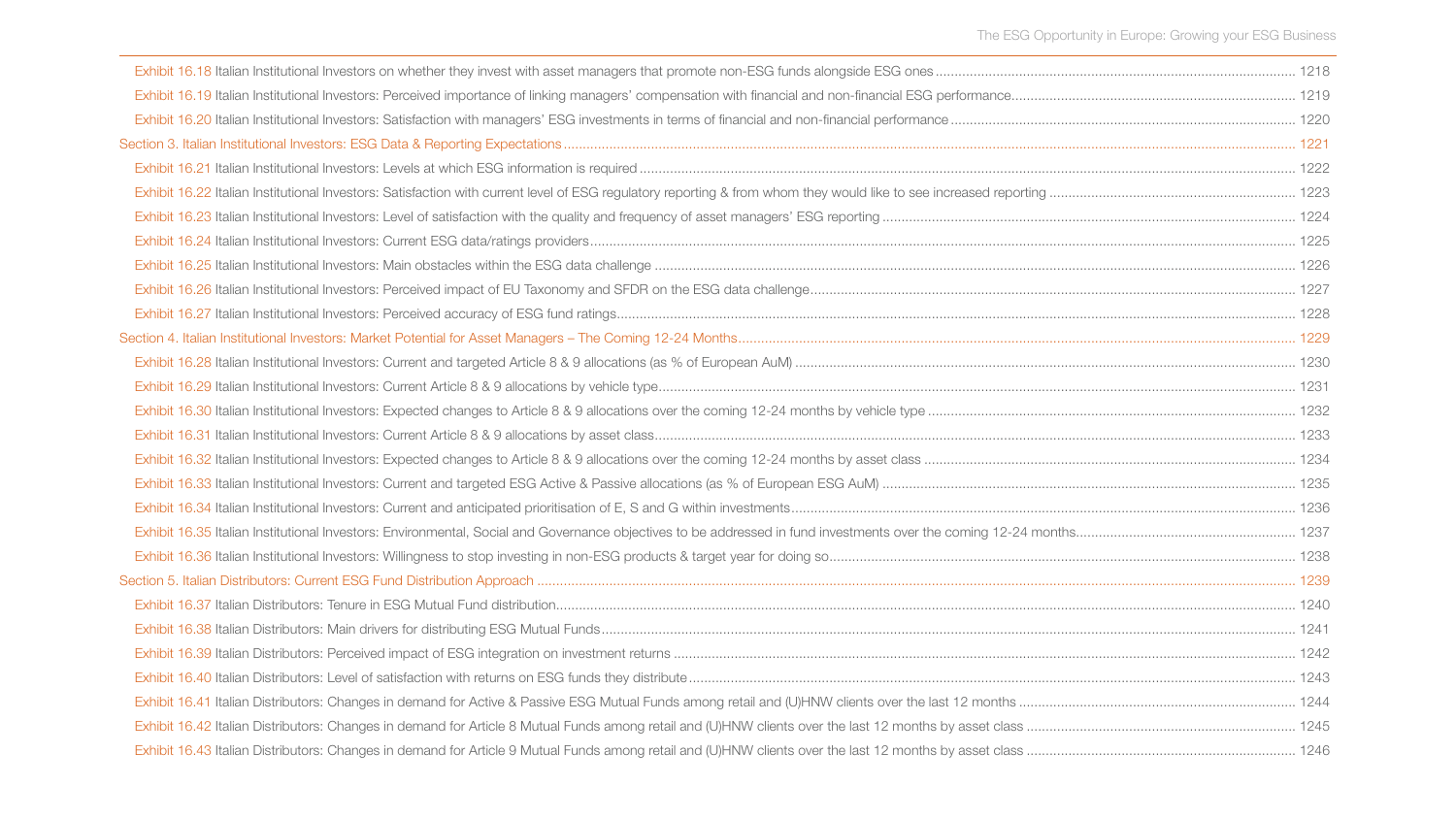Exhibit 16.18 Italian Institutional Investors on whether they invest with asset managers that promote non-ESG funds alongside ESG ones ............ 1218

Exhibit 16.19 Italian Institutional Investors: Perceived importance of linking managers' compensation with financial and non-financial ESG performance............ 1219

Exhibit 16.20 Italian Institutional Investors: Satisfaction with managers' ESG investments in terms of financial and non-financial performance ............ 1220

Section 3. Italian Institutional Investors: ESG Data & Reporting Expectations............ 1221

Exhibit 16.21 Italian Institutional Investors: Levels at which ESG information is required ............ 1222

Exhibit 16.22 Italian Institutional Investors: Satisfaction with current level of ESG regulatory reporting & from whom they would like to see increased reporting ............ 1223

Exhibit 16.23 Italian Institutional Investors: Level of satisfaction with the quality and frequency of asset managers' ESG reporting ............ 1224

Exhibit 16.24 Italian Institutional Investors: Current ESG data/ratings providers............ 1225

Exhibit 16.25 Italian Institutional Investors: Main obstacles within the ESG data challenge ............ 1226

Exhibit 16.26 Italian Institutional Investors: Perceived impact of EU Taxonomy and SFDR on the ESG data challenge............ 1227

Exhibit 16.27 Italian Institutional Investors: Perceived accuracy of ESG fund ratings............ 1228

Section 4. Italian Institutional Investors: Market Potential for Asset Managers – The Coming 12-24 Months............ 1229

Exhibit 16.28 Italian Institutional Investors: Current and targeted Article 8 & 9 allocations (as % of European AuM) ............ 1230

Exhibit 16.29 Italian Institutional Investors: Current Article 8 & 9 allocations by vehicle type............ 1231

Exhibit 16.30 Italian Institutional Investors: Expected changes to Article 8 & 9 allocations over the coming 12-24 months by vehicle type ............ 1232

Exhibit 16.31 Italian Institutional Investors: Current Article 8 & 9 allocations by asset class............ 1233

Exhibit 16.32 Italian Institutional Investors: Expected changes to Article 8 & 9 allocations over the coming 12-24 months by asset class ............ 1234

Exhibit 16.33 Italian Institutional Investors: Current and targeted ESG Active & Passive allocations (as % of European ESG AuM) ............ 1235

Exhibit 16.34 Italian Institutional Investors: Current and anticipated prioritisation of E, S and G within investments............ 1236

Exhibit 16.35 Italian Institutional Investors: Environmental, Social and Governance objectives to be addressed in fund investments over the coming 12-24 months............ 1237

Exhibit 16.36 Italian Institutional Investors: Willingness to stop investing in non-ESG products & target year for doing so............ 1238

Section 5. Italian Distributors: Current ESG Fund Distribution Approach ............ 1239

Exhibit 16.37 Italian Distributors: Tenure in ESG Mutual Fund distribution............ 1240

Exhibit 16.38 Italian Distributors: Main drivers for distributing ESG Mutual Funds............ 1241

Exhibit 16.39 Italian Distributors: Perceived impact of ESG integration on investment returns ............ 1242

Exhibit 16.40 Italian Distributors: Level of satisfaction with returns on ESG funds they distribute............ 1243

Exhibit 16.41 Italian Distributors: Changes in demand for Active & Passive ESG Mutual Funds among retail and (U)HNW clients over the last 12 months ............ 1244

Exhibit 16.42 Italian Distributors: Changes in demand for Article 8 Mutual Funds among retail and (U)HNW clients over the last 12 months by asset class ............ 1245

Exhibit 16.43 Italian Distributors: Changes in demand for Article 9 Mutual Funds among retail and (U)HNW clients over the last 12 months by asset class ............ 1246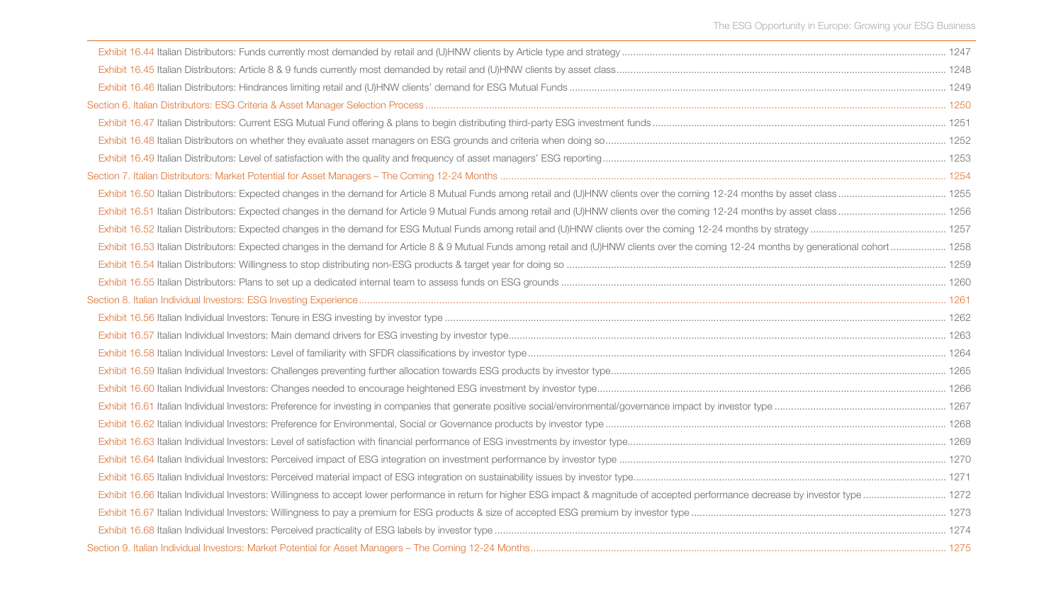Exhibit 16.44 Italian Distributors: Funds currently most demanded by retail and (U)HNW clients by Article type and strategy .......... 1247

Exhibit 16.45 Italian Distributors: Article 8 & 9 funds currently most demanded by retail and (U)HNW clients by asset class .......... 1248

Exhibit 16.46 Italian Distributors: Hindrances limiting retail and (U)HNW clients' demand for ESG Mutual Funds .......... 1249

Section 6. Italian Distributors: ESG Criteria & Asset Manager Selection Process .......... 1250

Exhibit 16.47 Italian Distributors: Current ESG Mutual Fund offering & plans to begin distributing third-party ESG investment funds .......... 1251

Exhibit 16.48 Italian Distributors on whether they evaluate asset managers on ESG grounds and criteria when doing so .......... 1252

Exhibit 16.49 Italian Distributors: Level of satisfaction with the quality and frequency of asset managers' ESG reporting .......... 1253

Section 7. Italian Distributors: Market Potential for Asset Managers – The Coming 12-24 Months .......... 1254

Exhibit 16.50 Italian Distributors: Expected changes in the demand for Article 8 Mutual Funds among retail and (U)HNW clients over the coming 12-24 months by asset class .......... 1255

Exhibit 16.51 Italian Distributors: Expected changes in the demand for Article 9 Mutual Funds among retail and (U)HNW clients over the coming 12-24 months by asset class .......... 1256

Exhibit 16.52 Italian Distributors: Expected changes in the demand for ESG Mutual Funds among retail and (U)HNW clients over the coming 12-24 months by strategy .......... 1257

Exhibit 16.53 Italian Distributors: Expected changes in the demand for Article 8 & 9 Mutual Funds among retail and (U)HNW clients over the coming 12-24 months by generational cohort .......... 1258

Exhibit 16.54 Italian Distributors: Willingness to stop distributing non-ESG products & target year for doing so .......... 1259

Exhibit 16.55 Italian Distributors: Plans to set up a dedicated internal team to assess funds on ESG grounds .......... 1260

Section 8. Italian Individual Investors: ESG Investing Experience .......... 1261

Exhibit 16.56 Italian Individual Investors: Tenure in ESG investing by investor type .......... 1262

Exhibit 16.57 Italian Individual Investors: Main demand drivers for ESG investing by investor type .......... 1263

Exhibit 16.58 Italian Individual Investors: Level of familiarity with SFDR classifications by investor type .......... 1264

Exhibit 16.59 Italian Individual Investors: Challenges preventing further allocation towards ESG products by investor type .......... 1265

Exhibit 16.60 Italian Individual Investors: Changes needed to encourage heightened ESG investment by investor type .......... 1266

Exhibit 16.61 Italian Individual Investors: Preference for investing in companies that generate positive social/environmental/governance impact by investor type .......... 1267

Exhibit 16.62 Italian Individual Investors: Preference for Environmental, Social or Governance products by investor type .......... 1268

Exhibit 16.63 Italian Individual Investors: Level of satisfaction with financial performance of ESG investments by investor type .......... 1269

Exhibit 16.64 Italian Individual Investors: Perceived impact of ESG integration on investment performance by investor type .......... 1270

Exhibit 16.65 Italian Individual Investors: Perceived material impact of ESG integration on sustainability issues by investor type .......... 1271

Exhibit 16.66 Italian Individual Investors: Willingness to accept lower performance in return for higher ESG impact & magnitude of accepted performance decrease by investor type .......... 1272

Exhibit 16.67 Italian Individual Investors: Willingness to pay a premium for ESG products & size of accepted ESG premium by investor type .......... 1273

Exhibit 16.68 Italian Individual Investors: Perceived practicality of ESG labels by investor type .......... 1274

Section 9. Italian Individual Investors: Market Potential for Asset Managers – The Coming 12-24 Months .......... 1275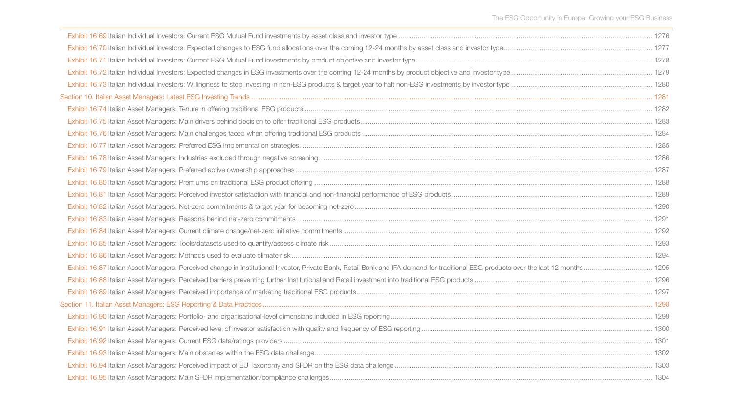Exhibit 16.69 Italian Individual Investors: Current ESG Mutual Fund investments by asset class and investor type ........ 1276

Exhibit 16.70 Italian Individual Investors: Expected changes to ESG fund allocations over the coming 12-24 months by asset class and investor type........ 1277

Exhibit 16.71 Italian Individual Investors: Current ESG Mutual Fund investments by product objective and investor type........ 1278

Exhibit 16.72 Italian Individual Investors: Expected changes in ESG investments over the coming 12-24 months by product objective and investor type........ 1279

Exhibit 16.73 Italian Individual Investors: Willingness to stop investing in non-ESG products & target year to halt non-ESG investments by investor type ........ 1280

Section 10. Italian Asset Managers: Latest ESG Investing Trends ........ 1281

Exhibit 16.74 Italian Asset Managers: Tenure in offering traditional ESG products ........ 1282

Exhibit 16.75 Italian Asset Managers: Main drivers behind decision to offer traditional ESG products........ 1283

Exhibit 16.76 Italian Asset Managers: Main challenges faced when offering traditional ESG products ........ 1284

Exhibit 16.77 Italian Asset Managers: Preferred ESG implementation strategies........ 1285

Exhibit 16.78 Italian Asset Managers: Industries excluded through negative screening........ 1286

Exhibit 16.79 Italian Asset Managers: Preferred active ownership approaches........ 1287

Exhibit 16.80 Italian Asset Managers: Premiums on traditional ESG product offering ........ 1288

Exhibit 16.81 Italian Asset Managers: Perceived investor satisfaction with financial and non-financial performance of ESG products........ 1289

Exhibit 16.82 Italian Asset Managers: Net-zero commitments & target year for becoming net-zero........ 1290

Exhibit 16.83 Italian Asset Managers: Reasons behind net-zero commitments ........ 1291

Exhibit 16.84 Italian Asset Managers: Current climate change/net-zero initiative commitments........ 1292

Exhibit 16.85 Italian Asset Managers: Tools/datasets used to quantify/assess climate risk........ 1293

Exhibit 16.86 Italian Asset Managers: Methods used to evaluate climate risk........ 1294

Exhibit 16.87 Italian Asset Managers: Perceived change in Institutional Investor, Private Bank, Retail Bank and IFA demand for traditional ESG products over the last 12 months........ 1295

Exhibit 16.88 Italian Asset Managers: Perceived barriers preventing further Institutional and Retail investment into traditional ESG products ........ 1296

Exhibit 16.89 Italian Asset Managers: Perceived importance of marketing traditional ESG products........ 1297

Section 11. Italian Asset Managers: ESG Reporting & Data Practices........ 1298

Exhibit 16.90 Italian Asset Managers: Portfolio- and organisational-level dimensions included in ESG reporting........ 1299

Exhibit 16.91 Italian Asset Managers: Perceived level of investor satisfaction with quality and frequency of ESG reporting........ 1300

Exhibit 16.92 Italian Asset Managers: Current ESG data/ratings providers........ 1301

Exhibit 16.93 Italian Asset Managers: Main obstacles within the ESG data challenge........ 1302

Exhibit 16.94 Italian Asset Managers: Perceived impact of EU Taxonomy and SFDR on the ESG data challenge........ 1303

Exhibit 16.95 Italian Asset Managers: Main SFDR implementation/compliance challenges........ 1304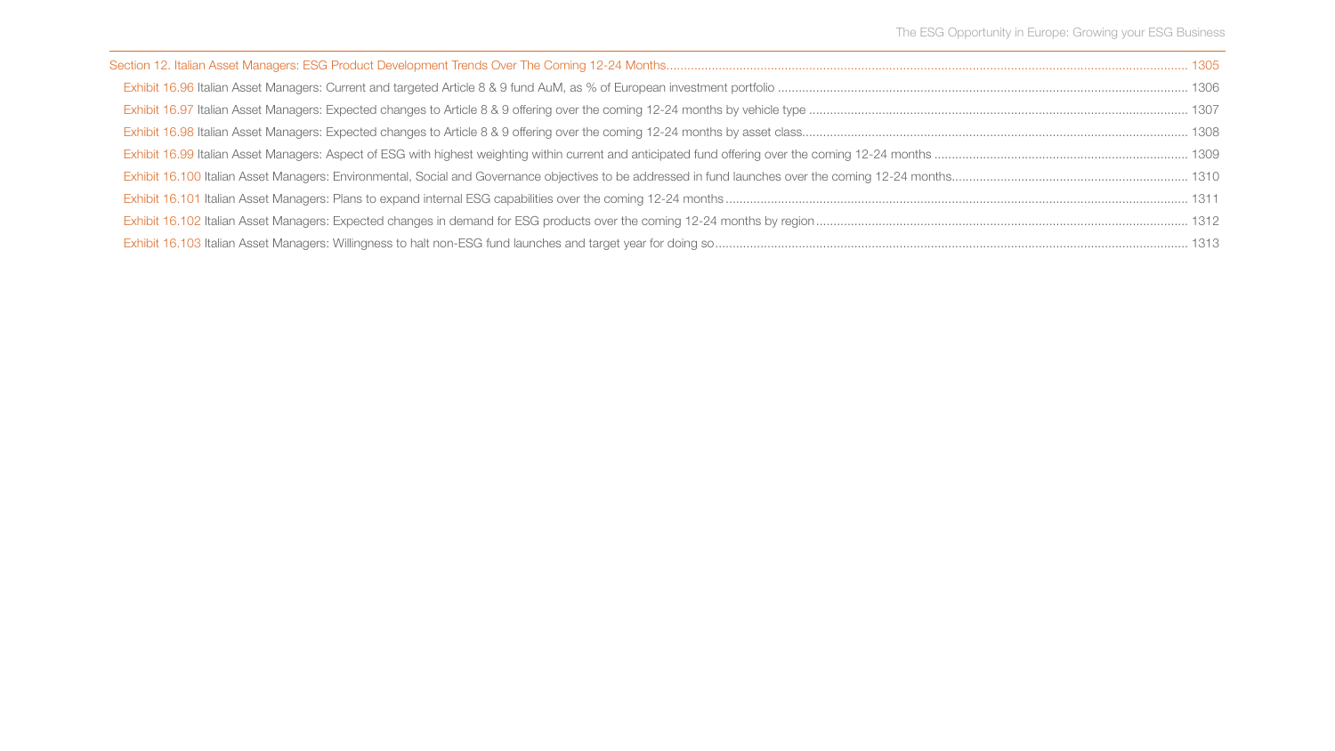Section 12. Italian Asset Managers: ESG Product Development Trends Over The Coming 12-24 Months........ 1305

- Exhibit 16.96 Italian Asset Managers: Current and targeted Article 8 & 9 fund AuM, as % of European investment portfolio ........ 1306
- Exhibit 16.97 Italian Asset Managers: Expected changes to Article 8 & 9 offering over the coming 12-24 months by vehicle type ........ 1307
- Exhibit 16.98 Italian Asset Managers: Expected changes to Article 8 & 9 offering over the coming 12-24 months by asset class........ 1308
- Exhibit 16.99 Italian Asset Managers: Aspect of ESG with highest weighting within current and anticipated fund offering over the coming 12-24 months ........ 1309
- Exhibit 16.100 Italian Asset Managers: Environmental, Social and Governance objectives to be addressed in fund launches over the coming 12-24 months........ 1310
- Exhibit 16.101 Italian Asset Managers: Plans to expand internal ESG capabilities over the coming 12-24 months ........ 1311
- Exhibit 16.102 Italian Asset Managers: Expected changes in demand for ESG products over the coming 12-24 months by region........ 1312
- Exhibit 16.103 Italian Asset Managers: Willingness to halt non-ESG fund launches and target year for doing so........ 1313